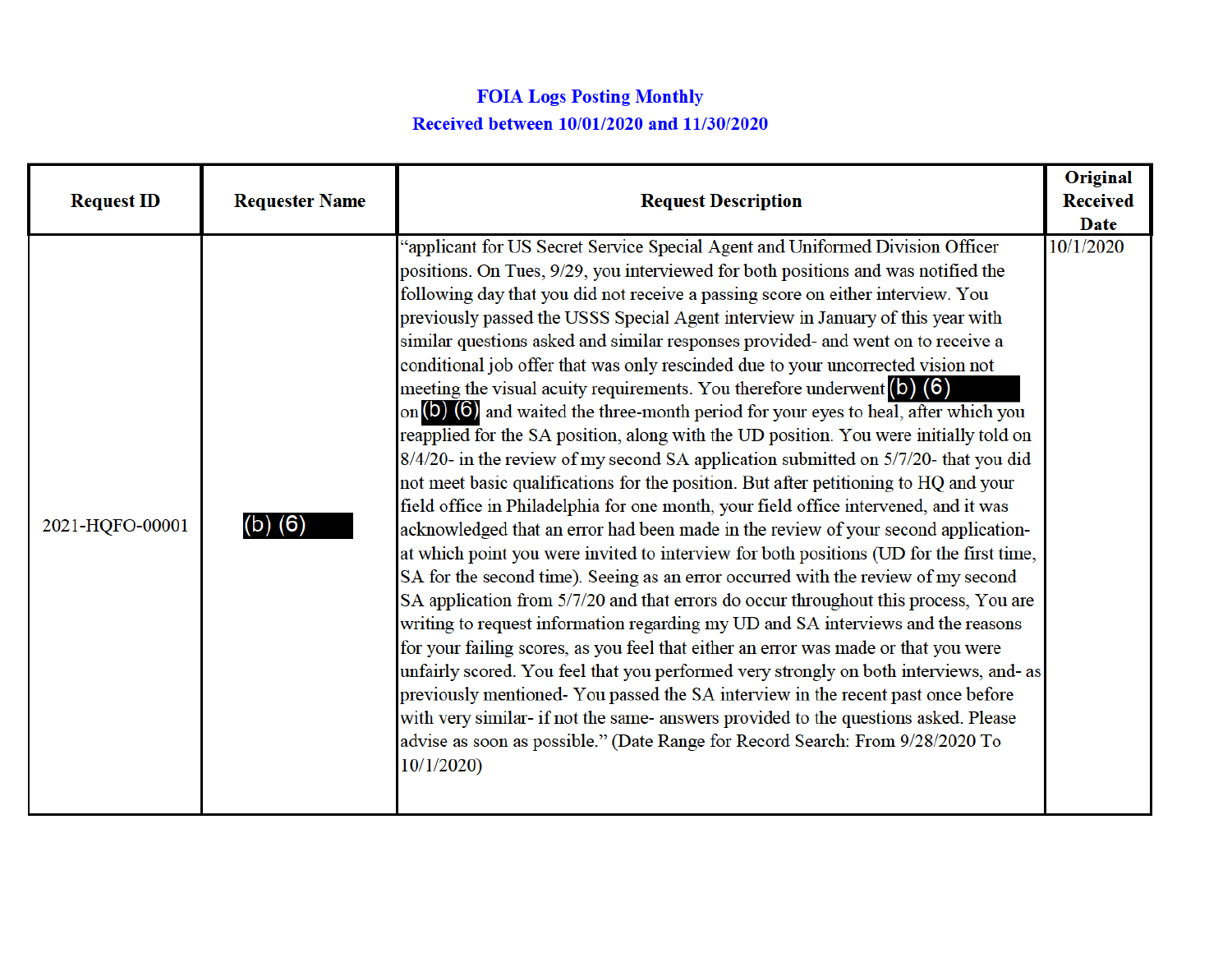**FOIA Logs Posting Monthly**

**Received between 10/01/2020 and 11/30/2020**

| Request ID | Requester Name | Request Description | Original Received Date |
| --- | --- | --- | --- |
| 2021-HQFO-00001 | (b) (6) | "applicant for US Secret Service Special Agent and Uniformed Division Officer positions. On Tues, 9/29, you interviewed for both positions and was notified the following day that you did not receive a passing score on either interview. You previously passed the USSS Special Agent interview in January of this year with similar questions asked and similar responses provided- and went on to receive a conditional job offer that was only rescinded due to your uncorrected vision not meeting the visual acuity requirements. You therefore underwent (b) (6) on (b) (6) and waited the three-month period for your eyes to heal, after which you reapplied for the SA position, along with the UD position. You were initially told on 8/4/20- in the review of my second SA application submitted on 5/7/20- that you did not meet basic qualifications for the position. But after petitioning to HQ and your field office in Philadelphia for one month, your field office intervened, and it was acknowledged that an error had been made in the review of your second application- at which point you were invited to interview for both positions (UD for the first time, SA for the second time). Seeing as an error occurred with the review of my second SA application from 5/7/20 and that errors do occur throughout this process, You are writing to request information regarding my UD and SA interviews and the reasons for your failing scores, as you feel that either an error was made or that you were unfairly scored. You feel that you performed very strongly on both interviews, and- as previously mentioned- You passed the SA interview in the recent past once before with very similar- if not the same- answers provided to the questions asked. Please advise as soon as possible." (Date Range for Record Search: From 9/28/2020 To 10/1/2020) | 10/1/2020 |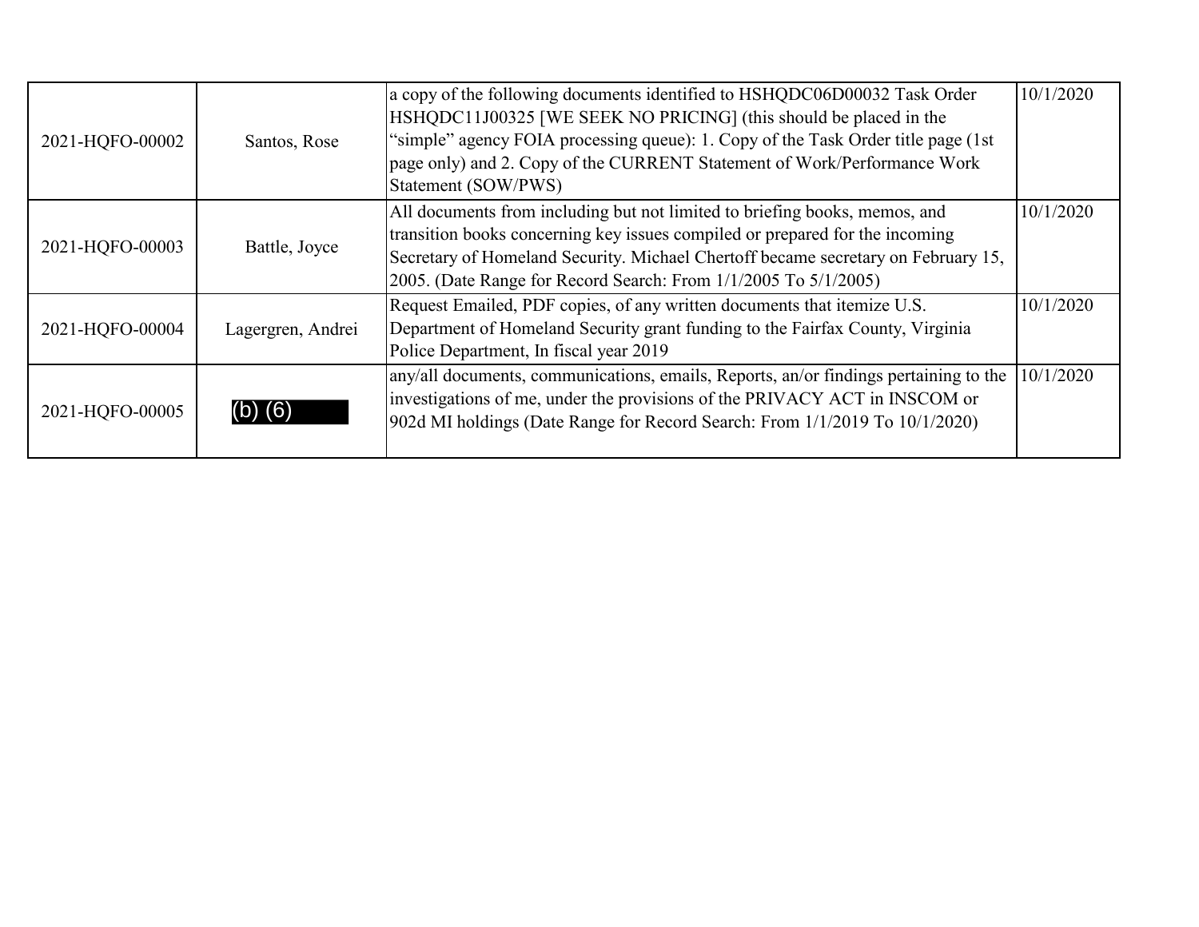| | | | |
|---|---|---|---|
| 2021-HQFO-00002 | Santos, Rose | a copy of the following documents identified to HSHQDC06D00032 Task Order HSHQDC11J00325 [WE SEEK NO PRICING] (this should be placed in the "simple" agency FOIA processing queue): 1. Copy of the Task Order title page (1st page only) and 2. Copy of the CURRENT Statement of Work/Performance Work Statement (SOW/PWS) | 10/1/2020 |
| 2021-HQFO-00003 | Battle, Joyce | All documents from including but not limited to briefing books, memos, and transition books concerning key issues compiled or prepared for the incoming Secretary of Homeland Security. Michael Chertoff became secretary on February 15, 2005. (Date Range for Record Search: From 1/1/2005 To 5/1/2005) | 10/1/2020 |
| 2021-HQFO-00004 | Lagergren, Andrei | Request Emailed, PDF copies, of any written documents that itemize U.S. Department of Homeland Security grant funding to the Fairfax County, Virginia Police Department, In fiscal year 2019 | 10/1/2020 |
| 2021-HQFO-00005 | (b) (6) | any/all documents, communications, emails, Reports, an/or findings pertaining to the investigations of me, under the provisions of the PRIVACY ACT in INSCOM or 902d MI holdings (Date Range for Record Search: From 1/1/2019 To 10/1/2020) | 10/1/2020 |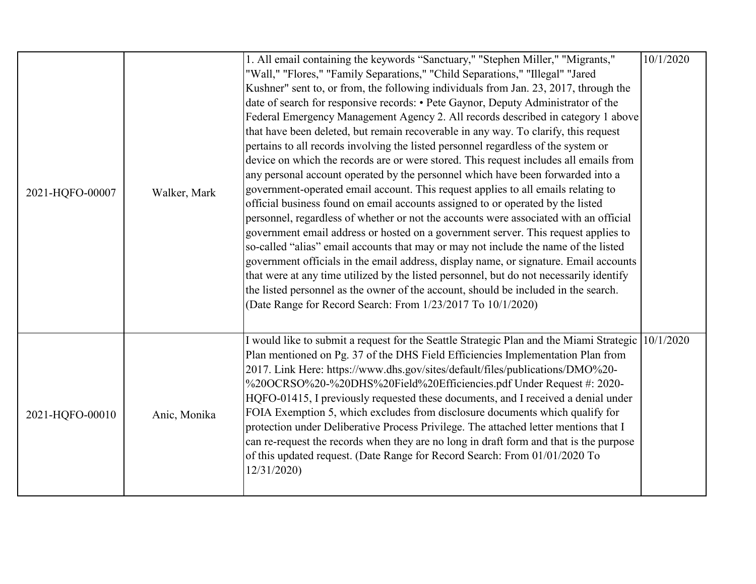| | | | |
|---|---|---|---|
| 2021-HQFO-00007 | Walker, Mark | 1. All email containing the keywords "Sanctuary," "Stephen Miller," "Migrants," "Wall," "Flores," "Family Separations," "Child Separations," "Illegal" "Jared Kushner" sent to, or from, the following individuals from Jan. 23, 2017, through the date of search for responsive records: • Pete Gaynor, Deputy Administrator of the Federal Emergency Management Agency 2. All records described in category 1 above that have been deleted, but remain recoverable in any way. To clarify, this request pertains to all records involving the listed personnel regardless of the system or device on which the records are or were stored. This request includes all emails from any personal account operated by the personnel which have been forwarded into a government-operated email account. This request applies to all emails relating to official business found on email accounts assigned to or operated by the listed personnel, regardless of whether or not the accounts were associated with an official government email address or hosted on a government server. This request applies to so-called "alias" email accounts that may or may not include the name of the listed government officials in the email address, display name, or signature. Email accounts that were at any time utilized by the listed personnel, but do not necessarily identify the listed personnel as the owner of the account, should be included in the search. (Date Range for Record Search: From 1/23/2017 To 10/1/2020) | 10/1/2020 |
| 2021-HQFO-00010 | Anic, Monika | I would like to submit a request for the Seattle Strategic Plan and the Miami Strategic Plan mentioned on Pg. 37 of the DHS Field Efficiencies Implementation Plan from 2017. Link Here: https://www.dhs.gov/sites/default/files/publications/DMO%20-%20OCRSO%20-%20DHS%20Field%20Efficiencies.pdf Under Request #: 2020-HQFO-01415, I previously requested these documents, and I received a denial under FOIA Exemption 5, which excludes from disclosure documents which qualify for protection under Deliberative Process Privilege. The attached letter mentions that I can re-request the records when they are no long in draft form and that is the purpose of this updated request. (Date Range for Record Search: From 01/01/2020 To 12/31/2020) | 10/1/2020 |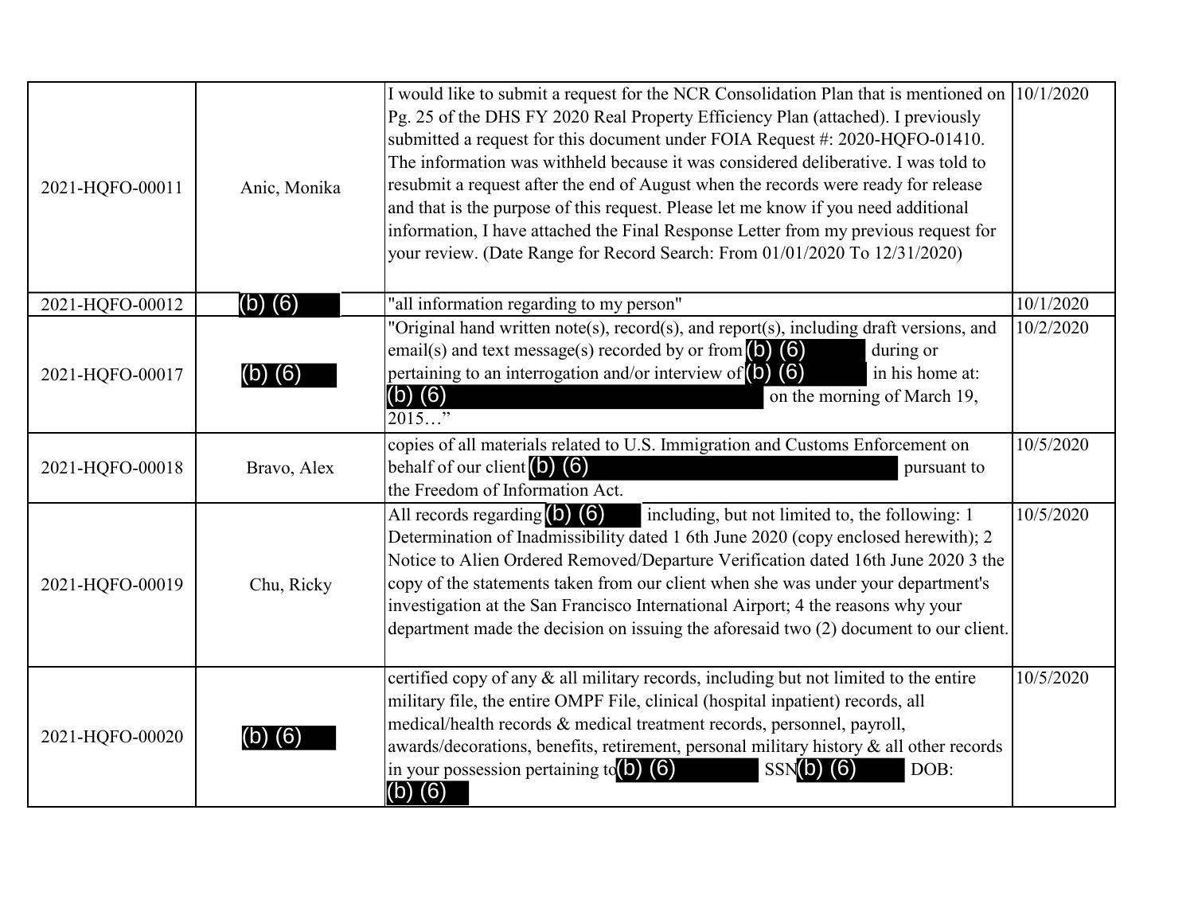| | | | |
|---|---|---|---|
| 2021-HQFO-00011 | Anic, Monika | I would like to submit a request for the NCR Consolidation Plan that is mentioned on Pg. 25 of the DHS FY 2020 Real Property Efficiency Plan (attached). I previously submitted a request for this document under FOIA Request #: 2020-HQFO-01410. The information was withheld because it was considered deliberative. I was told to resubmit a request after the end of August when the records were ready for release and that is the purpose of this request. Please let me know if you need additional information, I have attached the Final Response Letter from my previous request for your review. (Date Range for Record Search: From 01/01/2020 To 12/31/2020) | 10/1/2020 |
| 2021-HQFO-00012 | (b) (6) | "all information regarding to my person" | 10/1/2020 |
| 2021-HQFO-00017 | (b) (6) | "Original hand written note(s), record(s), and report(s), including draft versions, and email(s) and text message(s) recorded by or from (b) (6) during or pertaining to an interrogation and/or interview of (b) (6) in his home at: (b) (6) on the morning of March 19, 2015…" | 10/2/2020 |
| 2021-HQFO-00018 | Bravo, Alex | copies of all materials related to U.S. Immigration and Customs Enforcement on behalf of our client (b) (6) pursuant to the Freedom of Information Act. | 10/5/2020 |
| 2021-HQFO-00019 | Chu, Ricky | All records regarding (b) (6) including, but not limited to, the following: 1 Determination of Inadmissibility dated 1 6th June 2020 (copy enclosed herewith); 2 Notice to Alien Ordered Removed/Departure Verification dated 16th June 2020 3 the copy of the statements taken from our client when she was under your department's investigation at the San Francisco International Airport; 4 the reasons why your department made the decision on issuing the aforesaid two (2) document to our client. | 10/5/2020 |
| 2021-HQFO-00020 | (b) (6) | certified copy of any & all military records, including but not limited to the entire military file, the entire OMPF File, clinical (hospital inpatient) records, all medical/health records & medical treatment records, personnel, payroll, awards/decorations, benefits, retirement, personal military history & all other records in your possession pertaining to (b) (6) SSN (b) (6) DOB: (b) (6) | 10/5/2020 |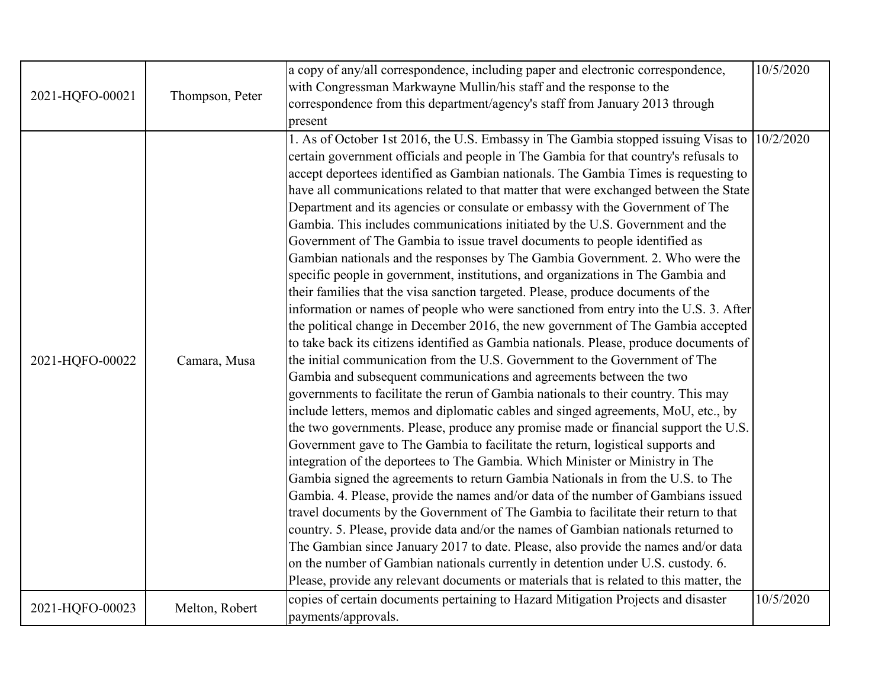| | | | |
|---|---|---|---|
| 2021-HQFO-00021 | Thompson, Peter | a copy of any/all correspondence, including paper and electronic correspondence, with Congressman Markwayne Mullin/his staff and the response to the correspondence from this department/agency's staff from January 2013 through present | 10/5/2020 |
| 2021-HQFO-00022 | Camara, Musa | 1. As of October 1st 2016, the U.S. Embassy in The Gambia stopped issuing Visas to certain government officials and people in The Gambia for that country's refusals to accept deportees identified as Gambian nationals. The Gambia Times is requesting to have all communications related to that matter that were exchanged between the State Department and its agencies or consulate or embassy with the Government of The Gambia. This includes communications initiated by the U.S. Government and the Government of The Gambia to issue travel documents to people identified as Gambian nationals and the responses by The Gambia Government. 2. Who were the specific people in government, institutions, and organizations in The Gambia and their families that the visa sanction targeted. Please, produce documents of the information or names of people who were sanctioned from entry into the U.S. 3. After the political change in December 2016, the new government of The Gambia accepted to take back its citizens identified as Gambia nationals. Please, produce documents of the initial communication from the U.S. Government to the Government of The Gambia and subsequent communications and agreements between the two governments to facilitate the rerun of Gambia nationals to their country. This may include letters, memos and diplomatic cables and singed agreements, MoU, etc., by the two governments. Please, produce any promise made or financial support the U.S. Government gave to The Gambia to facilitate the return, logistical supports and integration of the deportees to The Gambia. Which Minister or Ministry in The Gambia signed the agreements to return Gambia Nationals in from the U.S. to The Gambia. 4. Please, provide the names and/or data of the number of Gambians issued travel documents by the Government of The Gambia to facilitate their return to that country. 5. Please, provide data and/or the names of Gambian nationals returned to The Gambian since January 2017 to date. Please, also provide the names and/or data on the number of Gambian nationals currently in detention under U.S. custody. 6. Please, provide any relevant documents or materials that is related to this matter, the | 10/2/2020 |
| 2021-HQFO-00023 | Melton, Robert | copies of certain documents pertaining to Hazard Mitigation Projects and disaster payments/approvals. | 10/5/2020 |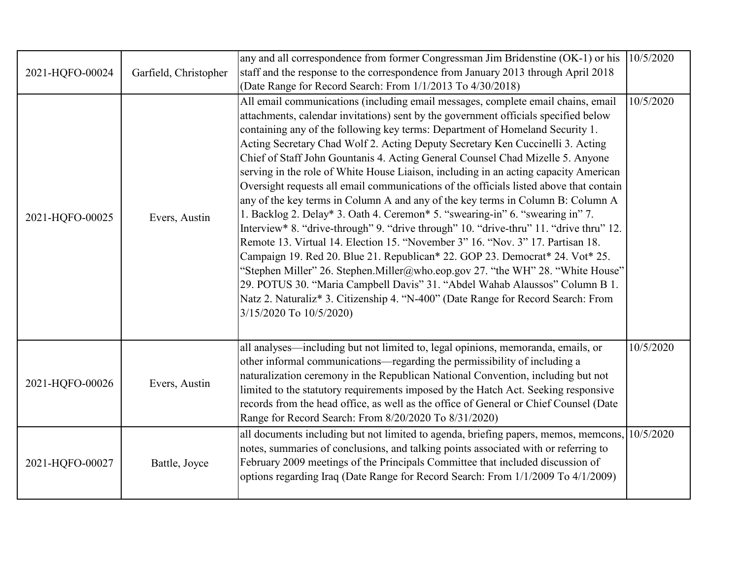| | | | |
|---|---|---|---|
| 2021-HQFO-00024 | Garfield, Christopher | any and all correspondence from former Congressman Jim Bridenstine (OK-1) or his staff and the response to the correspondence from January 2013 through April 2018 (Date Range for Record Search: From 1/1/2013 To 4/30/2018) | 10/5/2020 |
| 2021-HQFO-00025 | Evers, Austin | All email communications (including email messages, complete email chains, email attachments, calendar invitations) sent by the government officials specified below containing any of the following key terms: Department of Homeland Security 1. Acting Secretary Chad Wolf 2. Acting Deputy Secretary Ken Cuccinelli 3. Acting Chief of Staff John Gountanis 4. Acting General Counsel Chad Mizelle 5. Anyone serving in the role of White House Liaison, including in an acting capacity American Oversight requests all email communications of the officials listed above that contain any of the key terms in Column A and any of the key terms in Column B: Column A 1. Backlog 2. Delay* 3. Oath 4. Ceremon* 5. "swearing-in" 6. "swearing in" 7. Interview* 8. "drive-through" 9. "drive through" 10. "drive-thru" 11. "drive thru" 12. Remote 13. Virtual 14. Election 15. "November 3" 16. "Nov. 3" 17. Partisan 18. Campaign 19. Red 20. Blue 21. Republican* 22. GOP 23. Democrat* 24. Vot* 25. "Stephen Miller" 26. Stephen.Miller@who.eop.gov 27. "the WH" 28. "White House" 29. POTUS 30. "Maria Campbell Davis" 31. "Abdel Wahab Alaussos" Column B 1. Natz 2. Naturaliz* 3. Citizenship 4. "N-400" (Date Range for Record Search: From 3/15/2020 To 10/5/2020) | 10/5/2020 |
| 2021-HQFO-00026 | Evers, Austin | all analyses—including but not limited to, legal opinions, memoranda, emails, or other informal communications—regarding the permissibility of including a naturalization ceremony in the Republican National Convention, including but not limited to the statutory requirements imposed by the Hatch Act. Seeking responsive records from the head office, as well as the office of General or Chief Counsel (Date Range for Record Search: From 8/20/2020 To 8/31/2020) | 10/5/2020 |
| 2021-HQFO-00027 | Battle, Joyce | all documents including but not limited to agenda, briefing papers, memos, memcons, notes, summaries of conclusions, and talking points associated with or referring to February 2009 meetings of the Principals Committee that included discussion of options regarding Iraq (Date Range for Record Search: From 1/1/2009 To 4/1/2009) | 10/5/2020 |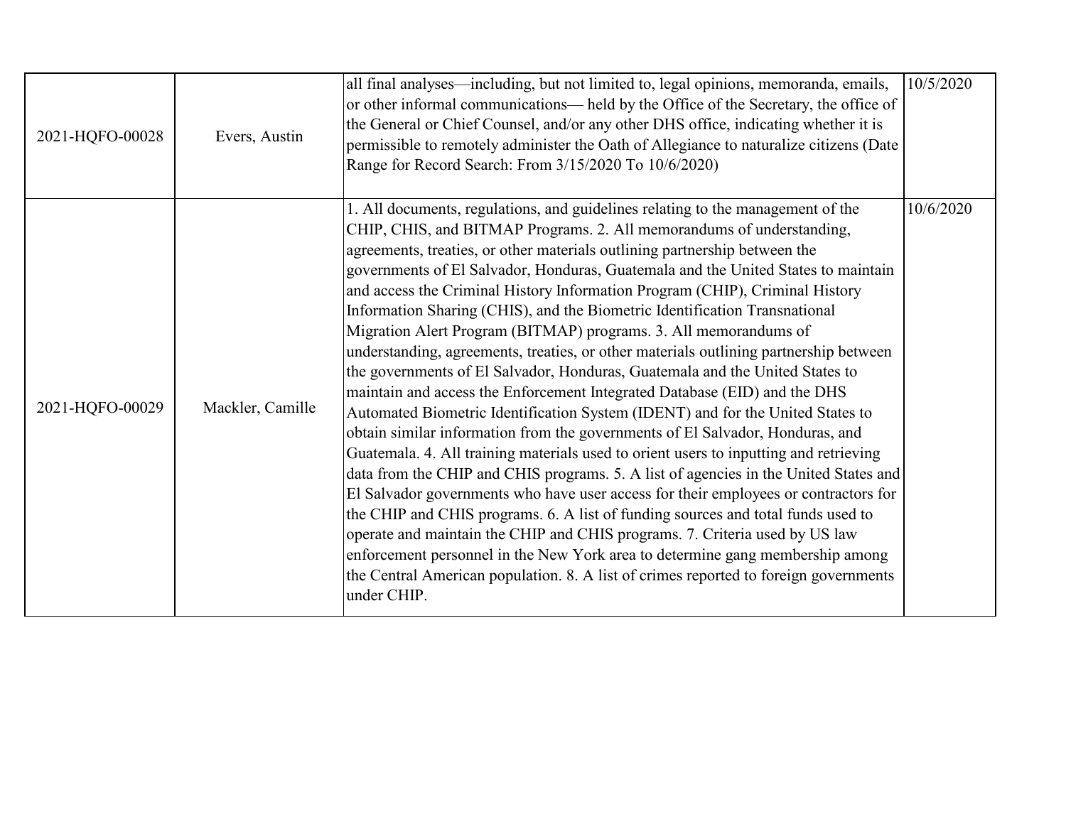| | | | |
|---|---|---|---|
| 2021-HQFO-00028 | Evers, Austin | all final analyses—including, but not limited to, legal opinions, memoranda, emails, or other informal communications— held by the Office of the Secretary, the office of the General or Chief Counsel, and/or any other DHS office, indicating whether it is permissible to remotely administer the Oath of Allegiance to naturalize citizens (Date Range for Record Search: From 3/15/2020 To 10/6/2020) | 10/5/2020 |
| 2021-HQFO-00029 | Mackler, Camille | 1. All documents, regulations, and guidelines relating to the management of the CHIP, CHIS, and BITMAP Programs. 2. All memorandums of understanding, agreements, treaties, or other materials outlining partnership between the governments of El Salvador, Honduras, Guatemala and the United States to maintain and access the Criminal History Information Program (CHIP), Criminal History Information Sharing (CHIS), and the Biometric Identification Transnational Migration Alert Program (BITMAP) programs. 3. All memorandums of understanding, agreements, treaties, or other materials outlining partnership between the governments of El Salvador, Honduras, Guatemala and the United States to maintain and access the Enforcement Integrated Database (EID) and the DHS Automated Biometric Identification System (IDENT) and for the United States to obtain similar information from the governments of El Salvador, Honduras, and Guatemala. 4. All training materials used to orient users to inputting and retrieving data from the CHIP and CHIS programs. 5. A list of agencies in the United States and El Salvador governments who have user access for their employees or contractors for the CHIP and CHIS programs. 6. A list of funding sources and total funds used to operate and maintain the CHIP and CHIS programs. 7. Criteria used by US law enforcement personnel in the New York area to determine gang membership among the Central American population. 8. A list of crimes reported to foreign governments under CHIP. | 10/6/2020 |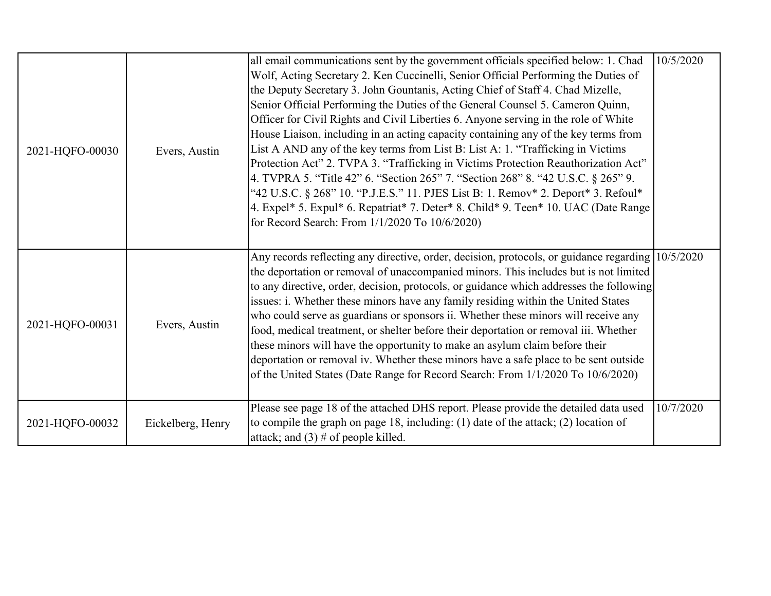| | | | |
|---|---|---|---|
| 2021-HQFO-00030 | Evers, Austin | all email communications sent by the government officials specified below: 1. Chad Wolf, Acting Secretary 2. Ken Cuccinelli, Senior Official Performing the Duties of the Deputy Secretary 3. John Gountanis, Acting Chief of Staff 4. Chad Mizelle, Senior Official Performing the Duties of the General Counsel 5. Cameron Quinn, Officer for Civil Rights and Civil Liberties 6. Anyone serving in the role of White House Liaison, including in an acting capacity containing any of the key terms from List A AND any of the key terms from List B: List A: 1. "Trafficking in Victims Protection Act" 2. TVPA 3. "Trafficking in Victims Protection Reauthorization Act" 4. TVPRA 5. "Title 42" 6. "Section 265" 7. "Section 268" 8. "42 U.S.C. § 265" 9. "42 U.S.C. § 268" 10. "P.J.E.S." 11. PJES List B: 1. Remov* 2. Deport* 3. Refoul* 4. Expel* 5. Expul* 6. Repatriat* 7. Deter* 8. Child* 9. Teen* 10. UAC (Date Range for Record Search: From 1/1/2020 To 10/6/2020) | 10/5/2020 |
| 2021-HQFO-00031 | Evers, Austin | Any records reflecting any directive, order, decision, protocols, or guidance regarding the deportation or removal of unaccompanied minors. This includes but is not limited to any directive, order, decision, protocols, or guidance which addresses the following issues: i. Whether these minors have any family residing within the United States who could serve as guardians or sponsors ii. Whether these minors will receive any food, medical treatment, or shelter before their deportation or removal iii. Whether these minors will have the opportunity to make an asylum claim before their deportation or removal iv. Whether these minors have a safe place to be sent outside of the United States (Date Range for Record Search: From 1/1/2020 To 10/6/2020) | 10/5/2020 |
| 2021-HQFO-00032 | Eickelberg, Henry | Please see page 18 of the attached DHS report. Please provide the detailed data used to compile the graph on page 18, including: (1) date of the attack; (2) location of attack; and (3) # of people killed. | 10/7/2020 |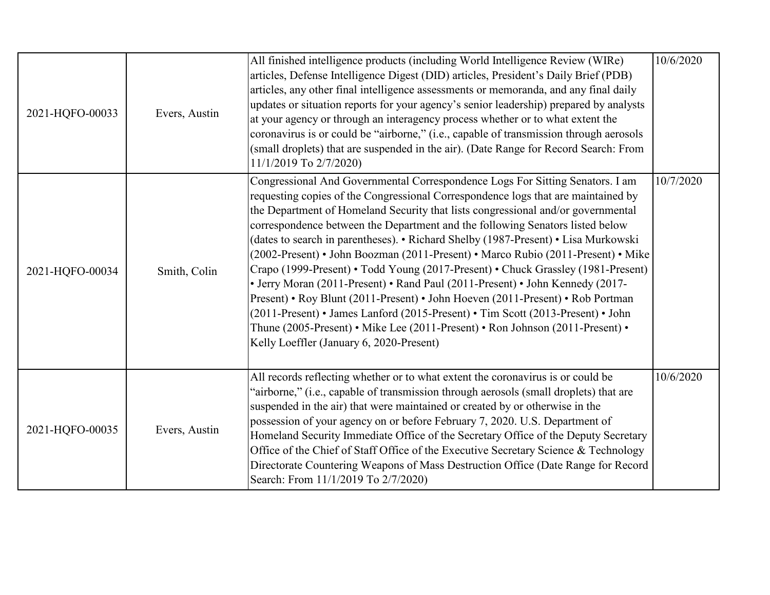| | | | |
|---|---|---|---|
| 2021-HQFO-00033 | Evers, Austin | All finished intelligence products (including World Intelligence Review (WIRe) articles, Defense Intelligence Digest (DID) articles, President's Daily Brief (PDB) articles, any other final intelligence assessments or memoranda, and any final daily updates or situation reports for your agency's senior leadership) prepared by analysts at your agency or through an interagency process whether or to what extent the coronavirus is or could be "airborne," (i.e., capable of transmission through aerosols (small droplets) that are suspended in the air). (Date Range for Record Search: From 11/1/2019 To 2/7/2020) | 10/6/2020 |
| 2021-HQFO-00034 | Smith, Colin | Congressional And Governmental Correspondence Logs For Sitting Senators. I am requesting copies of the Congressional Correspondence logs that are maintained by the Department of Homeland Security that lists congressional and/or governmental correspondence between the Department and the following Senators listed below (dates to search in parentheses). • Richard Shelby (1987-Present) • Lisa Murkowski (2002-Present) • John Boozman (2011-Present) • Marco Rubio (2011-Present) • Mike Crapo (1999-Present) • Todd Young (2017-Present) • Chuck Grassley (1981-Present) • Jerry Moran (2011-Present) • Rand Paul (2011-Present) • John Kennedy (2017-Present) • Roy Blunt (2011-Present) • John Hoeven (2011-Present) • Rob Portman (2011-Present) • James Lanford (2015-Present) • Tim Scott (2013-Present) • John Thune (2005-Present) • Mike Lee (2011-Present) • Ron Johnson (2011-Present) • Kelly Loeffler (January 6, 2020-Present) | 10/7/2020 |
| 2021-HQFO-00035 | Evers, Austin | All records reflecting whether or to what extent the coronavirus is or could be "airborne," (i.e., capable of transmission through aerosols (small droplets) that are suspended in the air) that were maintained or created by or otherwise in the possession of your agency on or before February 7, 2020. U.S. Department of Homeland Security Immediate Office of the Secretary Office of the Deputy Secretary Office of the Chief of Staff Office of the Executive Secretary Science & Technology Directorate Countering Weapons of Mass Destruction Office (Date Range for Record Search: From 11/1/2019 To 2/7/2020) | 10/6/2020 |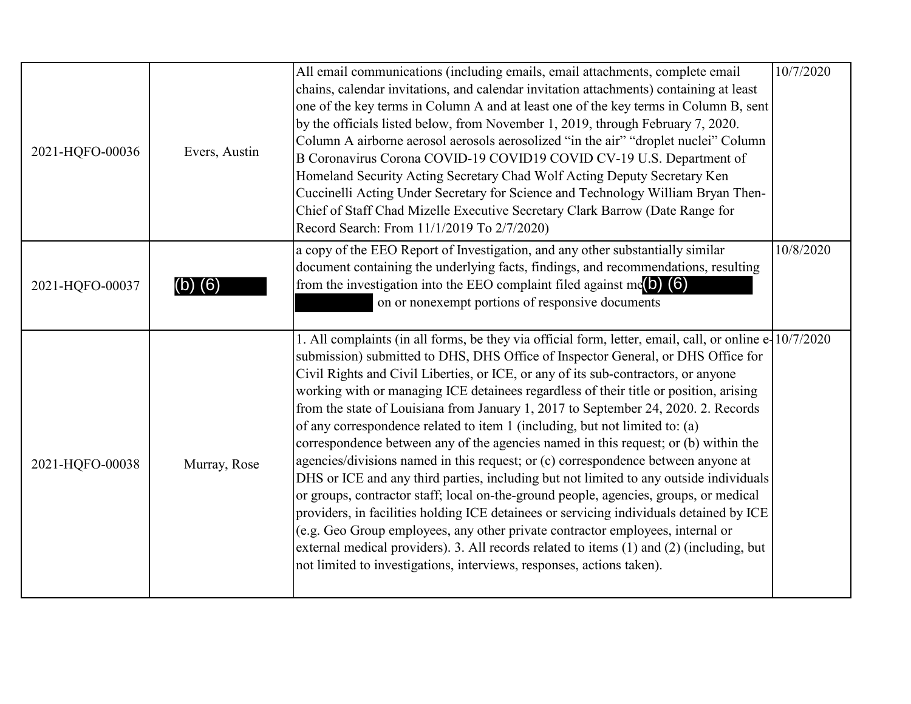| | | | |
|---|---|---|---|
| 2021-HQFO-00036 | Evers, Austin | All email communications (including emails, email attachments, complete email chains, calendar invitations, and calendar invitation attachments) containing at least one of the key terms in Column A and at least one of the key terms in Column B, sent by the officials listed below, from November 1, 2019, through February 7, 2020. Column A airborne aerosol aerosols aerosolized "in the air" "droplet nuclei" Column B Coronavirus Corona COVID-19 COVID19 COVID CV-19 U.S. Department of Homeland Security Acting Secretary Chad Wolf Acting Deputy Secretary Ken Cuccinelli Acting Under Secretary for Science and Technology William Bryan Then-Chief of Staff Chad Mizelle Executive Secretary Clark Barrow (Date Range for Record Search: From 11/1/2019 To 2/7/2020) | 10/7/2020 |
| 2021-HQFO-00037 | (b) (6) | a copy of the EEO Report of Investigation, and any other substantially similar document containing the underlying facts, findings, and recommendations, resulting from the investigation into the EEO complaint filed against me (b) (6) on or nonexempt portions of responsive documents | 10/8/2020 |
| 2021-HQFO-00038 | Murray, Rose | 1. All complaints (in all forms, be they via official form, letter, email, call, or online e-submission) submitted to DHS, DHS Office of Inspector General, or DHS Office for Civil Rights and Civil Liberties, or ICE, or any of its sub-contractors, or anyone working with or managing ICE detainees regardless of their title or position, arising from the state of Louisiana from January 1, 2017 to September 24, 2020. 2. Records of any correspondence related to item 1 (including, but not limited to: (a) correspondence between any of the agencies named in this request; or (b) within the agencies/divisions named in this request; or (c) correspondence between anyone at DHS or ICE and any third parties, including but not limited to any outside individuals or groups, contractor staff; local on-the-ground people, agencies, groups, or medical providers, in facilities holding ICE detainees or servicing individuals detained by ICE (e.g. Geo Group employees, any other private contractor employees, internal or external medical providers). 3. All records related to items (1) and (2) (including, but not limited to investigations, interviews, responses, actions taken). | 10/7/2020 |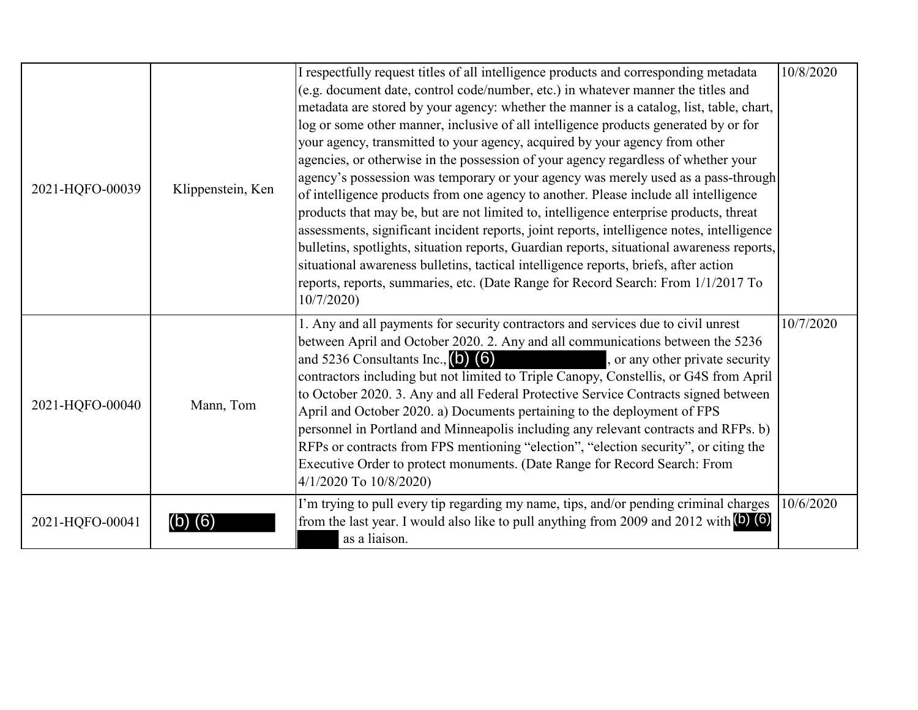| | | | |
|---|---|---|---|
| 2021-HQFO-00039 | Klippenstein, Ken | I respectfully request titles of all intelligence products and corresponding metadata (e.g. document date, control code/number, etc.) in whatever manner the titles and metadata are stored by your agency: whether the manner is a catalog, list, table, chart, log or some other manner, inclusive of all intelligence products generated by or for your agency, transmitted to your agency, acquired by your agency from other agencies, or otherwise in the possession of your agency regardless of whether your agency's possession was temporary or your agency was merely used as a pass-through of intelligence products from one agency to another. Please include all intelligence products that may be, but are not limited to, intelligence enterprise products, threat assessments, significant incident reports, joint reports, intelligence notes, intelligence bulletins, spotlights, situation reports, Guardian reports, situational awareness reports, situational awareness bulletins, tactical intelligence reports, briefs, after action reports, reports, summaries, etc. (Date Range for Record Search: From 1/1/2017 To 10/7/2020) | 10/8/2020 |
| 2021-HQFO-00040 | Mann, Tom | 1. Any and all payments for security contractors and services due to civil unrest between April and October 2020. 2. Any and all communications between the 5236 and 5236 Consultants Inc., (b) (6), or any other private security contractors including but not limited to Triple Canopy, Constellis, or G4S from April to October 2020. 3. Any and all Federal Protective Service Contracts signed between April and October 2020. a) Documents pertaining to the deployment of FPS personnel in Portland and Minneapolis including any relevant contracts and RFPs. b) RFPs or contracts from FPS mentioning "election", "election security", or citing the Executive Order to protect monuments. (Date Range for Record Search: From 4/1/2020 To 10/8/2020) | 10/7/2020 |
| 2021-HQFO-00041 | (b) (6) | I'm trying to pull every tip regarding my name, tips, and/or pending criminal charges from the last year. I would also like to pull anything from 2009 and 2012 with (b) (6) as a liaison. | 10/6/2020 |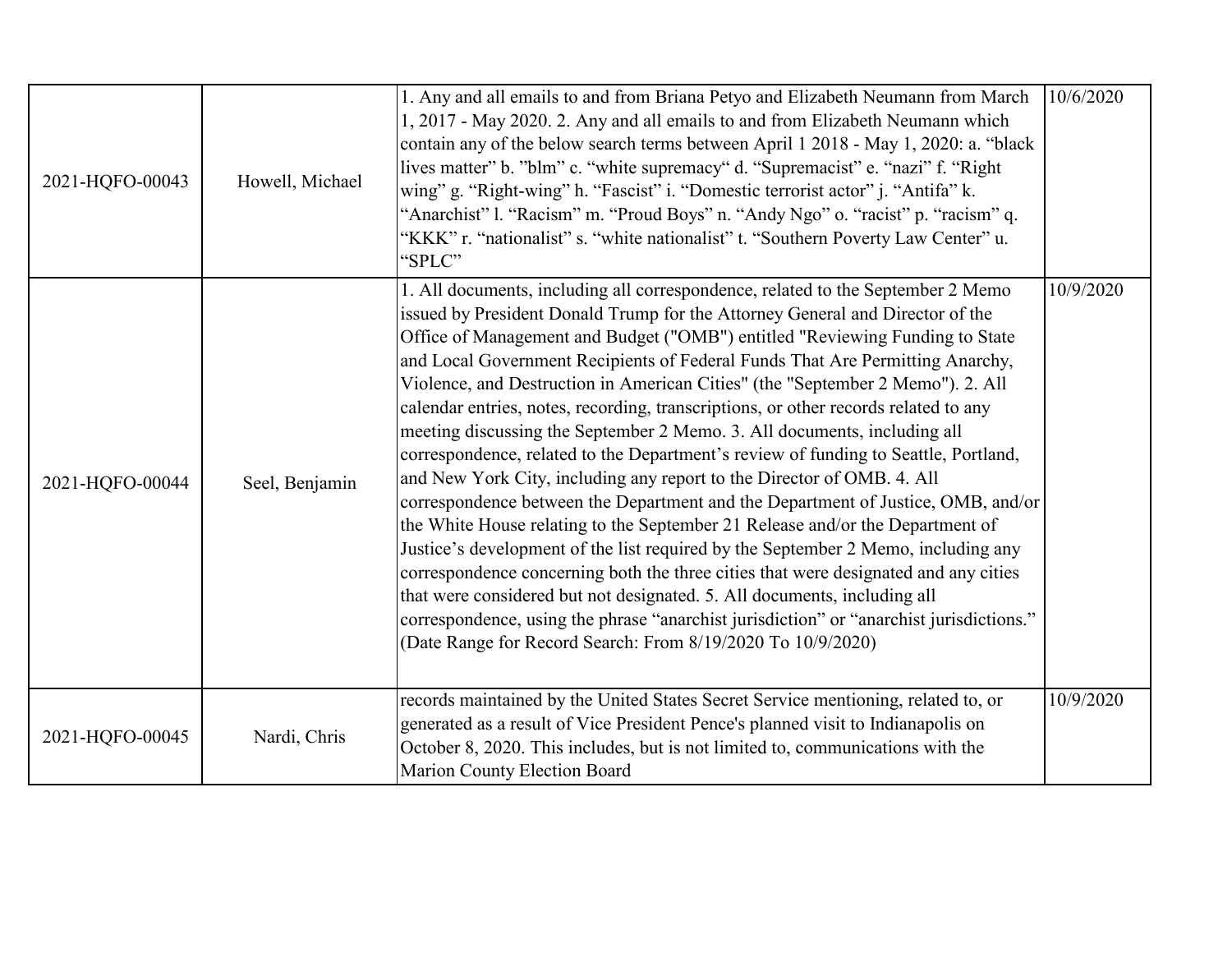| | | | |
|---|---|---|---|
| 2021-HQFO-00043 | Howell, Michael | 1. Any and all emails to and from Briana Petyo and Elizabeth Neumann from March 1, 2017 - May 2020. 2. Any and all emails to and from Elizabeth Neumann which contain any of the below search terms between April 1 2018 - May 1, 2020: a. "black lives matter" b. "blm" c. "white supremacy" d. "Supremacist" e. "nazi" f. "Right wing" g. "Right-wing" h. "Fascist" i. "Domestic terrorist actor" j. "Antifa" k. "Anarchist" l. "Racism" m. "Proud Boys" n. "Andy Ngo" o. "racist" p. "racism" q. "KKK" r. "nationalist" s. "white nationalist" t. "Southern Poverty Law Center" u. "SPLC" | 10/6/2020 |
| 2021-HQFO-00044 | Seel, Benjamin | 1. All documents, including all correspondence, related to the September 2 Memo issued by President Donald Trump for the Attorney General and Director of the Office of Management and Budget ("OMB") entitled "Reviewing Funding to State and Local Government Recipients of Federal Funds That Are Permitting Anarchy, Violence, and Destruction in American Cities" (the "September 2 Memo"). 2. All calendar entries, notes, recording, transcriptions, or other records related to any meeting discussing the September 2 Memo. 3. All documents, including all correspondence, related to the Department's review of funding to Seattle, Portland, and New York City, including any report to the Director of OMB. 4. All correspondence between the Department and the Department of Justice, OMB, and/or the White House relating to the September 21 Release and/or the Department of Justice's development of the list required by the September 2 Memo, including any correspondence concerning both the three cities that were designated and any cities that were considered but not designated. 5. All documents, including all correspondence, using the phrase "anarchist jurisdiction" or "anarchist jurisdictions." (Date Range for Record Search: From 8/19/2020 To 10/9/2020) | 10/9/2020 |
| 2021-HQFO-00045 | Nardi, Chris | records maintained by the United States Secret Service mentioning, related to, or generated as a result of Vice President Pence's planned visit to Indianapolis on October 8, 2020. This includes, but is not limited to, communications with the Marion County Election Board | 10/9/2020 |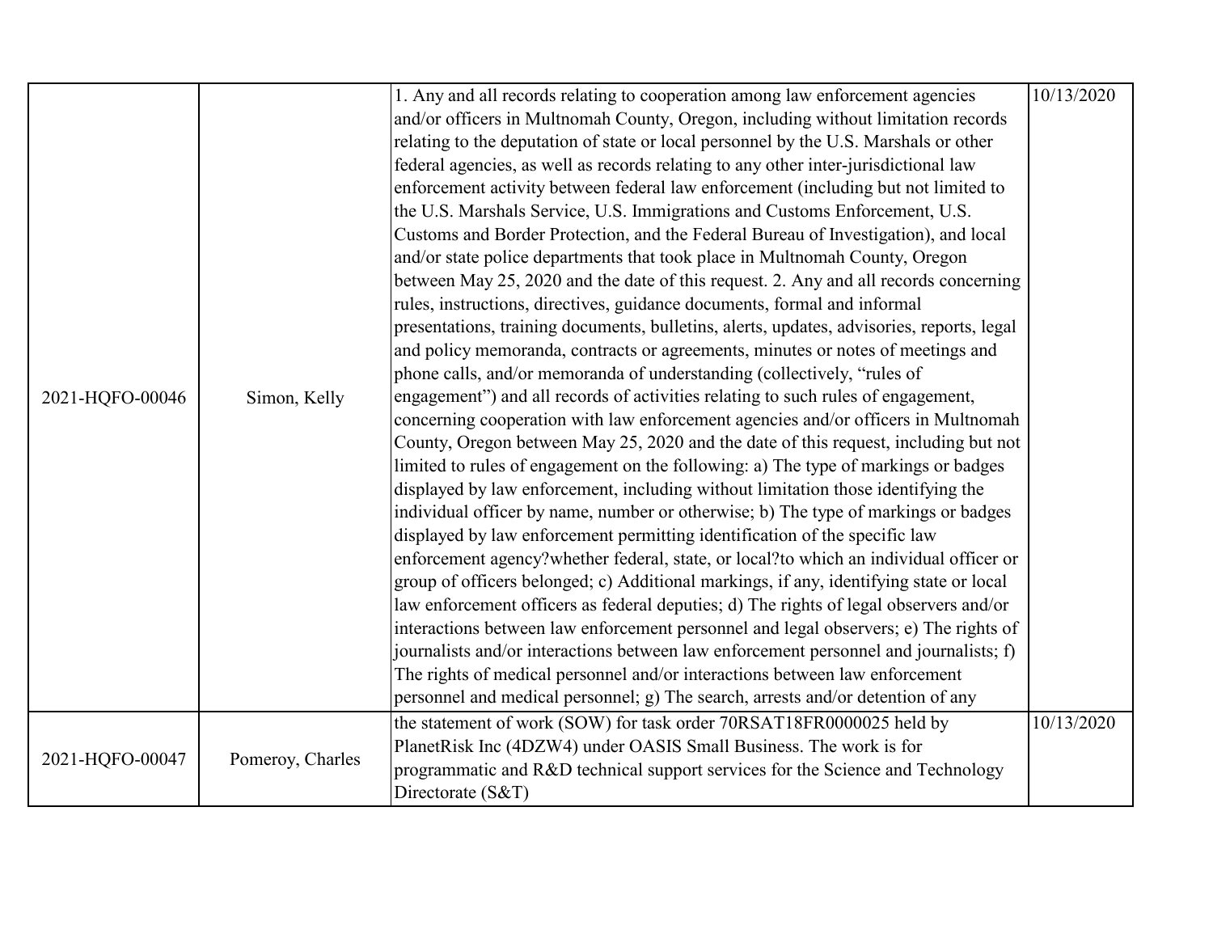| | | | |
|---|---|---|---|
| 2021-HQFO-00046 | Simon, Kelly | 1. Any and all records relating to cooperation among law enforcement agencies and/or officers in Multnomah County, Oregon, including without limitation records relating to the deputation of state or local personnel by the U.S. Marshals or other federal agencies, as well as records relating to any other inter-jurisdictional law enforcement activity between federal law enforcement (including but not limited to the U.S. Marshals Service, U.S. Immigrations and Customs Enforcement, U.S. Customs and Border Protection, and the Federal Bureau of Investigation), and local and/or state police departments that took place in Multnomah County, Oregon between May 25, 2020 and the date of this request. 2. Any and all records concerning rules, instructions, directives, guidance documents, formal and informal presentations, training documents, bulletins, alerts, updates, advisories, reports, legal and policy memoranda, contracts or agreements, minutes or notes of meetings and phone calls, and/or memoranda of understanding (collectively, "rules of engagement") and all records of activities relating to such rules of engagement, concerning cooperation with law enforcement agencies and/or officers in Multnomah County, Oregon between May 25, 2020 and the date of this request, including but not limited to rules of engagement on the following: a) The type of markings or badges displayed by law enforcement, including without limitation those identifying the individual officer by name, number or otherwise; b) The type of markings or badges displayed by law enforcement permitting identification of the specific law enforcement agency?whether federal, state, or local?to which an individual officer or group of officers belonged; c) Additional markings, if any, identifying state or local law enforcement officers as federal deputies; d) The rights of legal observers and/or interactions between law enforcement personnel and legal observers; e) The rights of journalists and/or interactions between law enforcement personnel and journalists; f) The rights of medical personnel and/or interactions between law enforcement personnel and medical personnel; g) The search, arrests and/or detention of any | 10/13/2020 |
| 2021-HQFO-00047 | Pomeroy, Charles | the statement of work (SOW) for task order 70RSAT18FR0000025 held by PlanetRisk Inc (4DZW4) under OASIS Small Business. The work is for programmatic and R&D technical support services for the Science and Technology Directorate (S&T) | 10/13/2020 |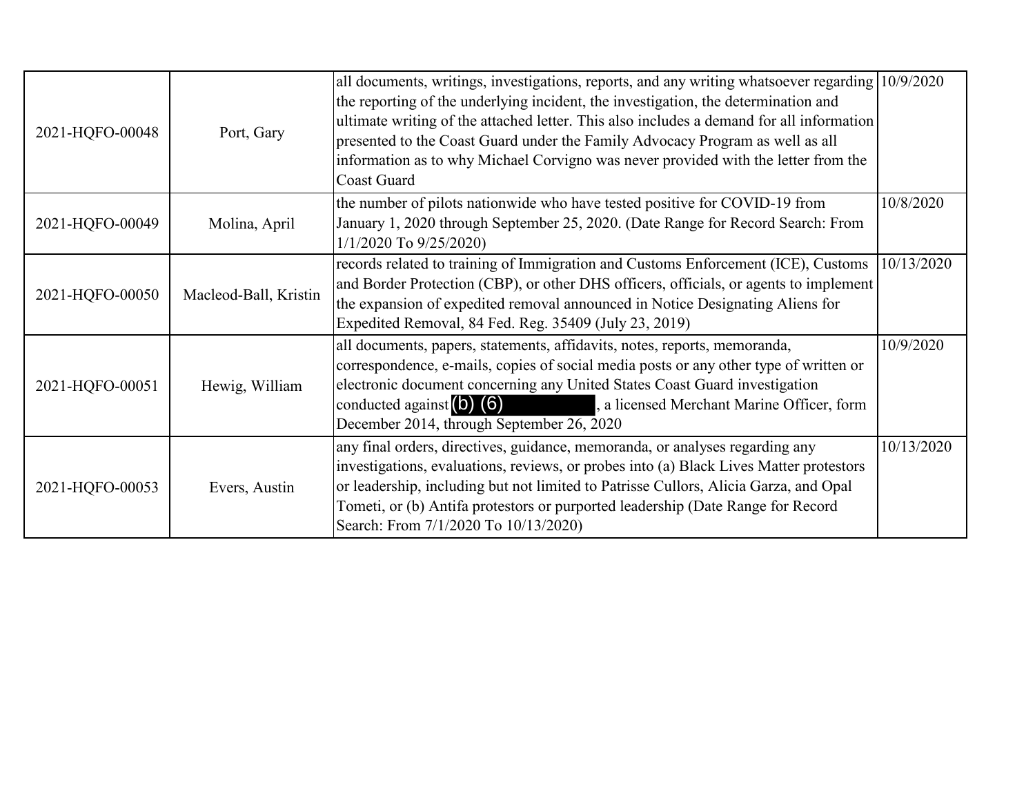| | | | |
|---|---|---|---|
| 2021-HQFO-00048 | Port, Gary | all documents, writings, investigations, reports, and any writing whatsoever regarding the reporting of the underlying incident, the investigation, the determination and ultimate writing of the attached letter. This also includes a demand for all information presented to the Coast Guard under the Family Advocacy Program as well as all information as to why Michael Corvigno was never provided with the letter from the Coast Guard | 10/9/2020 |
| 2021-HQFO-00049 | Molina, April | the number of pilots nationwide who have tested positive for COVID-19 from January 1, 2020 through September 25, 2020. (Date Range for Record Search: From 1/1/2020 To 9/25/2020) | 10/8/2020 |
| 2021-HQFO-00050 | Macleod-Ball, Kristin | records related to training of Immigration and Customs Enforcement (ICE), Customs and Border Protection (CBP), or other DHS officers, officials, or agents to implement the expansion of expedited removal announced in Notice Designating Aliens for Expedited Removal, 84 Fed. Reg. 35409 (July 23, 2019) | 10/13/2020 |
| 2021-HQFO-00051 | Hewig, William | all documents, papers, statements, affidavits, notes, reports, memoranda, correspondence, e-mails, copies of social media posts or any other type of written or electronic document concerning any United States Coast Guard investigation conducted against (b) (6), a licensed Merchant Marine Officer, form December 2014, through September 26, 2020 | 10/9/2020 |
| 2021-HQFO-00053 | Evers, Austin | any final orders, directives, guidance, memoranda, or analyses regarding any investigations, evaluations, reviews, or probes into (a) Black Lives Matter protestors or leadership, including but not limited to Patrisse Cullors, Alicia Garza, and Opal Tometi, or (b) Antifa protestors or purported leadership (Date Range for Record Search: From 7/1/2020 To 10/13/2020) | 10/13/2020 |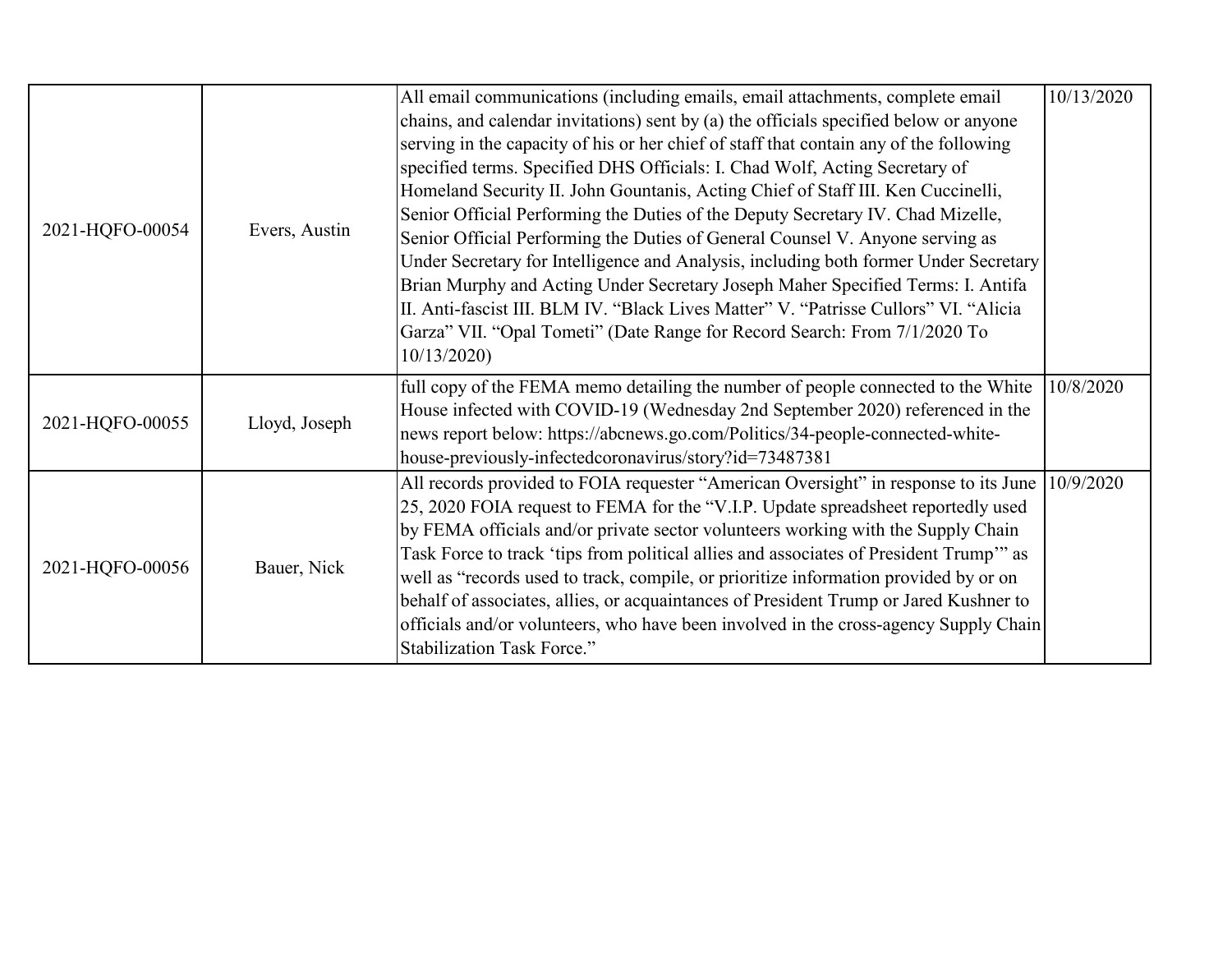| | | | |
|---|---|---|---|
| 2021-HQFO-00054 | Evers, Austin | All email communications (including emails, email attachments, complete email chains, and calendar invitations) sent by (a) the officials specified below or anyone serving in the capacity of his or her chief of staff that contain any of the following specified terms. Specified DHS Officials: I. Chad Wolf, Acting Secretary of Homeland Security II. John Gountanis, Acting Chief of Staff III. Ken Cuccinelli, Senior Official Performing the Duties of the Deputy Secretary IV. Chad Mizelle, Senior Official Performing the Duties of General Counsel V. Anyone serving as Under Secretary for Intelligence and Analysis, including both former Under Secretary Brian Murphy and Acting Under Secretary Joseph Maher Specified Terms: I. Antifa II. Anti-fascist III. BLM IV. "Black Lives Matter" V. "Patrisse Cullors" VI. "Alicia Garza" VII. "Opal Tometi" (Date Range for Record Search: From 7/1/2020 To 10/13/2020) | 10/13/2020 |
| 2021-HQFO-00055 | Lloyd, Joseph | full copy of the FEMA memo detailing the number of people connected to the White House infected with COVID-19 (Wednesday 2nd September 2020) referenced in the news report below: https://abcnews.go.com/Politics/34-people-connected-white-house-previously-infectedcoronavirus/story?id=73487381 | 10/8/2020 |
| 2021-HQFO-00056 | Bauer, Nick | All records provided to FOIA requester "American Oversight" in response to its June 25, 2020 FOIA request to FEMA for the "V.I.P. Update spreadsheet reportedly used by FEMA officials and/or private sector volunteers working with the Supply Chain Task Force to track 'tips from political allies and associates of President Trump'" as well as "records used to track, compile, or prioritize information provided by or on behalf of associates, allies, or acquaintances of President Trump or Jared Kushner to officials and/or volunteers, who have been involved in the cross-agency Supply Chain Stabilization Task Force." | 10/9/2020 |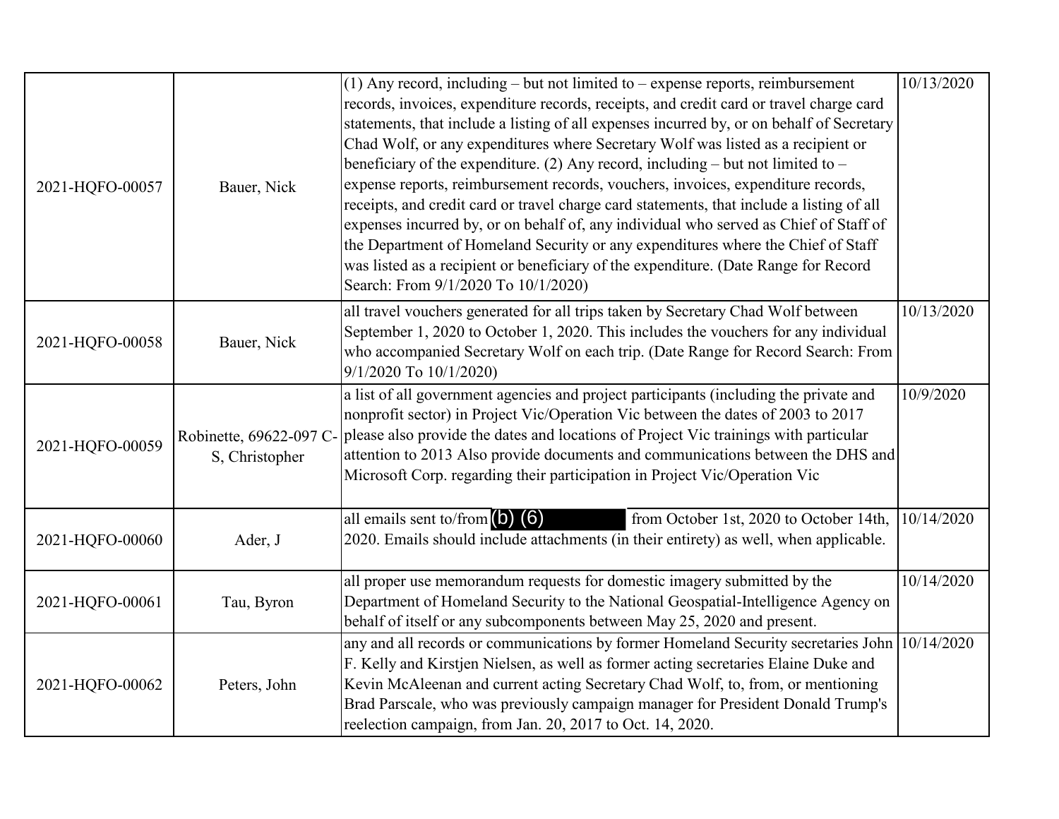| | | | |
|---|---|---|---|
| 2021-HQFO-00057 | Bauer, Nick | (1) Any record, including – but not limited to – expense reports, reimbursement records, invoices, expenditure records, receipts, and credit card or travel charge card statements, that include a listing of all expenses incurred by, or on behalf of Secretary Chad Wolf, or any expenditures where Secretary Wolf was listed as a recipient or beneficiary of the expenditure. (2) Any record, including – but not limited to – expense reports, reimbursement records, vouchers, invoices, expenditure records, receipts, and credit card or travel charge card statements, that include a listing of all expenses incurred by, or on behalf of, any individual who served as Chief of Staff of the Department of Homeland Security or any expenditures where the Chief of Staff was listed as a recipient or beneficiary of the expenditure. (Date Range for Record Search: From 9/1/2020 To 10/1/2020) | 10/13/2020 |
| 2021-HQFO-00058 | Bauer, Nick | all travel vouchers generated for all trips taken by Secretary Chad Wolf between September 1, 2020 to October 1, 2020. This includes the vouchers for any individual who accompanied Secretary Wolf on each trip. (Date Range for Record Search: From 9/1/2020 To 10/1/2020) | 10/13/2020 |
| 2021-HQFO-00059 | Robinette, 69622-097 C-S, Christopher | a list of all government agencies and project participants (including the private and nonprofit sector) in Project Vic/Operation Vic between the dates of 2003 to 2017 please also provide the dates and locations of Project Vic trainings with particular attention to 2013 Also provide documents and communications between the DHS and Microsoft Corp. regarding their participation in Project Vic/Operation Vic | 10/9/2020 |
| 2021-HQFO-00060 | Ader, J | all emails sent to/from (b) (6) from October 1st, 2020 to October 14th, 2020. Emails should include attachments (in their entirety) as well, when applicable. | 10/14/2020 |
| 2021-HQFO-00061 | Tau, Byron | all proper use memorandum requests for domestic imagery submitted by the Department of Homeland Security to the National Geospatial-Intelligence Agency on behalf of itself or any subcomponents between May 25, 2020 and present. | 10/14/2020 |
| 2021-HQFO-00062 | Peters, John | any and all records or communications by former Homeland Security secretaries John F. Kelly and Kirstjen Nielsen, as well as former acting secretaries Elaine Duke and Kevin McAleenan and current acting Secretary Chad Wolf, to, from, or mentioning Brad Parscale, who was previously campaign manager for President Donald Trump's reelection campaign, from Jan. 20, 2017 to Oct. 14, 2020. | 10/14/2020 |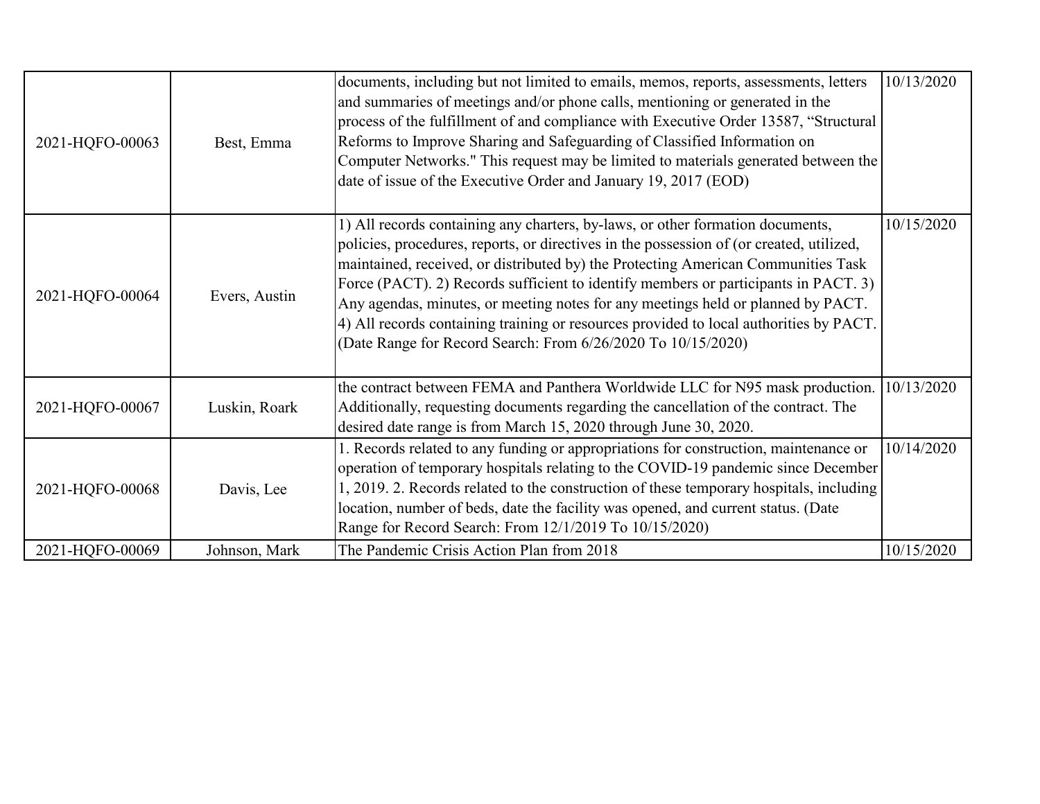| | | | |
|---|---|---|---|
| 2021-HQFO-00063 | Best, Emma | documents, including but not limited to emails, memos, reports, assessments, letters and summaries of meetings and/or phone calls, mentioning or generated in the process of the fulfillment of and compliance with Executive Order 13587, "Structural Reforms to Improve Sharing and Safeguarding of Classified Information on Computer Networks." This request may be limited to materials generated between the date of issue of the Executive Order and January 19, 2017 (EOD) | 10/13/2020 |
| 2021-HQFO-00064 | Evers, Austin | 1) All records containing any charters, by-laws, or other formation documents, policies, procedures, reports, or directives in the possession of (or created, utilized, maintained, received, or distributed by) the Protecting American Communities Task Force (PACT). 2) Records sufficient to identify members or participants in PACT. 3) Any agendas, minutes, or meeting notes for any meetings held or planned by PACT. 4) All records containing training or resources provided to local authorities by PACT. (Date Range for Record Search: From 6/26/2020 To 10/15/2020) | 10/15/2020 |
| 2021-HQFO-00067 | Luskin, Roark | the contract between FEMA and Panthera Worldwide LLC for N95 mask production. Additionally, requesting documents regarding the cancellation of the contract. The desired date range is from March 15, 2020 through June 30, 2020. | 10/13/2020 |
| 2021-HQFO-00068 | Davis, Lee | 1. Records related to any funding or appropriations for construction, maintenance or operation of temporary hospitals relating to the COVID-19 pandemic since December 1, 2019. 2. Records related to the construction of these temporary hospitals, including location, number of beds, date the facility was opened, and current status. (Date Range for Record Search: From 12/1/2019 To 10/15/2020) | 10/14/2020 |
| 2021-HQFO-00069 | Johnson, Mark | The Pandemic Crisis Action Plan from 2018 | 10/15/2020 |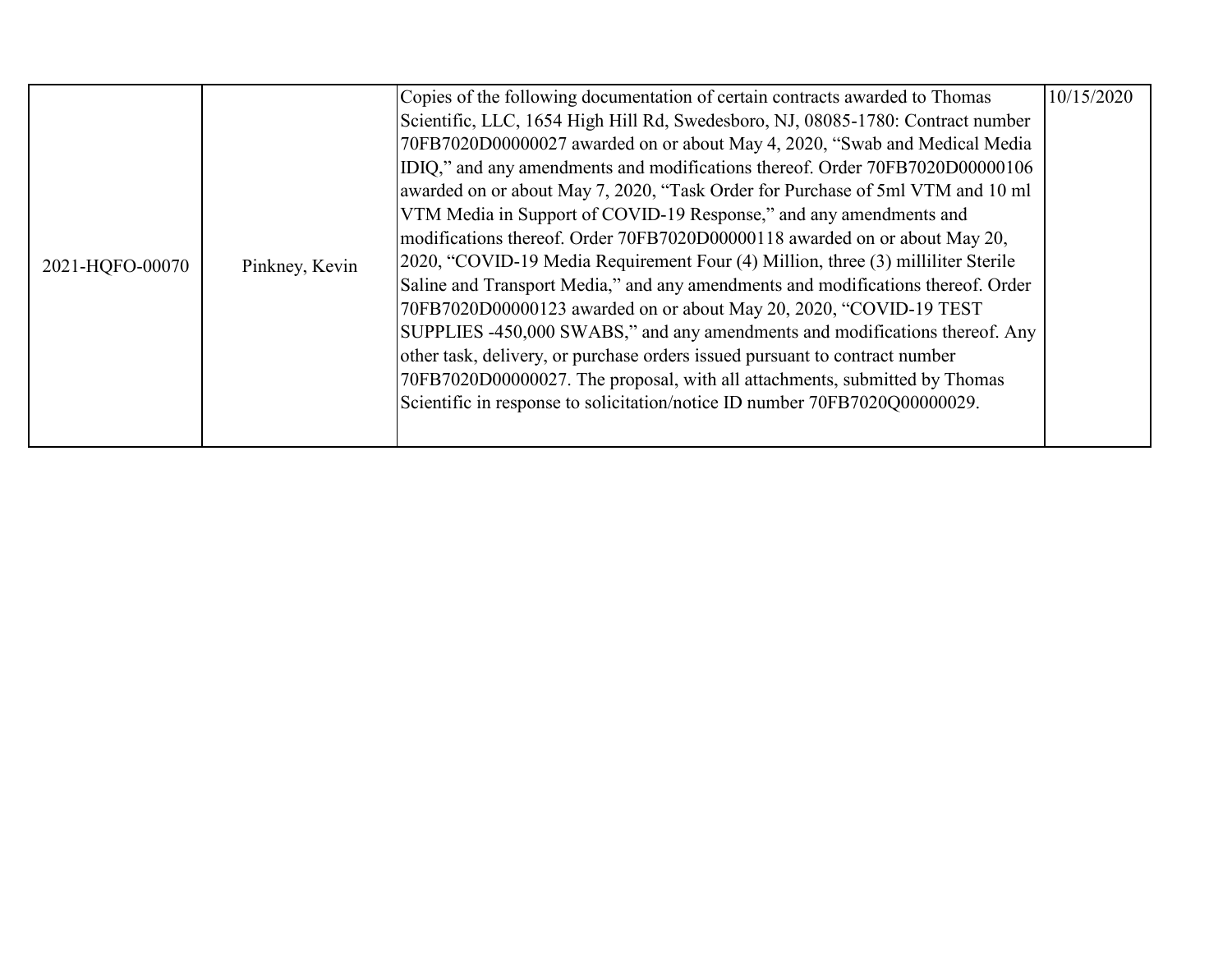| | | | |
|---|---|---|---|
| 2021-HQFO-00070 | Pinkney, Kevin | Copies of the following documentation of certain contracts awarded to Thomas Scientific, LLC, 1654 High Hill Rd, Swedesboro, NJ, 08085-1780: Contract number 70FB7020D00000027 awarded on or about May 4, 2020, "Swab and Medical Media IDIQ," and any amendments and modifications thereof. Order 70FB7020D00000106 awarded on or about May 7, 2020, "Task Order for Purchase of 5ml VTM and 10 ml VTM Media in Support of COVID-19 Response," and any amendments and modifications thereof. Order 70FB7020D00000118 awarded on or about May 20, 2020, "COVID-19 Media Requirement Four (4) Million, three (3) milliliter Sterile Saline and Transport Media," and any amendments and modifications thereof. Order 70FB7020D00000123 awarded on or about May 20, 2020, "COVID-19 TEST SUPPLIES -450,000 SWABS," and any amendments and modifications thereof. Any other task, delivery, or purchase orders issued pursuant to contract number 70FB7020D00000027. The proposal, with all attachments, submitted by Thomas Scientific in response to solicitation/notice ID number 70FB7020Q00000029. | 10/15/2020 |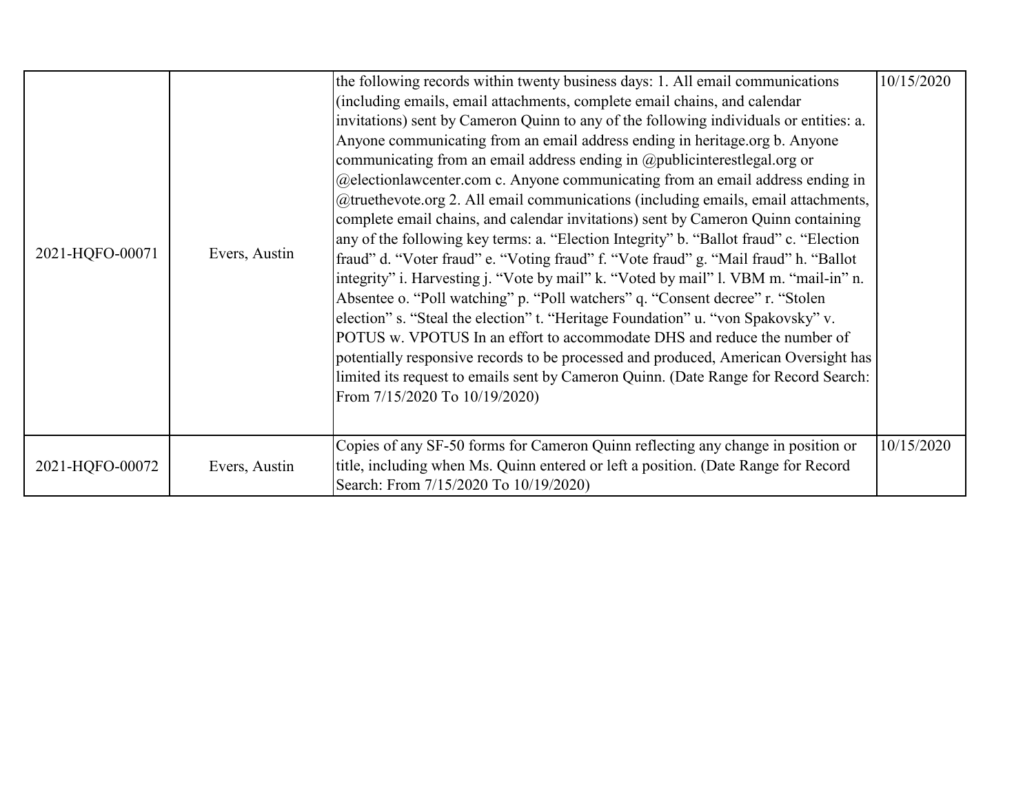| | | | |
|---|---|---|---|
| 2021-HQFO-00071 | Evers, Austin | the following records within twenty business days: 1. All email communications (including emails, email attachments, complete email chains, and calendar invitations) sent by Cameron Quinn to any of the following individuals or entities: a. Anyone communicating from an email address ending in heritage.org b. Anyone communicating from an email address ending in @publicinterestlegal.org or @electionlawcenter.com c. Anyone communicating from an email address ending in @truethevote.org 2. All email communications (including emails, email attachments, complete email chains, and calendar invitations) sent by Cameron Quinn containing any of the following key terms: a. “Election Integrity” b. “Ballot fraud” c. “Election fraud” d. “Voter fraud” e. “Voting fraud” f. “Vote fraud” g. “Mail fraud” h. “Ballot integrity” i. Harvesting j. “Vote by mail” k. “Voted by mail” l. VBM m. “mail-in” n. Absentee o. “Poll watching” p. “Poll watchers” q. “Consent decree” r. “Stolen election” s. “Steal the election” t. “Heritage Foundation” u. “von Spakovsky” v. POTUS w. VPOTUS In an effort to accommodate DHS and reduce the number of potentially responsive records to be processed and produced, American Oversight has limited its request to emails sent by Cameron Quinn. (Date Range for Record Search: From 7/15/2020 To 10/19/2020) | 10/15/2020 |
| 2021-HQFO-00072 | Evers, Austin | Copies of any SF-50 forms for Cameron Quinn reflecting any change in position or title, including when Ms. Quinn entered or left a position. (Date Range for Record Search: From 7/15/2020 To 10/19/2020) | 10/15/2020 |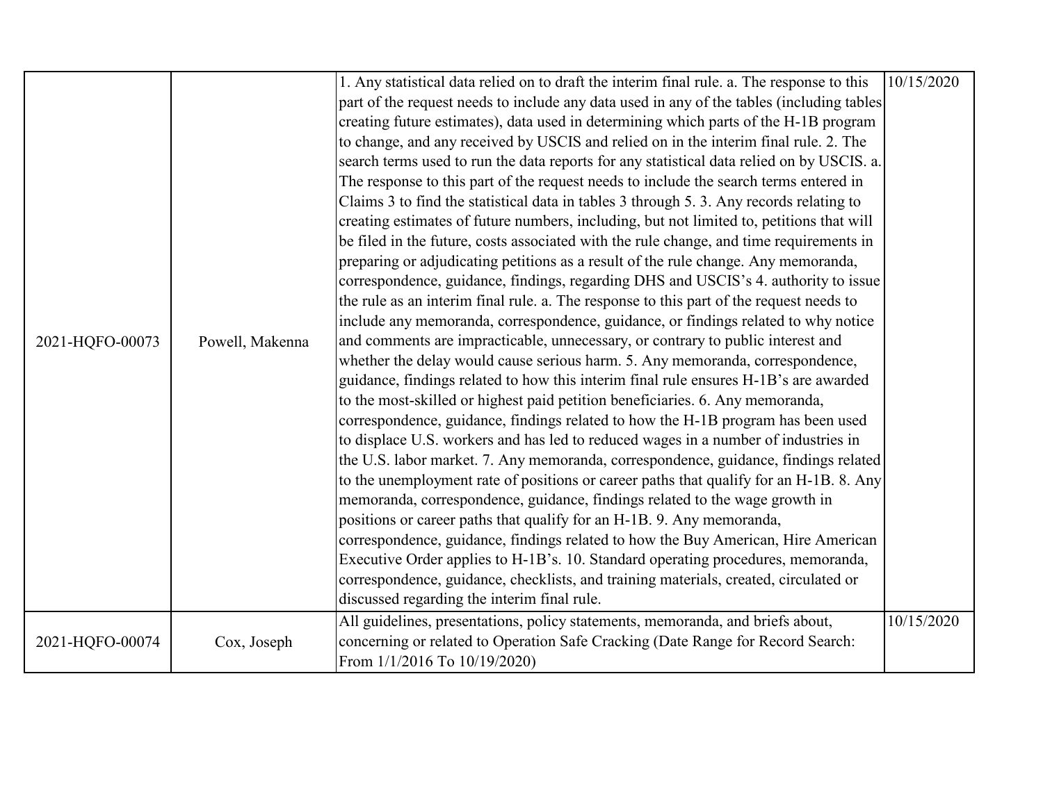| | | | |
|---|---|---|---|
| 2021-HQFO-00073 | Powell, Makenna | 1. Any statistical data relied on to draft the interim final rule. a. The response to this part of the request needs to include any data used in any of the tables (including tables creating future estimates), data used in determining which parts of the H-1B program to change, and any received by USCIS and relied on in the interim final rule. 2. The search terms used to run the data reports for any statistical data relied on by USCIS. a. The response to this part of the request needs to include the search terms entered in Claims 3 to find the statistical data in tables 3 through 5. 3. Any records relating to creating estimates of future numbers, including, but not limited to, petitions that will be filed in the future, costs associated with the rule change, and time requirements in preparing or adjudicating petitions as a result of the rule change. Any memoranda, correspondence, guidance, findings, regarding DHS and USCIS's 4. authority to issue the rule as an interim final rule. a. The response to this part of the request needs to include any memoranda, correspondence, guidance, or findings related to why notice and comments are impracticable, unnecessary, or contrary to public interest and whether the delay would cause serious harm. 5. Any memoranda, correspondence, guidance, findings related to how this interim final rule ensures H-1B's are awarded to the most-skilled or highest paid petition beneficiaries. 6. Any memoranda, correspondence, guidance, findings related to how the H-1B program has been used to displace U.S. workers and has led to reduced wages in a number of industries in the U.S. labor market. 7. Any memoranda, correspondence, guidance, findings related to the unemployment rate of positions or career paths that qualify for an H-1B. 8. Any memoranda, correspondence, guidance, findings related to the wage growth in positions or career paths that qualify for an H-1B. 9. Any memoranda, correspondence, guidance, findings related to how the Buy American, Hire American Executive Order applies to H-1B's. 10. Standard operating procedures, memoranda, correspondence, guidance, checklists, and training materials, created, circulated or discussed regarding the interim final rule. | 10/15/2020 |
| 2021-HQFO-00074 | Cox, Joseph | All guidelines, presentations, policy statements, memoranda, and briefs about, concerning or related to Operation Safe Cracking (Date Range for Record Search: From 1/1/2016 To 10/19/2020) | 10/15/2020 |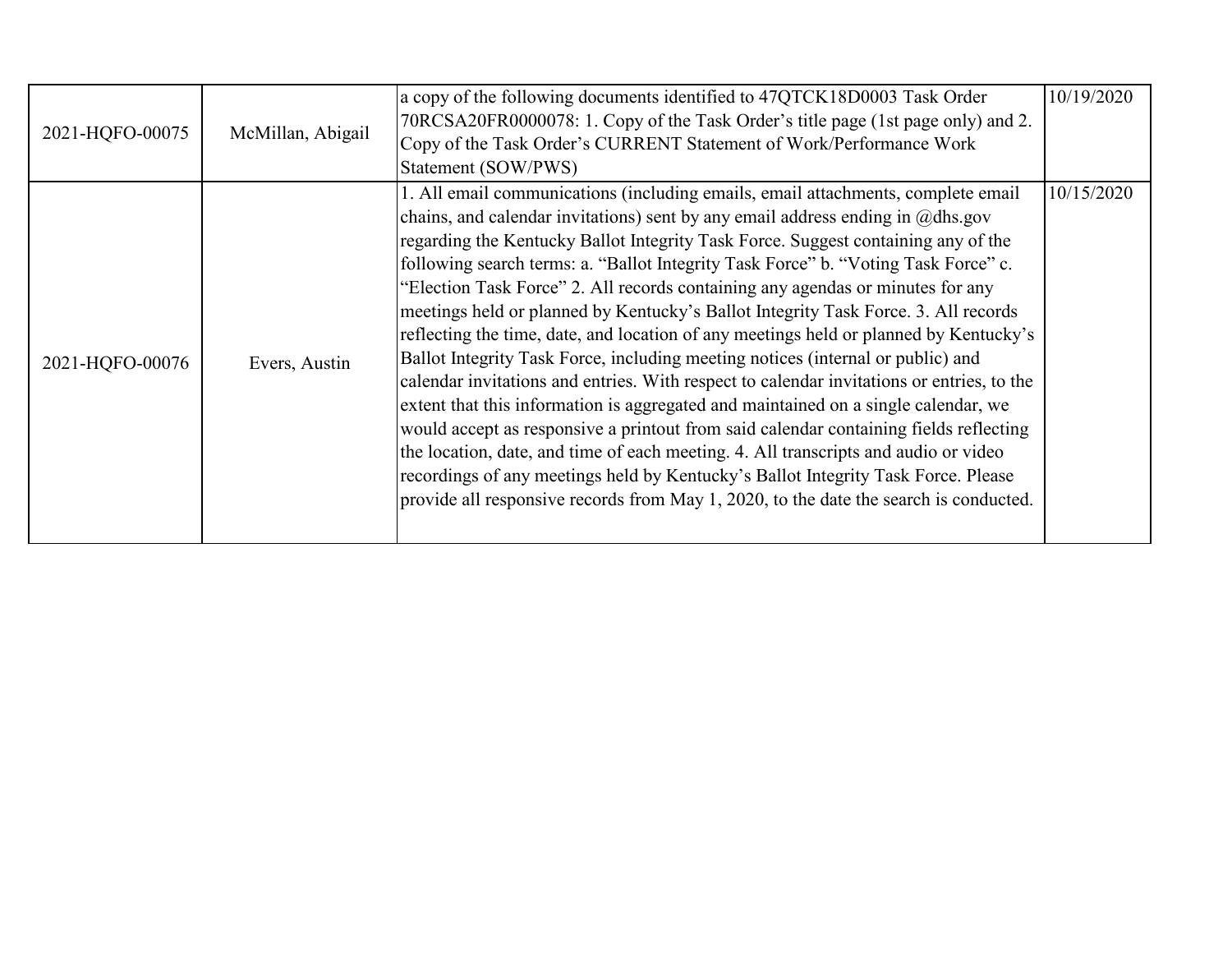| | | | |
|---|---|---|---|
| 2021-HQFO-00075 | McMillan, Abigail | a copy of the following documents identified to 47QTCK18D0003 Task Order 70RCSA20FR0000078: 1. Copy of the Task Order's title page (1st page only) and 2. Copy of the Task Order's CURRENT Statement of Work/Performance Work Statement (SOW/PWS) | 10/19/2020 |
| 2021-HQFO-00076 | Evers, Austin | 1. All email communications (including emails, email attachments, complete email chains, and calendar invitations) sent by any email address ending in @dhs.gov regarding the Kentucky Ballot Integrity Task Force. Suggest containing any of the following search terms: a. "Ballot Integrity Task Force" b. "Voting Task Force" c. "Election Task Force" 2. All records containing any agendas or minutes for any meetings held or planned by Kentucky's Ballot Integrity Task Force. 3. All records reflecting the time, date, and location of any meetings held or planned by Kentucky's Ballot Integrity Task Force, including meeting notices (internal or public) and calendar invitations and entries. With respect to calendar invitations or entries, to the extent that this information is aggregated and maintained on a single calendar, we would accept as responsive a printout from said calendar containing fields reflecting the location, date, and time of each meeting. 4. All transcripts and audio or video recordings of any meetings held by Kentucky's Ballot Integrity Task Force. Please provide all responsive records from May 1, 2020, to the date the search is conducted. | 10/15/2020 |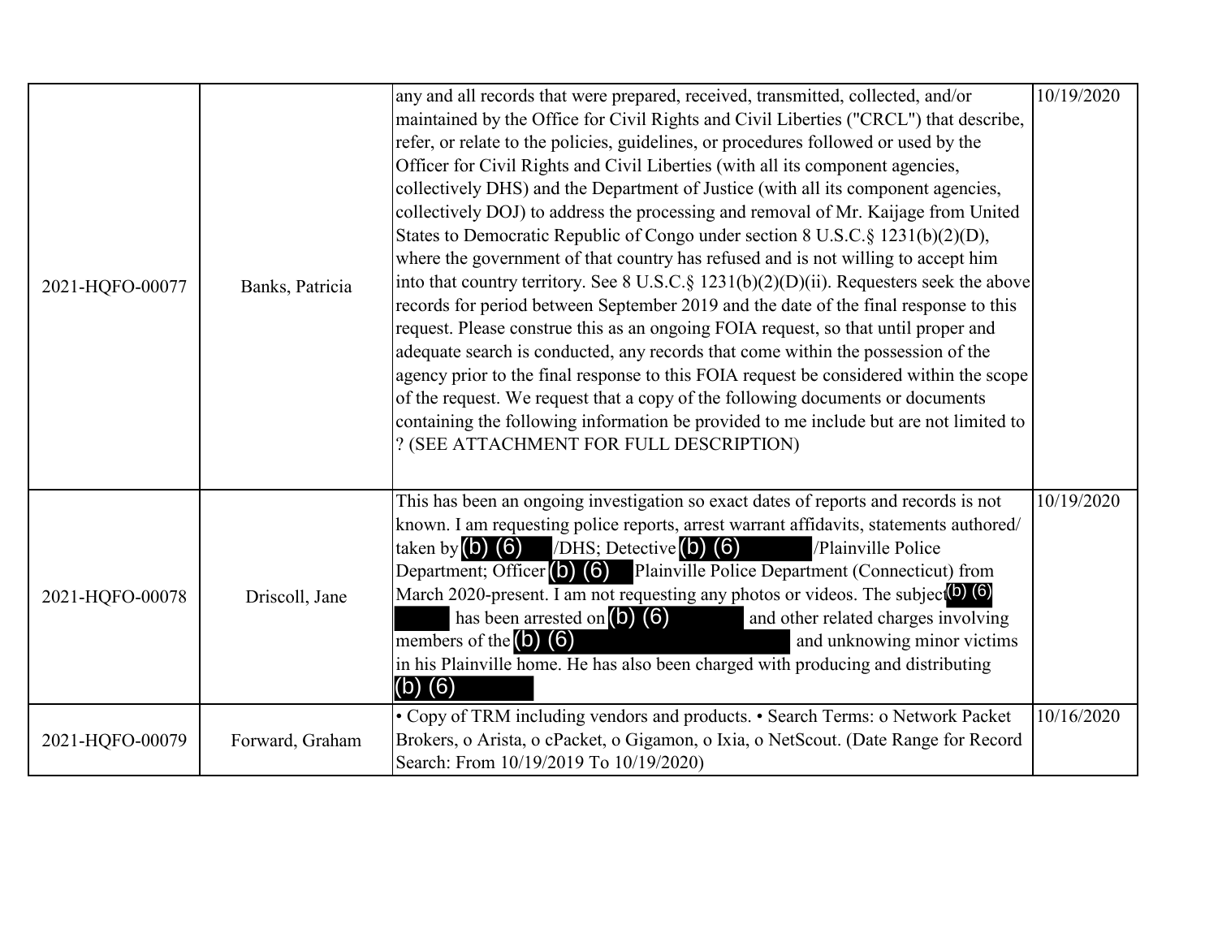| | | | |
|---|---|---|---|
| 2021-HQFO-00077 | Banks, Patricia | any and all records that were prepared, received, transmitted, collected, and/or maintained by the Office for Civil Rights and Civil Liberties ("CRCL") that describe, refer, or relate to the policies, guidelines, or procedures followed or used by the Officer for Civil Rights and Civil Liberties (with all its component agencies, collectively DHS) and the Department of Justice (with all its component agencies, collectively DOJ) to address the processing and removal of Mr. Kaijage from United States to Democratic Republic of Congo under section 8 U.S.C.§ 1231(b)(2)(D), where the government of that country has refused and is not willing to accept him into that country territory. See 8 U.S.C.§ 1231(b)(2)(D)(ii). Requesters seek the above records for period between September 2019 and the date of the final response to this request. Please construe this as an ongoing FOIA request, so that until proper and adequate search is conducted, any records that come within the possession of the agency prior to the final response to this FOIA request be considered within the scope of the request. We request that a copy of the following documents or documents containing the following information be provided to me include but are not limited to ? (SEE ATTACHMENT FOR FULL DESCRIPTION) | 10/19/2020 |
| 2021-HQFO-00078 | Driscoll, Jane | This has been an ongoing investigation so exact dates of reports and records is not known. I am requesting police reports, arrest warrant affidavits, statements authored/ taken by (b) (6) /DHS; Detective (b) (6) /Plainville Police Department; Officer (b) (6) Plainville Police Department (Connecticut) from March 2020-present. I am not requesting any photos or videos. The subject (b) (6) has been arrested on (b) (6) and other related charges involving members of the (b) (6) and unknowing minor victims in his Plainville home. He has also been charged with producing and distributing (b) (6) | 10/19/2020 |
| 2021-HQFO-00079 | Forward, Graham | • Copy of TRM including vendors and products. • Search Terms: o Network Packet Brokers, o Arista, o cPacket, o Gigamon, o Ixia, o NetScout. (Date Range for Record Search: From 10/19/2019 To 10/19/2020) | 10/16/2020 |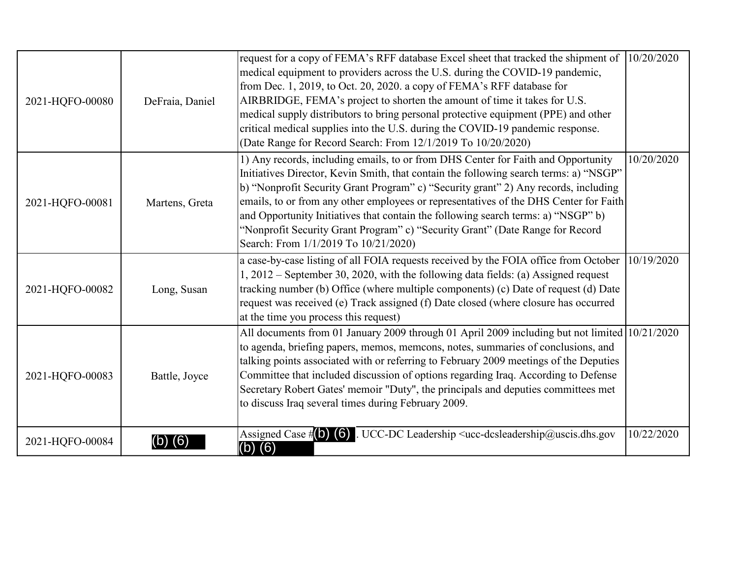| | | | |
|---|---|---|---|
| 2021-HQFO-00080 | DeFraia, Daniel | request for a copy of FEMA's RFF database Excel sheet that tracked the shipment of medical equipment to providers across the U.S. during the COVID-19 pandemic, from Dec. 1, 2019, to Oct. 20, 2020. a copy of FEMA's RFF database for AIRBRIDGE, FEMA's project to shorten the amount of time it takes for U.S. medical supply distributors to bring personal protective equipment (PPE) and other critical medical supplies into the U.S. during the COVID-19 pandemic response. (Date Range for Record Search: From 12/1/2019 To 10/20/2020) | 10/20/2020 |
| 2021-HQFO-00081 | Martens, Greta | 1) Any records, including emails, to or from DHS Center for Faith and Opportunity Initiatives Director, Kevin Smith, that contain the following search terms: a) "NSGP" b) "Nonprofit Security Grant Program" c) "Security grant" 2) Any records, including emails, to or from any other employees or representatives of the DHS Center for Faith and Opportunity Initiatives that contain the following search terms: a) "NSGP" b) "Nonprofit Security Grant Program" c) "Security Grant" (Date Range for Record Search: From 1/1/2019 To 10/21/2020) | 10/20/2020 |
| 2021-HQFO-00082 | Long, Susan | a case-by-case listing of all FOIA requests received by the FOIA office from October 1, 2012 – September 30, 2020, with the following data fields: (a) Assigned request tracking number (b) Office (where multiple components) (c) Date of request (d) Date request was received (e) Track assigned (f) Date closed (where closure has occurred at the time you process this request) | 10/19/2020 |
| 2021-HQFO-00083 | Battle, Joyce | All documents from 01 January 2009 through 01 April 2009 including but not limited to agenda, briefing papers, memos, memcons, notes, summaries of conclusions, and talking points associated with or referring to February 2009 meetings of the Deputies Committee that included discussion of options regarding Iraq. According to Defense Secretary Robert Gates' memoir "Duty", the principals and deputies committees met to discuss Iraq several times during February 2009. | 10/21/2020 |
| 2021-HQFO-00084 | (b) (6) | Assigned Case #(b) (6) . UCC-DC Leadership <ucc-dcsleadership@uscis.dhs.gov (b) (6) | 10/22/2020 |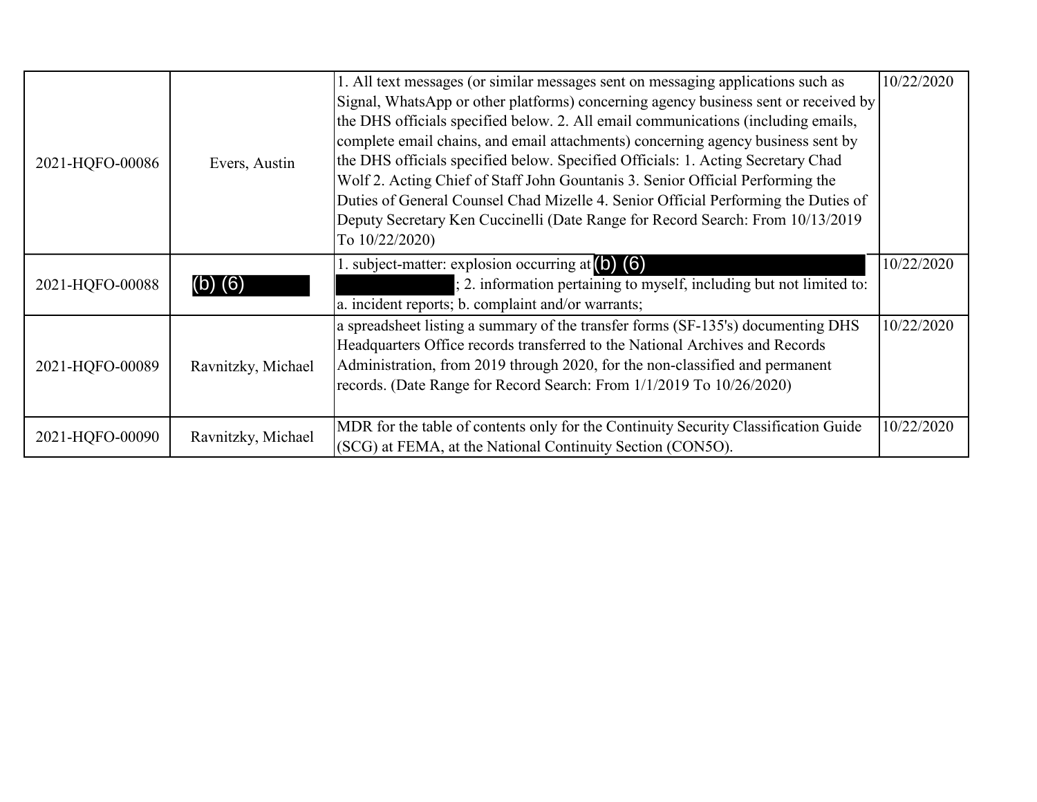| | | | |
|---|---|---|---|
| 2021-HQFO-00086 | Evers, Austin | 1. All text messages (or similar messages sent on messaging applications such as Signal, WhatsApp or other platforms) concerning agency business sent or received by the DHS officials specified below. 2. All email communications (including emails, complete email chains, and email attachments) concerning agency business sent by the DHS officials specified below. Specified Officials: 1. Acting Secretary Chad Wolf 2. Acting Chief of Staff John Gountanis 3. Senior Official Performing the Duties of General Counsel Chad Mizelle 4. Senior Official Performing the Duties of Deputy Secretary Ken Cuccinelli (Date Range for Record Search: From 10/13/2019 To 10/22/2020) | 10/22/2020 |
| 2021-HQFO-00088 | (b) (6) | 1. subject-matter: explosion occurring at (b) (6) ; 2. information pertaining to myself, including but not limited to: a. incident reports; b. complaint and/or warrants; | 10/22/2020 |
| 2021-HQFO-00089 | Ravnitzky, Michael | a spreadsheet listing a summary of the transfer forms (SF-135's) documenting DHS Headquarters Office records transferred to the National Archives and Records Administration, from 2019 through 2020, for the non-classified and permanent records. (Date Range for Record Search: From 1/1/2019 To 10/26/2020) | 10/22/2020 |
| 2021-HQFO-00090 | Ravnitzky, Michael | MDR for the table of contents only for the Continuity Security Classification Guide (SCG) at FEMA, at the National Continuity Section (CON5O). | 10/22/2020 |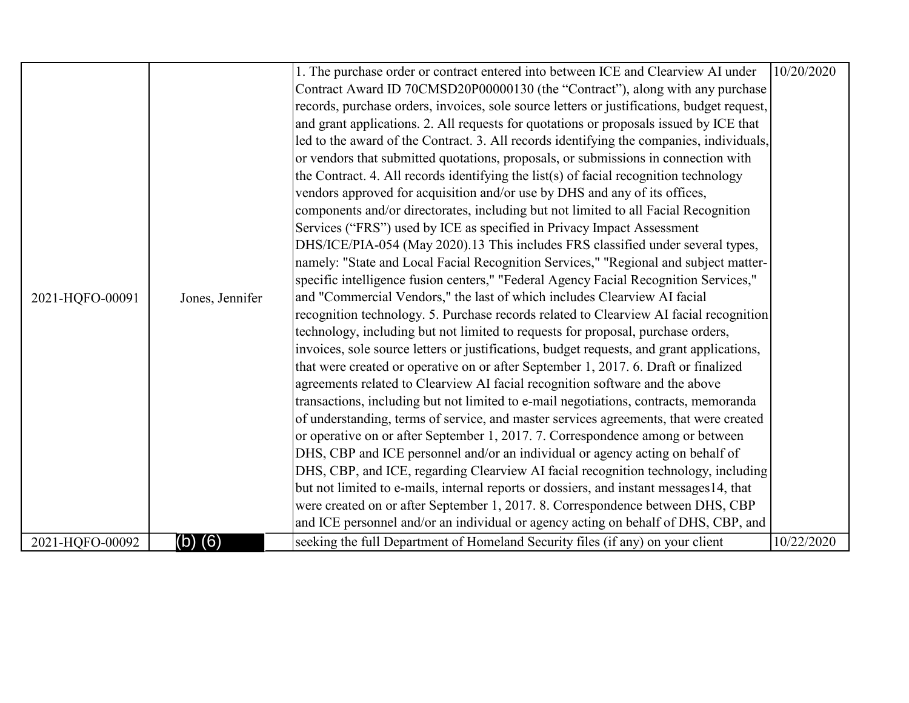| | | | |
|---|---|---|---|
| 2021-HQFO-00091 | Jones, Jennifer | 1. The purchase order or contract entered into between ICE and Clearview AI under Contract Award ID 70CMSD20P00000130 (the "Contract"), along with any purchase records, purchase orders, invoices, sole source letters or justifications, budget request, and grant applications. 2. All requests for quotations or proposals issued by ICE that led to the award of the Contract. 3. All records identifying the companies, individuals, or vendors that submitted quotations, proposals, or submissions in connection with the Contract. 4. All records identifying the list(s) of facial recognition technology vendors approved for acquisition and/or use by DHS and any of its offices, components and/or directorates, including but not limited to all Facial Recognition Services ("FRS") used by ICE as specified in Privacy Impact Assessment DHS/ICE/PIA-054 (May 2020).13 This includes FRS classified under several types, namely: "State and Local Facial Recognition Services," "Regional and subject matter-specific intelligence fusion centers," "Federal Agency Facial Recognition Services," and "Commercial Vendors," the last of which includes Clearview AI facial recognition technology. 5. Purchase records related to Clearview AI facial recognition technology, including but not limited to requests for proposal, purchase orders, invoices, sole source letters or justifications, budget requests, and grant applications, that were created or operative on or after September 1, 2017. 6. Draft or finalized agreements related to Clearview AI facial recognition software and the above transactions, including but not limited to e-mail negotiations, contracts, memoranda of understanding, terms of service, and master services agreements, that were created or operative on or after September 1, 2017. 7. Correspondence among or between DHS, CBP and ICE personnel and/or an individual or agency acting on behalf of DHS, CBP, and ICE, regarding Clearview AI facial recognition technology, including but not limited to e-mails, internal reports or dossiers, and instant messages14, that were created on or after September 1, 2017. 8. Correspondence between DHS, CBP and ICE personnel and/or an individual or agency acting on behalf of DHS, CBP, and | 10/20/2020 |
| 2021-HQFO-00092 | (b) (6) | seeking the full Department of Homeland Security files (if any) on your client | 10/22/2020 |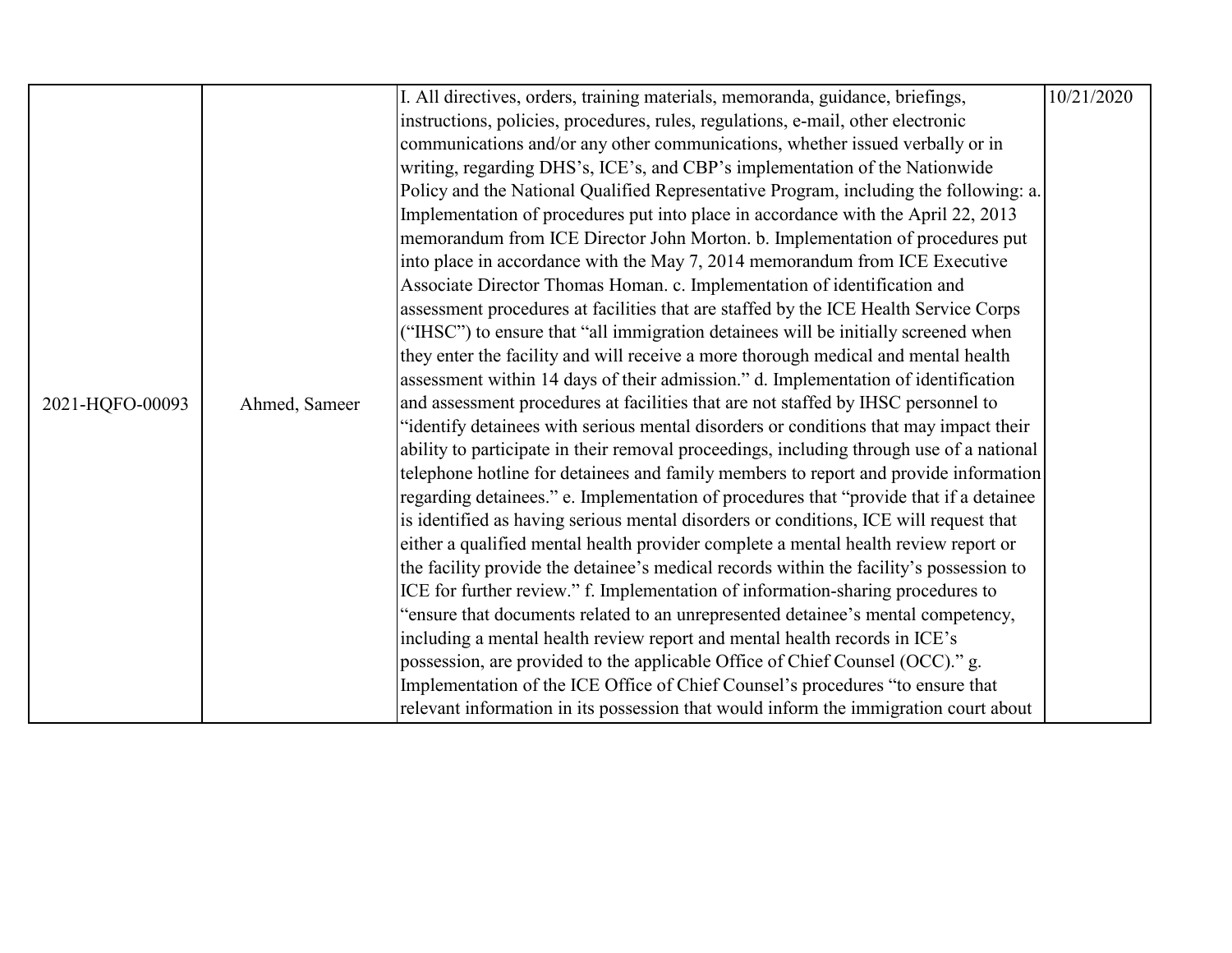| | | | |
|---|---|---|---|
| 2021-HQFO-00093 | Ahmed, Sameer | I. All directives, orders, training materials, memoranda, guidance, briefings, instructions, policies, procedures, rules, regulations, e-mail, other electronic communications and/or any other communications, whether issued verbally or in writing, regarding DHS's, ICE's, and CBP's implementation of the Nationwide Policy and the National Qualified Representative Program, including the following: a. Implementation of procedures put into place in accordance with the April 22, 2013 memorandum from ICE Director John Morton. b. Implementation of procedures put into place in accordance with the May 7, 2014 memorandum from ICE Executive Associate Director Thomas Homan. c. Implementation of identification and assessment procedures at facilities that are staffed by the ICE Health Service Corps ("IHSC") to ensure that "all immigration detainees will be initially screened when they enter the facility and will receive a more thorough medical and mental health assessment within 14 days of their admission." d. Implementation of identification and assessment procedures at facilities that are not staffed by IHSC personnel to "identify detainees with serious mental disorders or conditions that may impact their ability to participate in their removal proceedings, including through use of a national telephone hotline for detainees and family members to report and provide information regarding detainees." e. Implementation of procedures that "provide that if a detainee is identified as having serious mental disorders or conditions, ICE will request that either a qualified mental health provider complete a mental health review report or the facility provide the detainee's medical records within the facility's possession to ICE for further review." f. Implementation of information-sharing procedures to "ensure that documents related to an unrepresented detainee's mental competency, including a mental health review report and mental health records in ICE's possession, are provided to the applicable Office of Chief Counsel (OCC)." g. Implementation of the ICE Office of Chief Counsel's procedures "to ensure that relevant information in its possession that would inform the immigration court about | 10/21/2020 |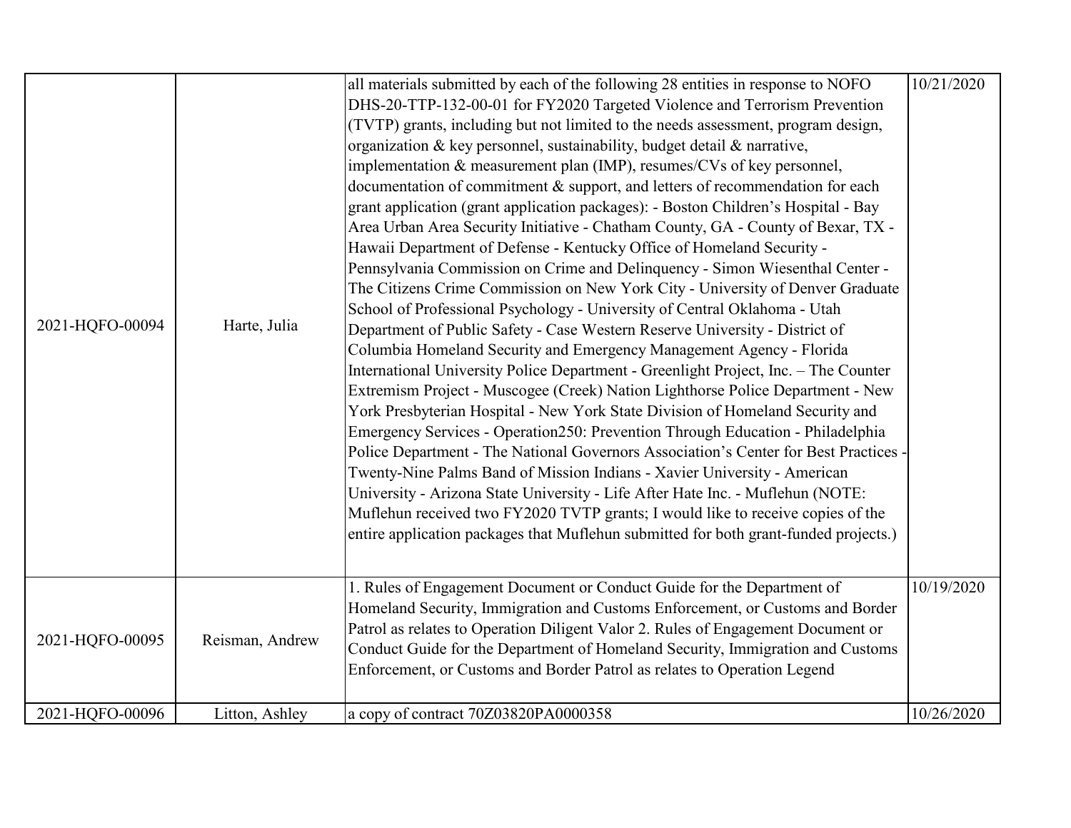| | | | |
|---|---|---|---|
| 2021-HQFO-00094 | Harte, Julia | all materials submitted by each of the following 28 entities in response to NOFO DHS-20-TTP-132-00-01 for FY2020 Targeted Violence and Terrorism Prevention (TVTP) grants, including but not limited to the needs assessment, program design, organization & key personnel, sustainability, budget detail & narrative, implementation & measurement plan (IMP), resumes/CVs of key personnel, documentation of commitment & support, and letters of recommendation for each grant application (grant application packages): - Boston Children's Hospital - Bay Area Urban Area Security Initiative - Chatham County, GA - County of Bexar, TX - Hawaii Department of Defense - Kentucky Office of Homeland Security - Pennsylvania Commission on Crime and Delinquency - Simon Wiesenthal Center - The Citizens Crime Commission on New York City - University of Denver Graduate School of Professional Psychology - University of Central Oklahoma - Utah Department of Public Safety - Case Western Reserve University - District of Columbia Homeland Security and Emergency Management Agency - Florida International University Police Department - Greenlight Project, Inc. – The Counter Extremism Project - Muscogee (Creek) Nation Lighthorse Police Department - New York Presbyterian Hospital - New York State Division of Homeland Security and Emergency Services - Operation250: Prevention Through Education - Philadelphia Police Department - The National Governors Association's Center for Best Practices - Twenty-Nine Palms Band of Mission Indians - Xavier University - American University - Arizona State University - Life After Hate Inc. - Muflehun (NOTE: Muflehun received two FY2020 TVTP grants; I would like to receive copies of the entire application packages that Muflehun submitted for both grant-funded projects.) | 10/21/2020 |
| 2021-HQFO-00095 | Reisman, Andrew | 1. Rules of Engagement Document or Conduct Guide for the Department of Homeland Security, Immigration and Customs Enforcement, or Customs and Border Patrol as relates to Operation Diligent Valor 2. Rules of Engagement Document or Conduct Guide for the Department of Homeland Security, Immigration and Customs Enforcement, or Customs and Border Patrol as relates to Operation Legend | 10/19/2020 |
| 2021-HQFO-00096 | Litton, Ashley | a copy of contract 70Z03820PA0000358 | 10/26/2020 |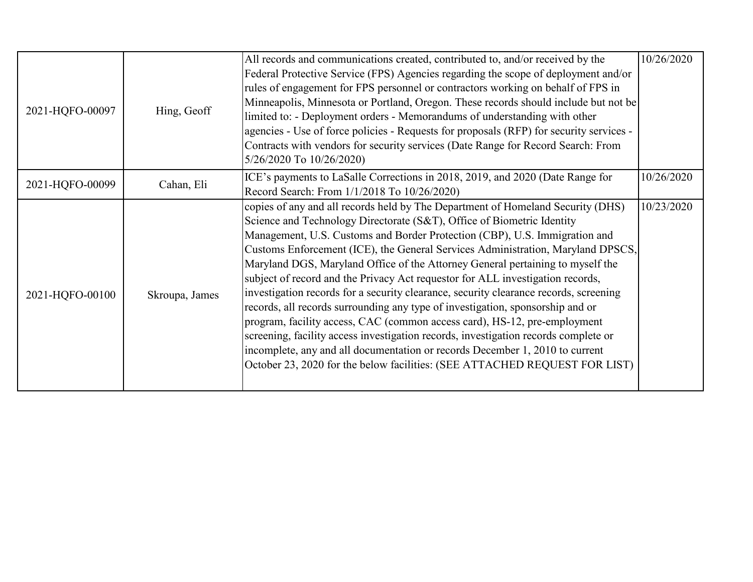| | | | |
|---|---|---|---|
| 2021-HQFO-00097 | Hing, Geoff | All records and communications created, contributed to, and/or received by the Federal Protective Service (FPS) Agencies regarding the scope of deployment and/or rules of engagement for FPS personnel or contractors working on behalf of FPS in Minneapolis, Minnesota or Portland, Oregon. These records should include but not be limited to: - Deployment orders - Memorandums of understanding with other agencies - Use of force policies - Requests for proposals (RFP) for security services - Contracts with vendors for security services (Date Range for Record Search: From 5/26/2020 To 10/26/2020) | 10/26/2020 |
| 2021-HQFO-00099 | Cahan, Eli | ICE's payments to LaSalle Corrections in 2018, 2019, and 2020 (Date Range for Record Search: From 1/1/2018 To 10/26/2020) | 10/26/2020 |
| 2021-HQFO-00100 | Skroupa, James | copies of any and all records held by The Department of Homeland Security (DHS) Science and Technology Directorate (S&T), Office of Biometric Identity Management, U.S. Customs and Border Protection (CBP), U.S. Immigration and Customs Enforcement (ICE), the General Services Administration, Maryland DPSCS, Maryland DGS, Maryland Office of the Attorney General pertaining to myself the subject of record and the Privacy Act requestor for ALL investigation records, investigation records for a security clearance, security clearance records, screening records, all records surrounding any type of investigation, sponsorship and or program, facility access, CAC (common access card), HS-12, pre-employment screening, facility access investigation records, investigation records complete or incomplete, any and all documentation or records December 1, 2010 to current October 23, 2020 for the below facilities: (SEE ATTACHED REQUEST FOR LIST) | 10/23/2020 |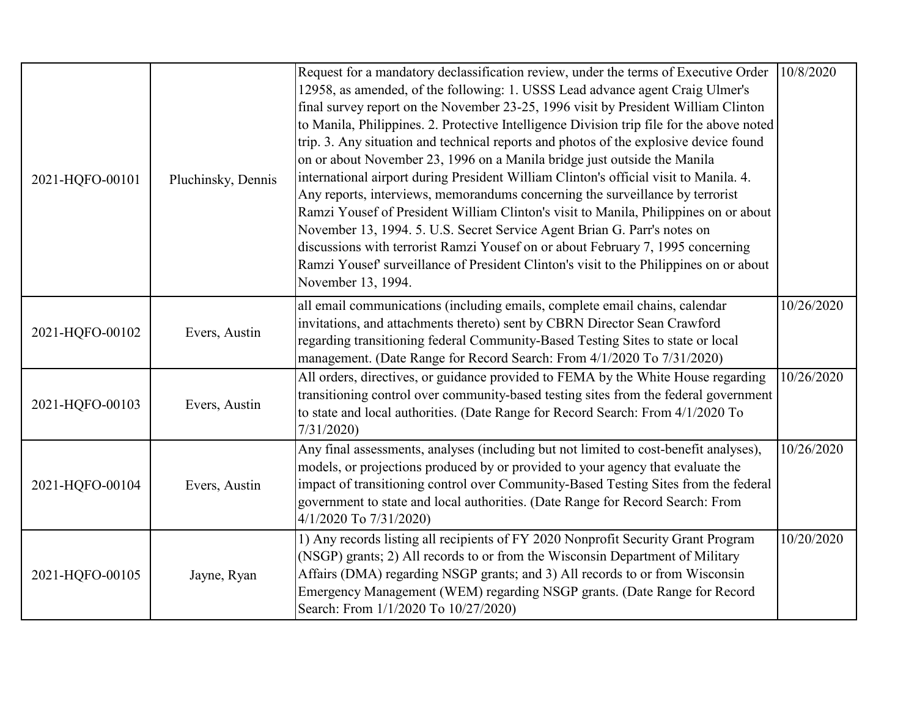| | | | |
|---|---|---|---|
| 2021-HQFO-00101 | Pluchinsky, Dennis | Request for a mandatory declassification review, under the terms of Executive Order 12958, as amended, of the following: 1. USSS Lead advance agent Craig Ulmer's final survey report on the November 23-25, 1996 visit by President William Clinton to Manila, Philippines. 2. Protective Intelligence Division trip file for the above noted trip. 3. Any situation and technical reports and photos of the explosive device found on or about November 23, 1996 on a Manila bridge just outside the Manila international airport during President William Clinton's official visit to Manila. 4. Any reports, interviews, memorandums concerning the surveillance by terrorist Ramzi Yousef of President William Clinton's visit to Manila, Philippines on or about November 13, 1994. 5. U.S. Secret Service Agent Brian G. Parr's notes on discussions with terrorist Ramzi Yousef on or about February 7, 1995 concerning Ramzi Yousef' surveillance of President Clinton's visit to the Philippines on or about November 13, 1994. | 10/8/2020 |
| 2021-HQFO-00102 | Evers, Austin | all email communications (including emails, complete email chains, calendar invitations, and attachments thereto) sent by CBRN Director Sean Crawford regarding transitioning federal Community-Based Testing Sites to state or local management. (Date Range for Record Search: From 4/1/2020 To 7/31/2020) | 10/26/2020 |
| 2021-HQFO-00103 | Evers, Austin | All orders, directives, or guidance provided to FEMA by the White House regarding transitioning control over community-based testing sites from the federal government to state and local authorities. (Date Range for Record Search: From 4/1/2020 To 7/31/2020) | 10/26/2020 |
| 2021-HQFO-00104 | Evers, Austin | Any final assessments, analyses (including but not limited to cost-benefit analyses), models, or projections produced by or provided to your agency that evaluate the impact of transitioning control over Community-Based Testing Sites from the federal government to state and local authorities. (Date Range for Record Search: From 4/1/2020 To 7/31/2020) | 10/26/2020 |
| 2021-HQFO-00105 | Jayne, Ryan | 1) Any records listing all recipients of FY 2020 Nonprofit Security Grant Program (NSGP) grants; 2) All records to or from the Wisconsin Department of Military Affairs (DMA) regarding NSGP grants; and 3) All records to or from Wisconsin Emergency Management (WEM) regarding NSGP grants. (Date Range for Record Search: From 1/1/2020 To 10/27/2020) | 10/20/2020 |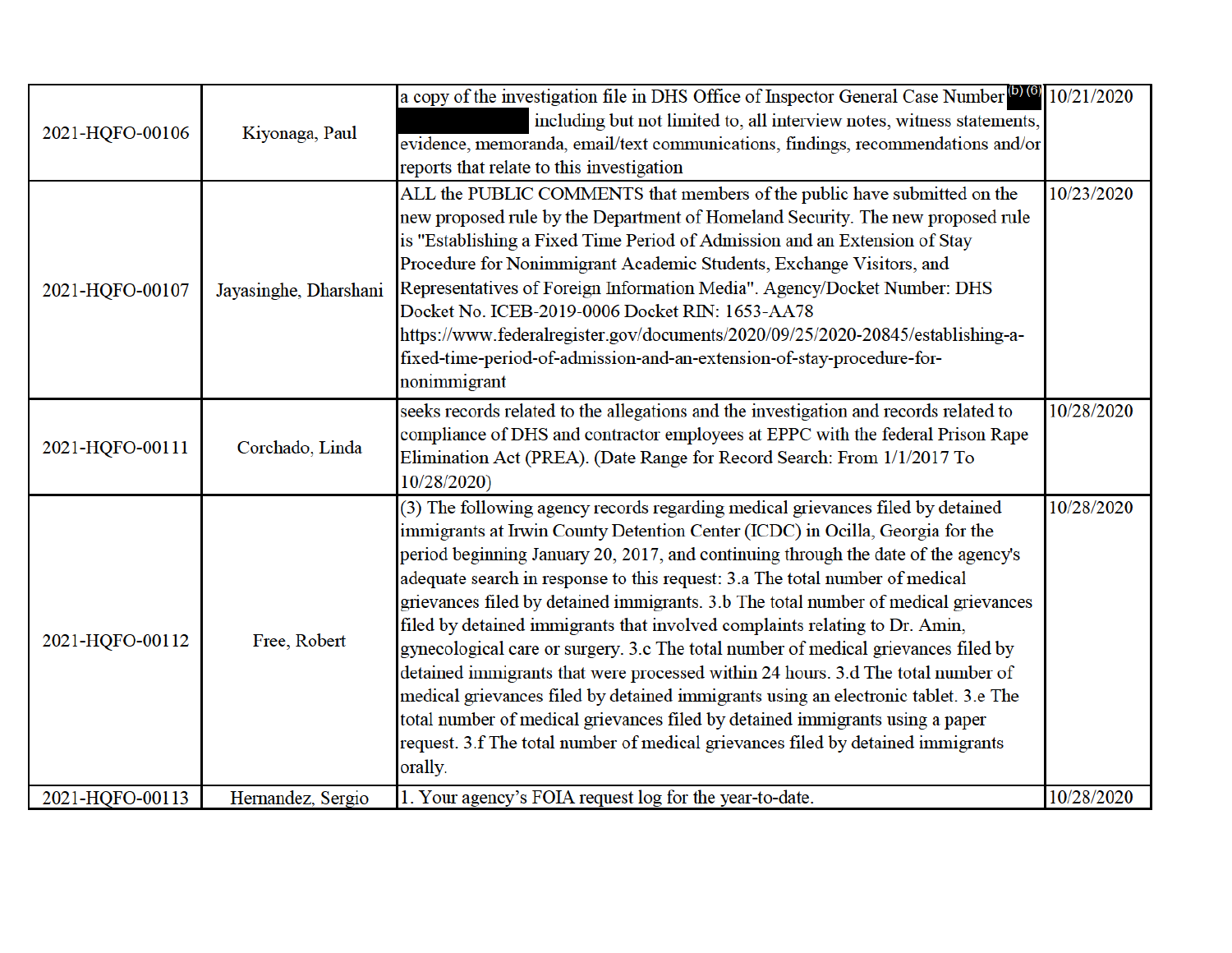| 2021-HQFO-00106 | Kiyonaga, Paul | a copy of the investigation file in DHS Office of Inspector General Case Number (b) (6) including but not limited to, all interview notes, witness statements, evidence, memoranda, email/text communications, findings, recommendations and/or reports that relate to this investigation | 10/21/2020 |
|---|---|---|---|
| 2021-HQFO-00107 | Jayasinghe, Dharshani | ALL the PUBLIC COMMENTS that members of the public have submitted on the new proposed rule by the Department of Homeland Security. The new proposed rule is "Establishing a Fixed Time Period of Admission and an Extension of Stay Procedure for Nonimmigrant Academic Students, Exchange Visitors, and Representatives of Foreign Information Media". Agency/Docket Number: DHS Docket No. ICEB-2019-0006 Docket RIN: 1653-AA78 https://www.federalregister.gov/documents/2020/09/25/2020-20845/establishing-a-fixed-time-period-of-admission-and-an-extension-of-stay-procedure-for-nonimmigrant | 10/23/2020 |
| 2021-HQFO-00111 | Corchado, Linda | seeks records related to the allegations and the investigation and records related to compliance of DHS and contractor employees at EPPC with the federal Prison Rape Elimination Act (PREA). (Date Range for Record Search: From 1/1/2017 To 10/28/2020) | 10/28/2020 |
| 2021-HQFO-00112 | Free, Robert | (3) The following agency records regarding medical grievances filed by detained immigrants at Irwin County Detention Center (ICDC) in Ocilla, Georgia for the period beginning January 20, 2017, and continuing through the date of the agency's adequate search in response to this request: 3.a The total number of medical grievances filed by detained immigrants. 3.b The total number of medical grievances filed by detained immigrants that involved complaints relating to Dr. Amin, gynecological care or surgery. 3.c The total number of medical grievances filed by detained immigrants that were processed within 24 hours. 3.d The total number of medical grievances filed by detained immigrants using an electronic tablet. 3.e The total number of medical grievances filed by detained immigrants using a paper request. 3.f The total number of medical grievances filed by detained immigrants orally. | 10/28/2020 |
| 2021-HQFO-00113 | Hernandez, Sergio | 1. Your agency's FOIA request log for the year-to-date. | 10/28/2020 |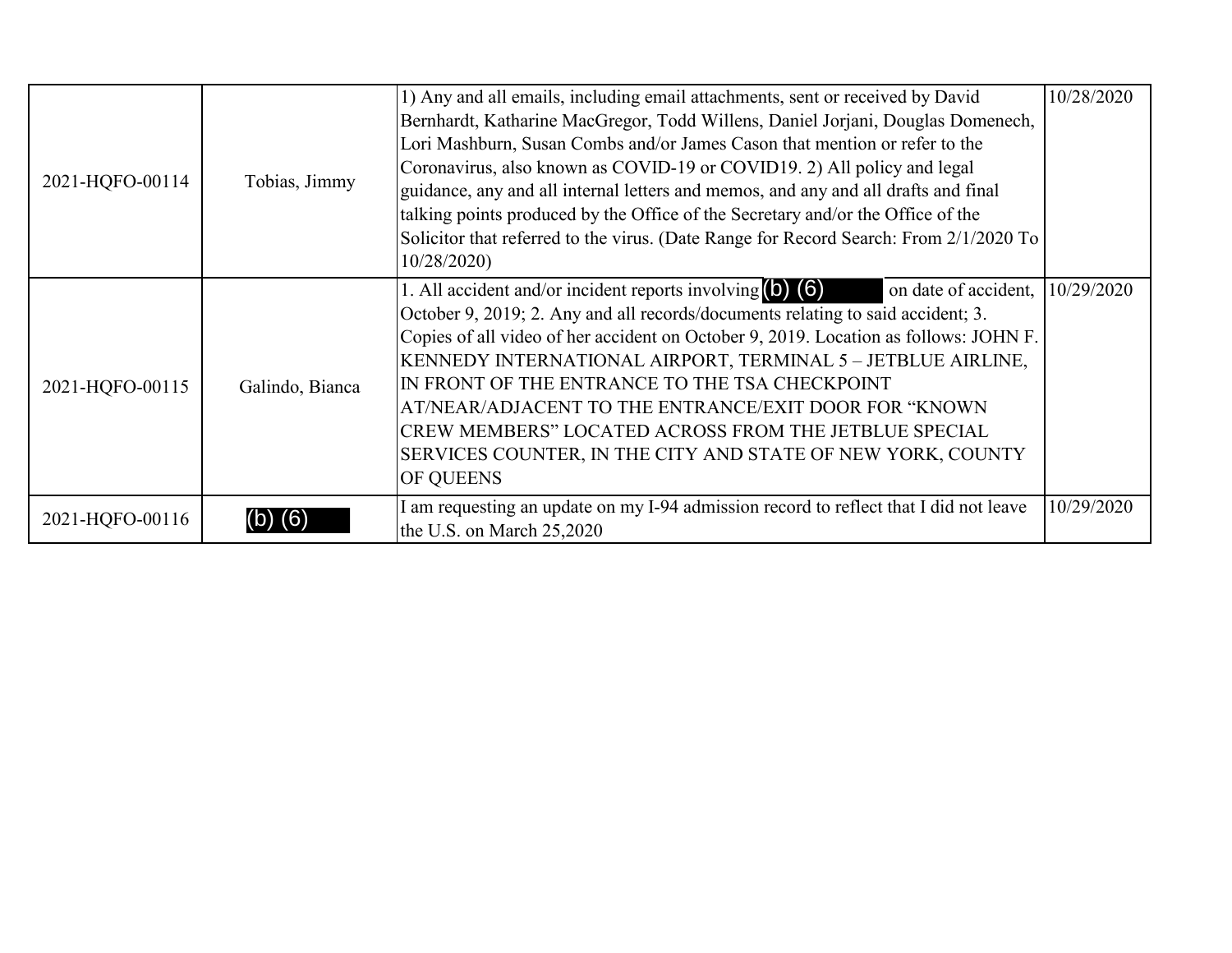| | | | |
|---|---|---|---|
| 2021-HQFO-00114 | Tobias, Jimmy | 1) Any and all emails, including email attachments, sent or received by David Bernhardt, Katharine MacGregor, Todd Willens, Daniel Jorjani, Douglas Domenech, Lori Mashburn, Susan Combs and/or James Cason that mention or refer to the Coronavirus, also known as COVID-19 or COVID19. 2) All policy and legal guidance, any and all internal letters and memos, and any and all drafts and final talking points produced by the Office of the Secretary and/or the Office of the Solicitor that referred to the virus. (Date Range for Record Search: From 2/1/2020 To 10/28/2020) | 10/28/2020 |
| 2021-HQFO-00115 | Galindo, Bianca | 1. All accident and/or incident reports involving (b) (6) on date of accident, October 9, 2019; 2. Any and all records/documents relating to said accident; 3. Copies of all video of her accident on October 9, 2019. Location as follows: JOHN F. KENNEDY INTERNATIONAL AIRPORT, TERMINAL 5 – JETBLUE AIRLINE, IN FRONT OF THE ENTRANCE TO THE TSA CHECKPOINT AT/NEAR/ADJACENT TO THE ENTRANCE/EXIT DOOR FOR “KNOWN CREW MEMBERS” LOCATED ACROSS FROM THE JETBLUE SPECIAL SERVICES COUNTER, IN THE CITY AND STATE OF NEW YORK, COUNTY OF QUEENS | 10/29/2020 |
| 2021-HQFO-00116 | (b) (6) | I am requesting an update on my I-94 admission record to reflect that I did not leave the U.S. on March 25,2020 | 10/29/2020 |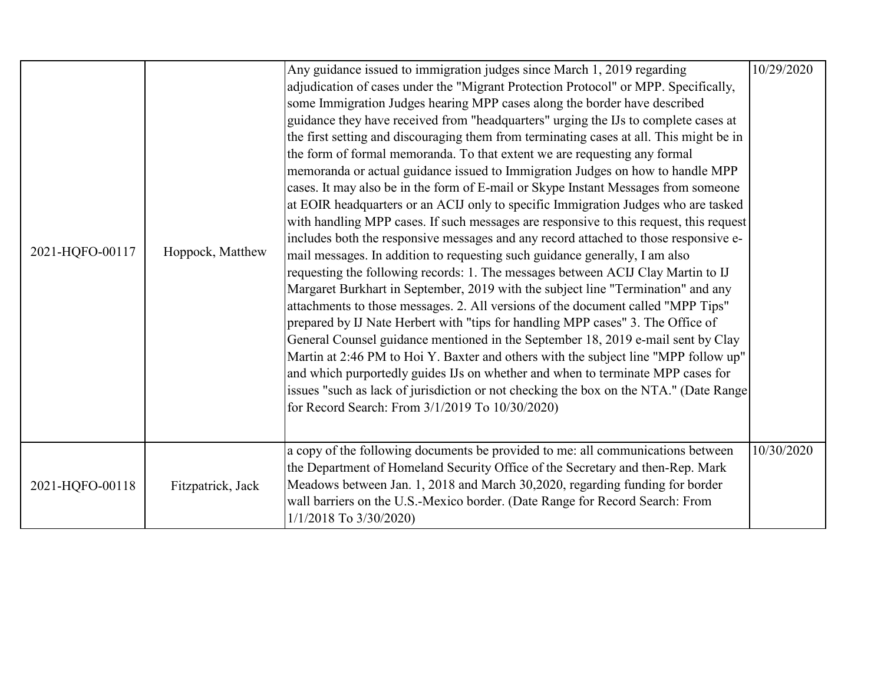| | | | |
|---|---|---|---|
| 2021-HQFO-00117 | Hoppock, Matthew | Any guidance issued to immigration judges since March 1, 2019 regarding adjudication of cases under the "Migrant Protection Protocol" or MPP. Specifically, some Immigration Judges hearing MPP cases along the border have described guidance they have received from "headquarters" urging the IJs to complete cases at the first setting and discouraging them from terminating cases at all. This might be in the form of formal memoranda. To that extent we are requesting any formal memoranda or actual guidance issued to Immigration Judges on how to handle MPP cases. It may also be in the form of E-mail or Skype Instant Messages from someone at EOIR headquarters or an ACIJ only to specific Immigration Judges who are tasked with handling MPP cases. If such messages are responsive to this request, this request includes both the responsive messages and any record attached to those responsive e-mail messages. In addition to requesting such guidance generally, I am also requesting the following records: 1. The messages between ACIJ Clay Martin to IJ Margaret Burkhart in September, 2019 with the subject line "Termination" and any attachments to those messages. 2. All versions of the document called "MPP Tips" prepared by IJ Nate Herbert with "tips for handling MPP cases" 3. The Office of General Counsel guidance mentioned in the September 18, 2019 e-mail sent by Clay Martin at 2:46 PM to Hoi Y. Baxter and others with the subject line "MPP follow up" and which purportedly guides IJs on whether and when to terminate MPP cases for issues "such as lack of jurisdiction or not checking the box on the NTA." (Date Range for Record Search: From 3/1/2019 To 10/30/2020) | 10/29/2020 |
| 2021-HQFO-00118 | Fitzpatrick, Jack | a copy of the following documents be provided to me: all communications between the Department of Homeland Security Office of the Secretary and then-Rep. Mark Meadows between Jan. 1, 2018 and March 30,2020, regarding funding for border wall barriers on the U.S.-Mexico border. (Date Range for Record Search: From 1/1/2018 To 3/30/2020) | 10/30/2020 |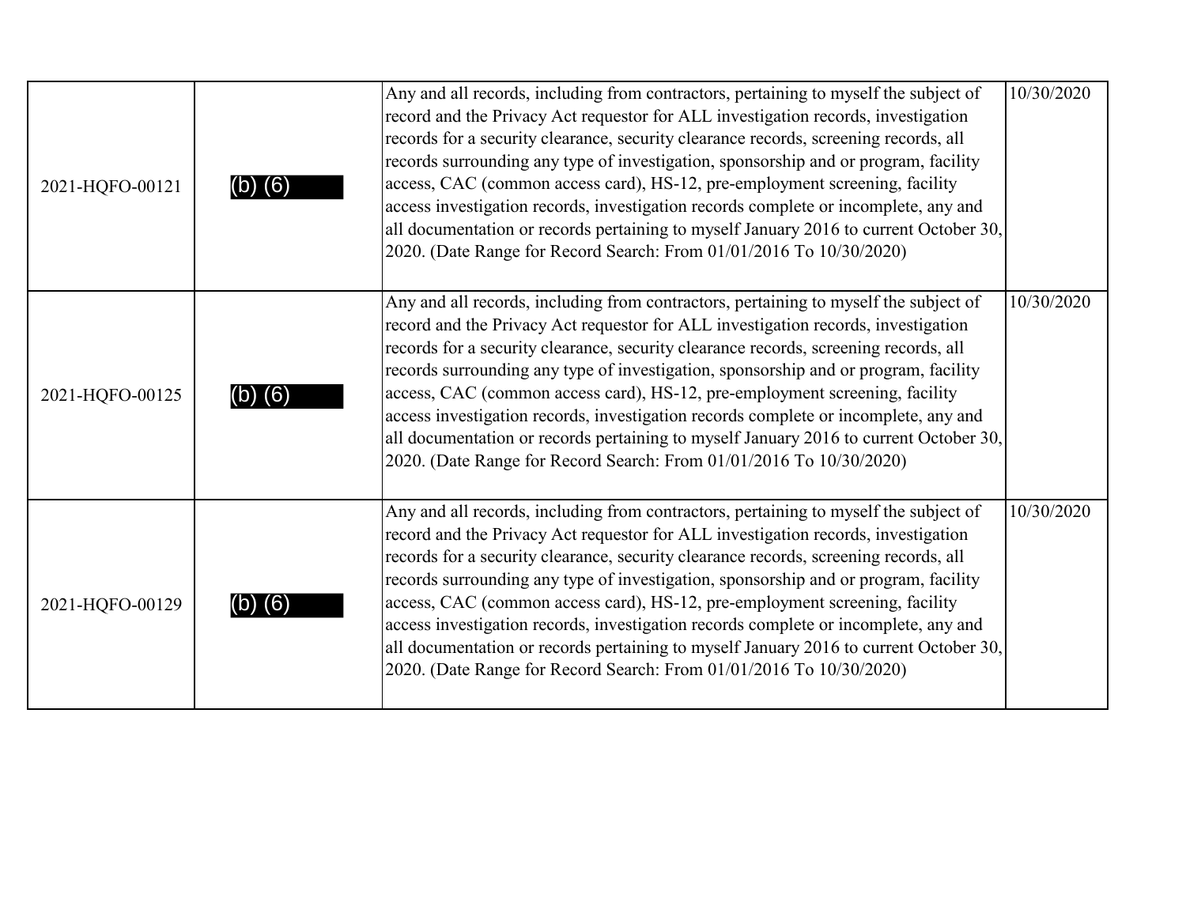| | | | |
|---|---|---|---|
| 2021-HQFO-00121 | (b) (6) | Any and all records, including from contractors, pertaining to myself the subject of record and the Privacy Act requestor for ALL investigation records, investigation records for a security clearance, security clearance records, screening records, all records surrounding any type of investigation, sponsorship and or program, facility access, CAC (common access card), HS-12, pre-employment screening, facility access investigation records, investigation records complete or incomplete, any and all documentation or records pertaining to myself January 2016 to current October 30, 2020. (Date Range for Record Search: From 01/01/2016 To 10/30/2020) | 10/30/2020 |
| 2021-HQFO-00125 | (b) (6) | Any and all records, including from contractors, pertaining to myself the subject of record and the Privacy Act requestor for ALL investigation records, investigation records for a security clearance, security clearance records, screening records, all records surrounding any type of investigation, sponsorship and or program, facility access, CAC (common access card), HS-12, pre-employment screening, facility access investigation records, investigation records complete or incomplete, any and all documentation or records pertaining to myself January 2016 to current October 30, 2020. (Date Range for Record Search: From 01/01/2016 To 10/30/2020) | 10/30/2020 |
| 2021-HQFO-00129 | (b) (6) | Any and all records, including from contractors, pertaining to myself the subject of record and the Privacy Act requestor for ALL investigation records, investigation records for a security clearance, security clearance records, screening records, all records surrounding any type of investigation, sponsorship and or program, facility access, CAC (common access card), HS-12, pre-employment screening, facility access investigation records, investigation records complete or incomplete, any and all documentation or records pertaining to myself January 2016 to current October 30, 2020. (Date Range for Record Search: From 01/01/2016 To 10/30/2020) | 10/30/2020 |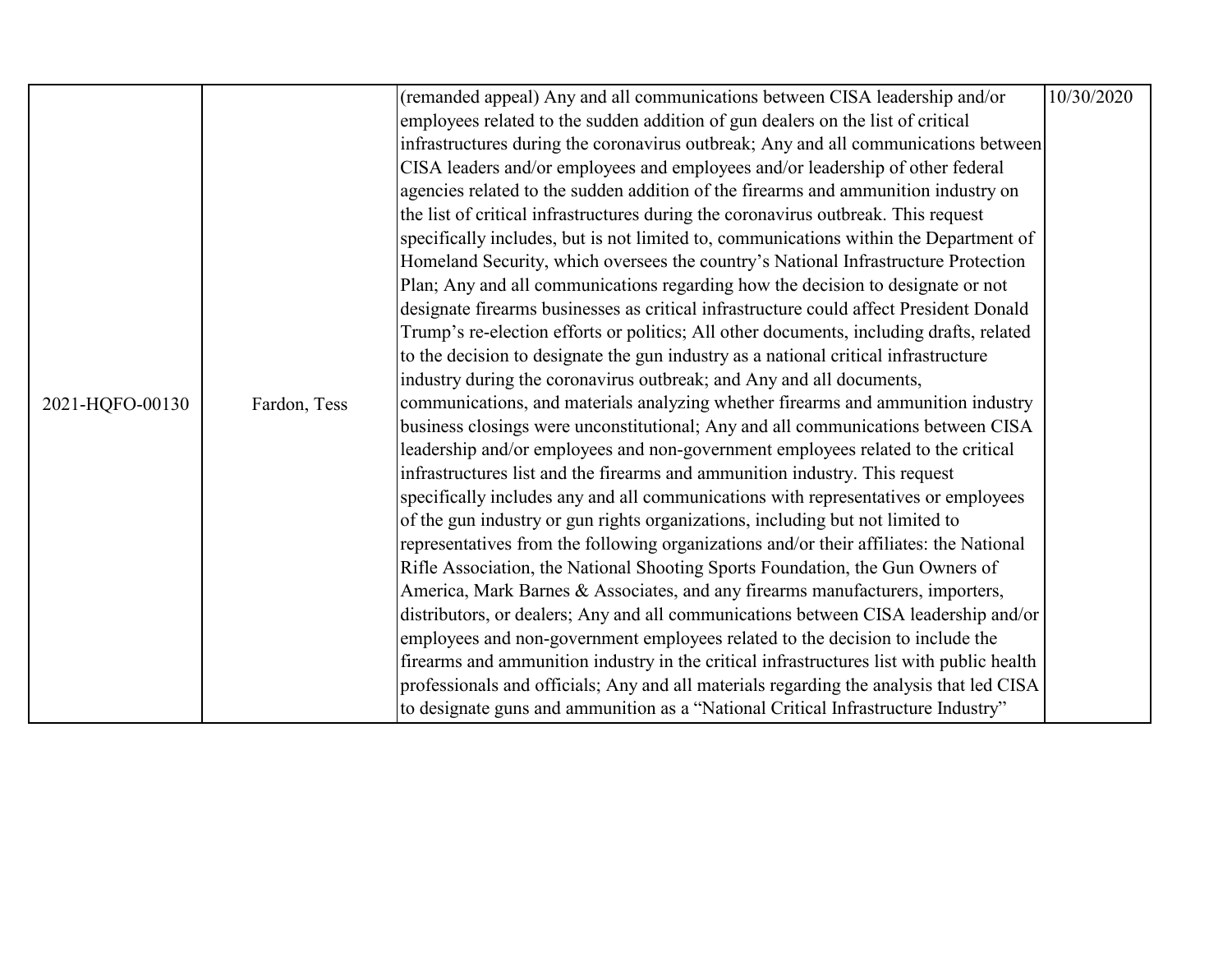| | | | |
|---|---|---|---|
| 2021-HQFO-00130 | Fardon, Tess | (remanded appeal) Any and all communications between CISA leadership and/or employees related to the sudden addition of gun dealers on the list of critical infrastructures during the coronavirus outbreak; Any and all communications between CISA leaders and/or employees and employees and/or leadership of other federal agencies related to the sudden addition of the firearms and ammunition industry on the list of critical infrastructures during the coronavirus outbreak. This request specifically includes, but is not limited to, communications within the Department of Homeland Security, which oversees the country's National Infrastructure Protection Plan; Any and all communications regarding how the decision to designate or not designate firearms businesses as critical infrastructure could affect President Donald Trump's re-election efforts or politics; All other documents, including drafts, related to the decision to designate the gun industry as a national critical infrastructure industry during the coronavirus outbreak; and Any and all documents, communications, and materials analyzing whether firearms and ammunition industry business closings were unconstitutional; Any and all communications between CISA leadership and/or employees and non-government employees related to the critical infrastructures list and the firearms and ammunition industry. This request specifically includes any and all communications with representatives or employees of the gun industry or gun rights organizations, including but not limited to representatives from the following organizations and/or their affiliates: the National Rifle Association, the National Shooting Sports Foundation, the Gun Owners of America, Mark Barnes & Associates, and any firearms manufacturers, importers, distributors, or dealers; Any and all communications between CISA leadership and/or employees and non-government employees related to the decision to include the firearms and ammunition industry in the critical infrastructures list with public health professionals and officials; Any and all materials regarding the analysis that led CISA to designate guns and ammunition as a "National Critical Infrastructure Industry" | 10/30/2020 |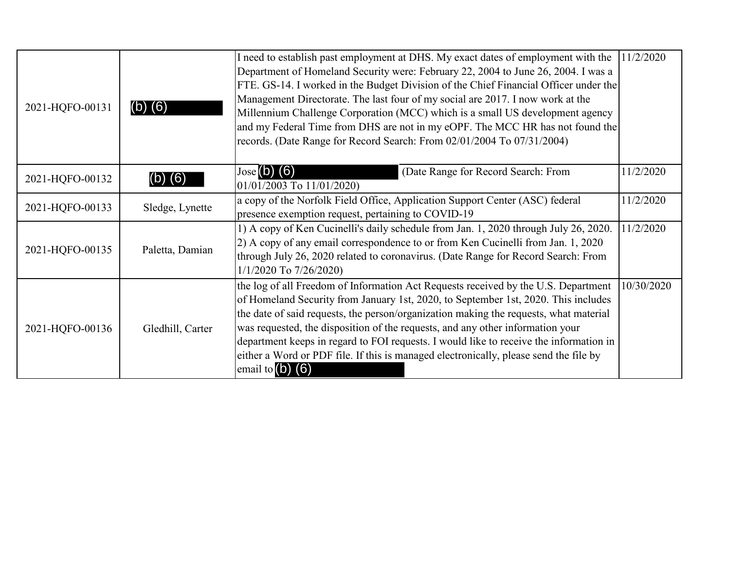| | | | |
|---|---|---|---|
| 2021-HQFO-00131 | (b) (6) | I need to establish past employment at DHS. My exact dates of employment with the Department of Homeland Security were: February 22, 2004 to June 26, 2004. I was a FTE. GS-14. I worked in the Budget Division of the Chief Financial Officer under the Management Directorate. The last four of my social are 2017. I now work at the Millennium Challenge Corporation (MCC) which is a small US development agency and my Federal Time from DHS are not in my eOPF. The MCC HR has not found the records. (Date Range for Record Search: From 02/01/2004 To 07/31/2004) | 11/2/2020 |
| 2021-HQFO-00132 | (b) (6) | Jose (b) (6) (Date Range for Record Search: From 01/01/2003 To 11/01/2020) | 11/2/2020 |
| 2021-HQFO-00133 | Sledge, Lynette | a copy of the Norfolk Field Office, Application Support Center (ASC) federal presence exemption request, pertaining to COVID-19 | 11/2/2020 |
| 2021-HQFO-00135 | Paletta, Damian | 1) A copy of Ken Cucinelli's daily schedule from Jan. 1, 2020 through July 26, 2020. 2) A copy of any email correspondence to or from Ken Cucinelli from Jan. 1, 2020 through July 26, 2020 related to coronavirus. (Date Range for Record Search: From 1/1/2020 To 7/26/2020) | 11/2/2020 |
| 2021-HQFO-00136 | Gledhill, Carter | the log of all Freedom of Information Act Requests received by the U.S. Department of Homeland Security from January 1st, 2020, to September 1st, 2020. This includes the date of said requests, the person/organization making the requests, what material was requested, the disposition of the requests, and any other information your department keeps in regard to FOI requests. I would like to receive the information in either a Word or PDF file. If this is managed electronically, please send the file by email to (b) (6) | 10/30/2020 |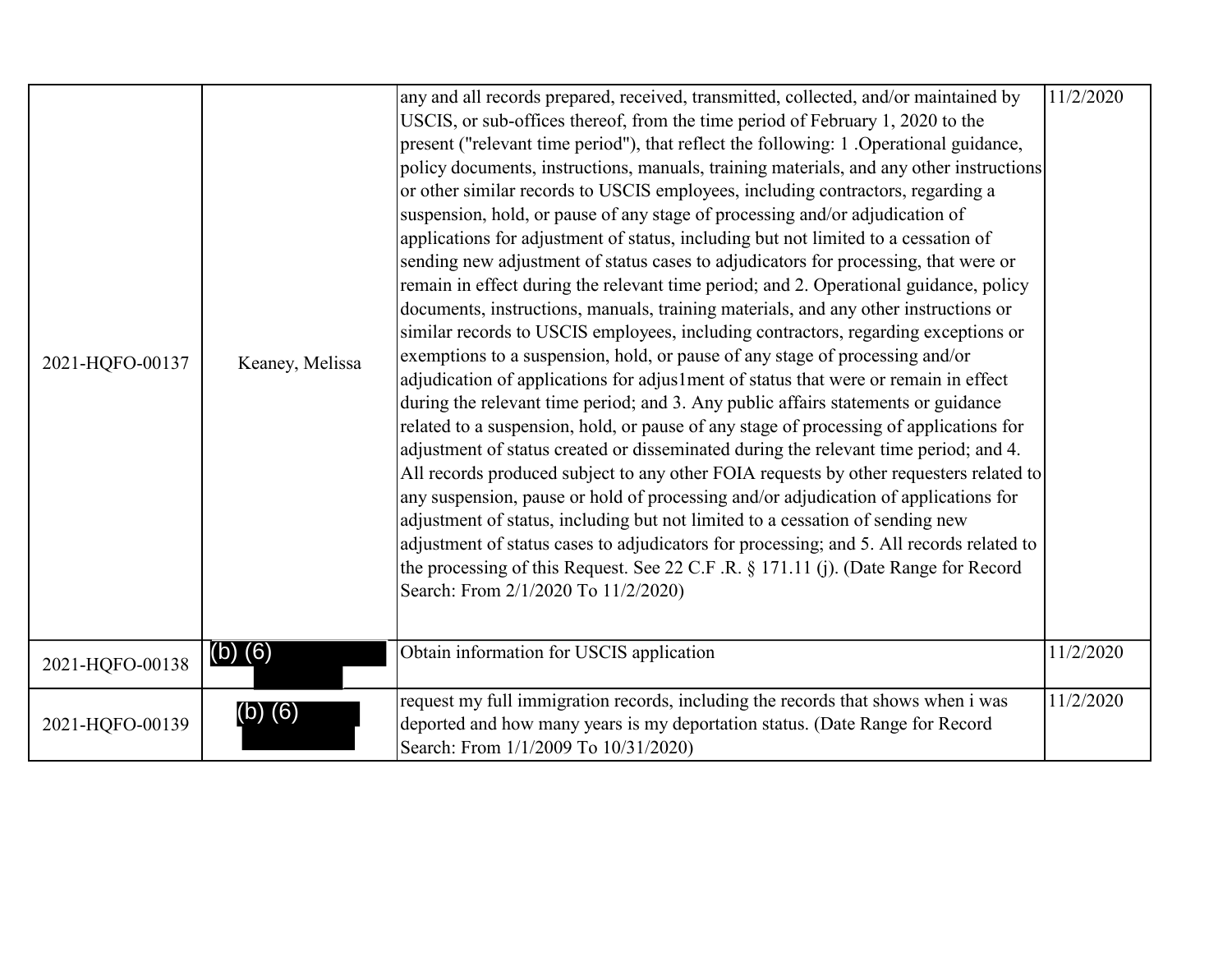| | | | |
|---|---|---|---|
| 2021-HQFO-00137 | Keaney, Melissa | any and all records prepared, received, transmitted, collected, and/or maintained by USCIS, or sub-offices thereof, from the time period of February 1, 2020 to the present ("relevant time period"), that reflect the following: 1 .Operational guidance, policy documents, instructions, manuals, training materials, and any other instructions or other similar records to USCIS employees, including contractors, regarding a suspension, hold, or pause of any stage of processing and/or adjudication of applications for adjustment of status, including but not limited to a cessation of sending new adjustment of status cases to adjudicators for processing, that were or remain in effect during the relevant time period; and 2. Operational guidance, policy documents, instructions, manuals, training materials, and any other instructions or similar records to USCIS employees, including contractors, regarding exceptions or exemptions to a suspension, hold, or pause of any stage of processing and/or adjudication of applications for adjus1ment of status that were or remain in effect during the relevant time period; and 3. Any public affairs statements or guidance related to a suspension, hold, or pause of any stage of processing of applications for adjustment of status created or disseminated during the relevant time period; and 4. All records produced subject to any other FOIA requests by other requesters related to any suspension, pause or hold of processing and/or adjudication of applications for adjustment of status, including but not limited to a cessation of sending new adjustment of status cases to adjudicators for processing; and 5. All records related to the processing of this Request. See 22 C.F .R. § 171.11 (j). (Date Range for Record Search: From 2/1/2020 To 11/2/2020) | 11/2/2020 |
| 2021-HQFO-00138 | (b) (6) | Obtain information for USCIS application | 11/2/2020 |
| 2021-HQFO-00139 | (b) (6) | request my full immigration records, including the records that shows when i was deported and how many years is my deportation status. (Date Range for Record Search: From 1/1/2009 To 10/31/2020) | 11/2/2020 |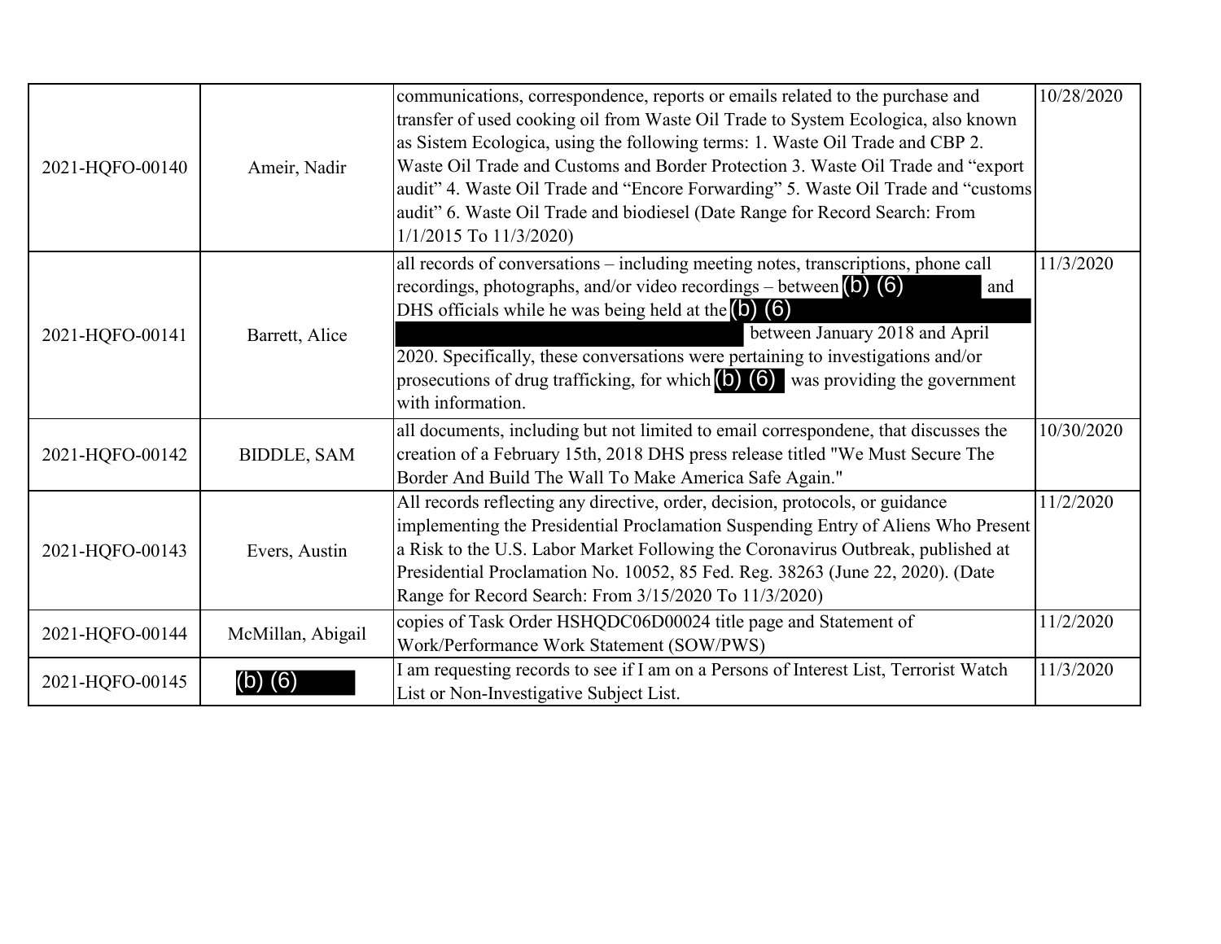| | | | |
|---|---|---|---|
| 2021-HQFO-00140 | Ameir, Nadir | communications, correspondence, reports or emails related to the purchase and transfer of used cooking oil from Waste Oil Trade to System Ecologica, also known as Sistem Ecologica, using the following terms: 1. Waste Oil Trade and CBP 2. Waste Oil Trade and Customs and Border Protection 3. Waste Oil Trade and "export audit" 4. Waste Oil Trade and "Encore Forwarding" 5. Waste Oil Trade and "customs audit" 6. Waste Oil Trade and biodiesel (Date Range for Record Search: From 1/1/2015 To 11/3/2020) | 10/28/2020 |
| 2021-HQFO-00141 | Barrett, Alice | all records of conversations – including meeting notes, transcriptions, phone call recordings, photographs, and/or video recordings – between (b) (6) and DHS officials while he was being held at the (b) (6) between January 2018 and April 2020. Specifically, these conversations were pertaining to investigations and/or prosecutions of drug trafficking, for which (b) (6) was providing the government with information. | 11/3/2020 |
| 2021-HQFO-00142 | BIDDLE, SAM | all documents, including but not limited to email correspondene, that discusses the creation of a February 15th, 2018 DHS press release titled "We Must Secure The Border And Build The Wall To Make America Safe Again." | 10/30/2020 |
| 2021-HQFO-00143 | Evers, Austin | All records reflecting any directive, order, decision, protocols, or guidance implementing the Presidential Proclamation Suspending Entry of Aliens Who Present a Risk to the U.S. Labor Market Following the Coronavirus Outbreak, published at Presidential Proclamation No. 10052, 85 Fed. Reg. 38263 (June 22, 2020). (Date Range for Record Search: From 3/15/2020 To 11/3/2020) | 11/2/2020 |
| 2021-HQFO-00144 | McMillan, Abigail | copies of Task Order HSHQDC06D00024 title page and Statement of Work/Performance Work Statement (SOW/PWS) | 11/2/2020 |
| 2021-HQFO-00145 | (b) (6) | I am requesting records to see if I am on a Persons of Interest List, Terrorist Watch List or Non-Investigative Subject List. | 11/3/2020 |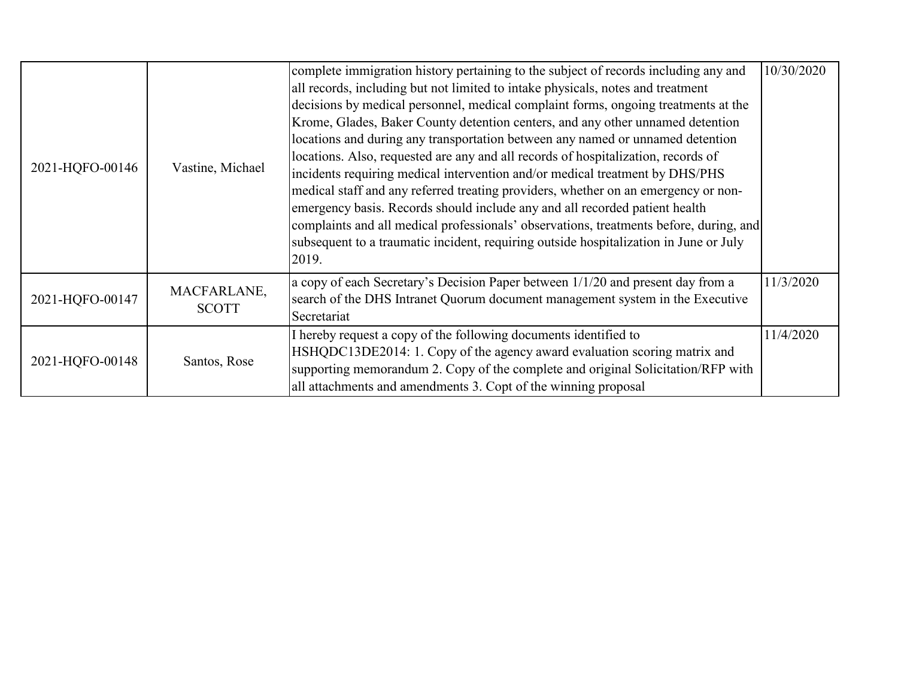| | | | |
|---|---|---|---|
| 2021-HQFO-00146 | Vastine, Michael | complete immigration history pertaining to the subject of records including any and all records, including but not limited to intake physicals, notes and treatment decisions by medical personnel, medical complaint forms, ongoing treatments at the Krome, Glades, Baker County detention centers, and any other unnamed detention locations and during any transportation between any named or unnamed detention locations. Also, requested are any and all records of hospitalization, records of incidents requiring medical intervention and/or medical treatment by DHS/PHS medical staff and any referred treating providers, whether on an emergency or non-emergency basis. Records should include any and all recorded patient health complaints and all medical professionals' observations, treatments before, during, and subsequent to a traumatic incident, requiring outside hospitalization in June or July 2019. | 10/30/2020 |
| 2021-HQFO-00147 | MACFARLANE, SCOTT | a copy of each Secretary's Decision Paper between 1/1/20 and present day from a search of the DHS Intranet Quorum document management system in the Executive Secretariat | 11/3/2020 |
| 2021-HQFO-00148 | Santos, Rose | I hereby request a copy of the following documents identified to HSHQDC13DE2014: 1. Copy of the agency award evaluation scoring matrix and supporting memorandum 2. Copy of the complete and original Solicitation/RFP with all attachments and amendments 3. Copt of the winning proposal | 11/4/2020 |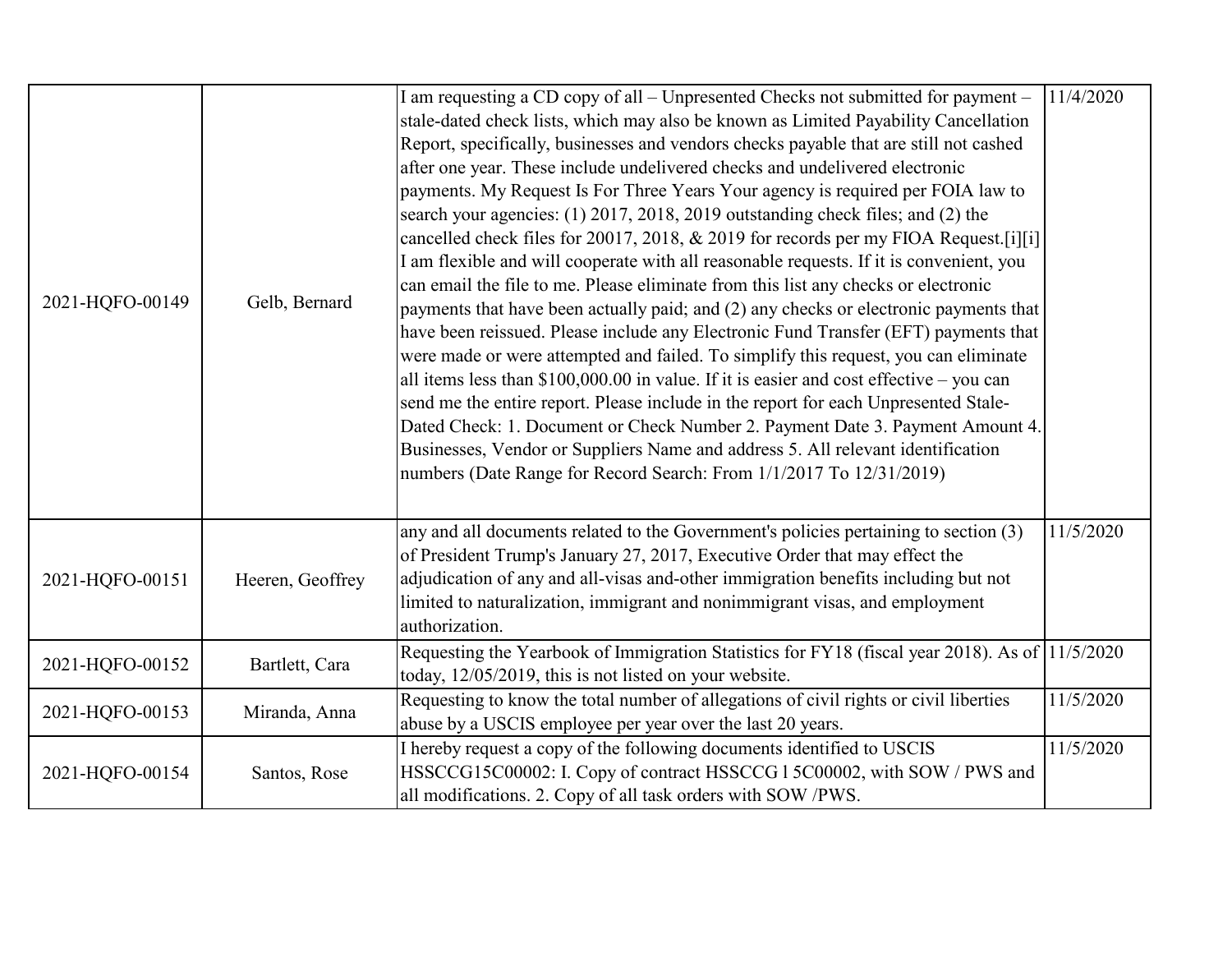| | | | |
|---|---|---|---|
| 2021-HQFO-00149 | Gelb, Bernard | I am requesting a CD copy of all – Unpresented Checks not submitted for payment – stale-dated check lists, which may also be known as Limited Payability Cancellation Report, specifically, businesses and vendors checks payable that are still not cashed after one year. These include undelivered checks and undelivered electronic payments. My Request Is For Three Years Your agency is required per FOIA law to search your agencies: (1) 2017, 2018, 2019 outstanding check files; and (2) the cancelled check files for 20017, 2018, & 2019 for records per my FIOA Request.[i][i] I am flexible and will cooperate with all reasonable requests. If it is convenient, you can email the file to me. Please eliminate from this list any checks or electronic payments that have been actually paid; and (2) any checks or electronic payments that have been reissued. Please include any Electronic Fund Transfer (EFT) payments that were made or were attempted and failed. To simplify this request, you can eliminate all items less than $100,000.00 in value. If it is easier and cost effective – you can send me the entire report. Please include in the report for each Unpresented Stale-Dated Check: 1. Document or Check Number 2. Payment Date 3. Payment Amount 4. Businesses, Vendor or Suppliers Name and address 5. All relevant identification numbers (Date Range for Record Search: From 1/1/2017 To 12/31/2019) | 11/4/2020 |
| 2021-HQFO-00151 | Heeren, Geoffrey | any and all documents related to the Government's policies pertaining to section (3) of President Trump's January 27, 2017, Executive Order that may effect the adjudication of any and all-visas and-other immigration benefits including but not limited to naturalization, immigrant and nonimmigrant visas, and employment authorization. | 11/5/2020 |
| 2021-HQFO-00152 | Bartlett, Cara | Requesting the Yearbook of Immigration Statistics for FY18 (fiscal year 2018). As of today, 12/05/2019, this is not listed on your website. | 11/5/2020 |
| 2021-HQFO-00153 | Miranda, Anna | Requesting to know the total number of allegations of civil rights or civil liberties abuse by a USCIS employee per year over the last 20 years. | 11/5/2020 |
| 2021-HQFO-00154 | Santos, Rose | I hereby request a copy of the following documents identified to USCIS HSSCCG15C00002: I. Copy of contract HSSCCG l 5C00002, with SOW / PWS and all modifications. 2. Copy of all task orders with SOW /PWS. | 11/5/2020 |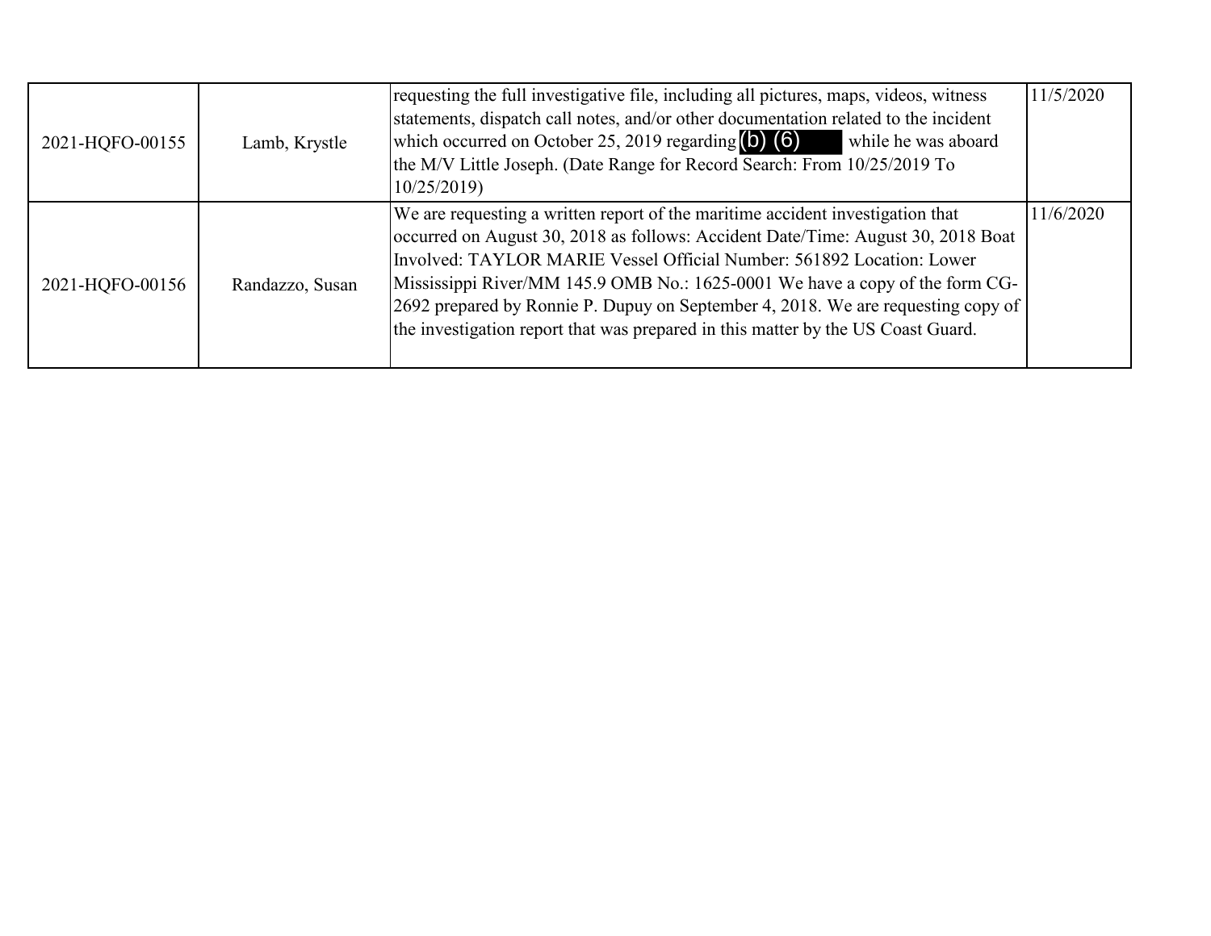| | | | |
|---|---|---|---|
| 2021-HQFO-00155 | Lamb, Krystle | requesting the full investigative file, including all pictures, maps, videos, witness statements, dispatch call notes, and/or other documentation related to the incident which occurred on October 25, 2019 regarding (b) (6) while he was aboard the M/V Little Joseph. (Date Range for Record Search: From 10/25/2019 To 10/25/2019) | 11/5/2020 |
| 2021-HQFO-00156 | Randazzo, Susan | We are requesting a written report of the maritime accident investigation that occurred on August 30, 2018 as follows: Accident Date/Time: August 30, 2018 Boat Involved: TAYLOR MARIE Vessel Official Number: 561892 Location: Lower Mississippi River/MM 145.9 OMB No.: 1625-0001 We have a copy of the form CG-2692 prepared by Ronnie P. Dupuy on September 4, 2018. We are requesting copy of the investigation report that was prepared in this matter by the US Coast Guard. | 11/6/2020 |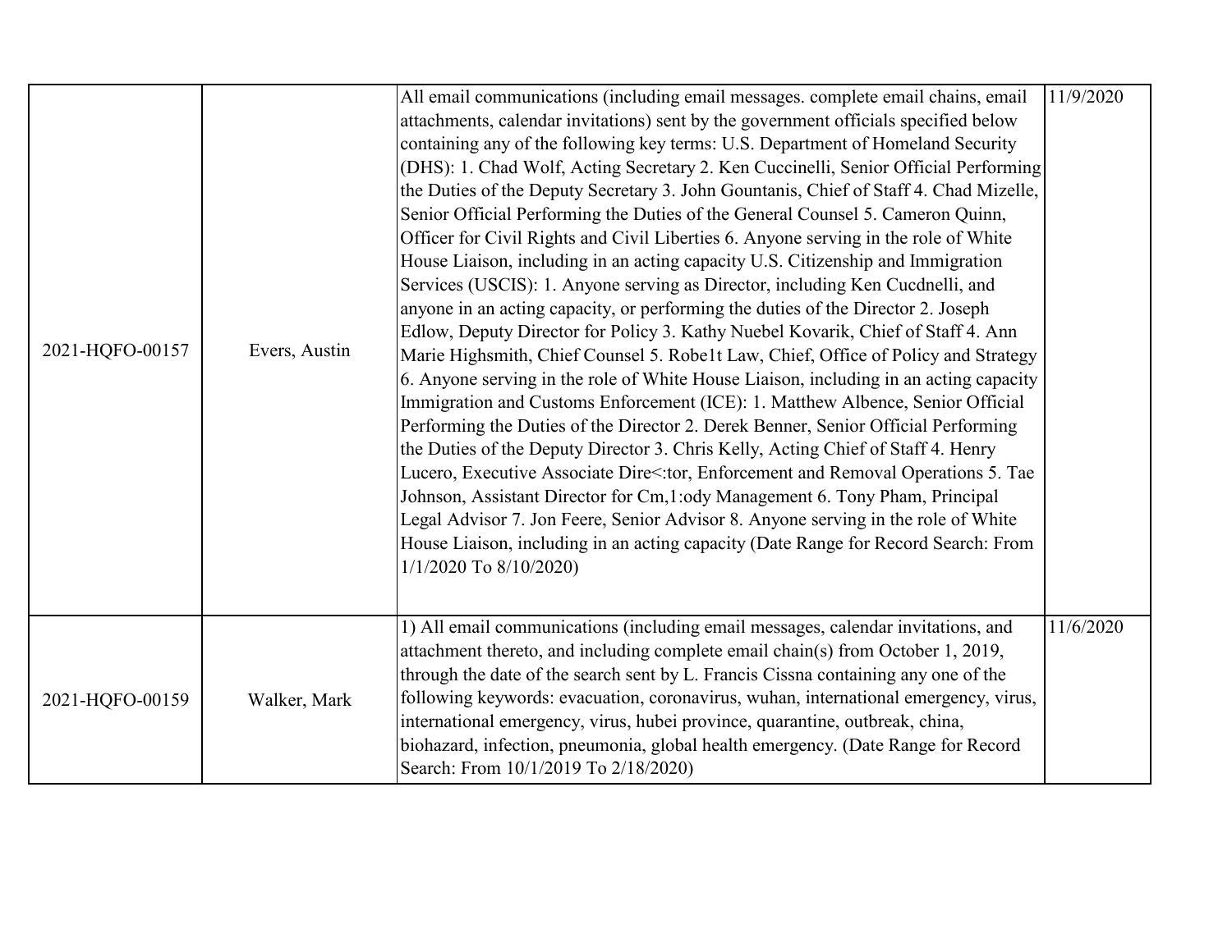| | | | |
|---|---|---|---|
| 2021-HQFO-00157 | Evers, Austin | All email communications (including email messages. complete email chains, email attachments, calendar invitations) sent by the government officials specified below containing any of the following key terms: U.S. Department of Homeland Security (DHS): 1. Chad Wolf, Acting Secretary 2. Ken Cuccinelli, Senior Official Performing the Duties of the Deputy Secretary 3. John Gountanis, Chief of Staff 4. Chad Mizelle, Senior Official Performing the Duties of the General Counsel 5. Cameron Quinn, Officer for Civil Rights and Civil Liberties 6. Anyone serving in the role of White House Liaison, including in an acting capacity U.S. Citizenship and Immigration Services (USCIS): 1. Anyone serving as Director, including Ken Cucdnelli, and anyone in an acting capacity, or performing the duties of the Director 2. Joseph Edlow, Deputy Director for Policy 3. Kathy Nuebel Kovarik, Chief of Staff 4. Ann Marie Highsmith, Chief Counsel 5. Robe1t Law, Chief, Office of Policy and Strategy 6. Anyone serving in the role of White House Liaison, including in an acting capacity Immigration and Customs Enforcement (ICE): 1. Matthew Albence, Senior Official Performing the Duties of the Director 2. Derek Benner, Senior Official Performing the Duties of the Deputy Director 3. Chris Kelly, Acting Chief of Staff 4. Henry Lucero, Executive Associate Dire<:tor, Enforcement and Removal Operations 5. Tae Johnson, Assistant Director for Cm,1:ody Management 6. Tony Pham, Principal Legal Advisor 7. Jon Feere, Senior Advisor 8. Anyone serving in the role of White House Liaison, including in an acting capacity (Date Range for Record Search: From 1/1/2020 To 8/10/2020) | 11/9/2020 |
| 2021-HQFO-00159 | Walker, Mark | 1) All email communications (including email messages, calendar invitations, and attachment thereto, and including complete email chain(s) from October 1, 2019, through the date of the search sent by L. Francis Cissna containing any one of the following keywords: evacuation, coronavirus, wuhan, international emergency, virus, international emergency, virus, hubei province, quarantine, outbreak, china, biohazard, infection, pneumonia, global health emergency. (Date Range for Record Search: From 10/1/2019 To 2/18/2020) | 11/6/2020 |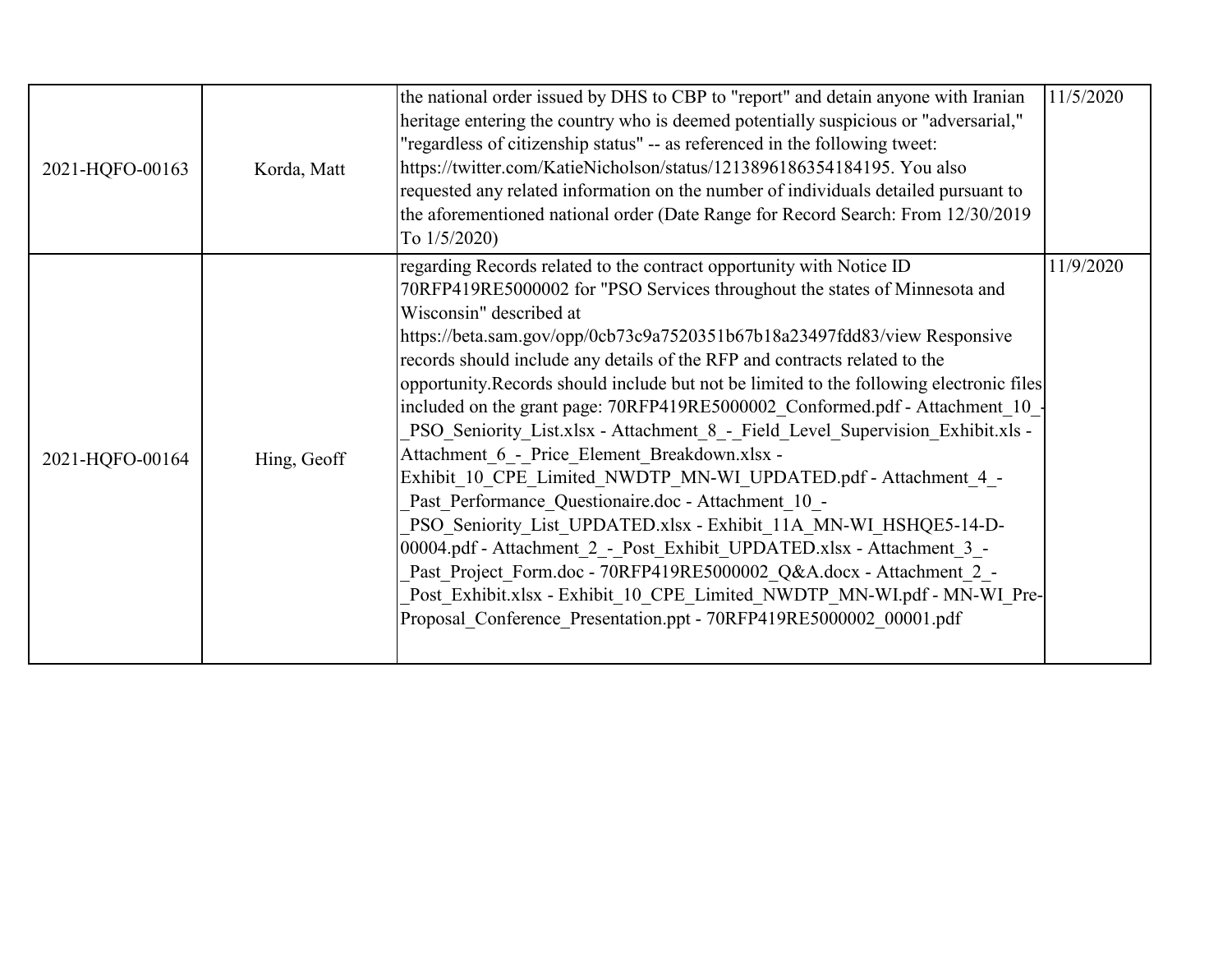| | | | |
|---|---|---|---|
| 2021-HQFO-00163 | Korda, Matt | the national order issued by DHS to CBP to "report" and detain anyone with Iranian heritage entering the country who is deemed potentially suspicious or "adversarial," "regardless of citizenship status" -- as referenced in the following tweet: https://twitter.com/KatieNicholson/status/1213896186354184195. You also requested any related information on the number of individuals detailed pursuant to the aforementioned national order (Date Range for Record Search: From 12/30/2019 To 1/5/2020) | 11/5/2020 |
| 2021-HQFO-00164 | Hing, Geoff | regarding Records related to the contract opportunity with Notice ID 70RFP419RE5000002 for "PSO Services throughout the states of Minnesota and Wisconsin" described at https://beta.sam.gov/opp/0cb73c9a7520351b67b18a23497fdd83/view Responsive records should include any details of the RFP and contracts related to the opportunity.Records should include but not be limited to the following electronic files included on the grant page: 70RFP419RE5000002_Conformed.pdf - Attachment_10_-_PSO_Seniority_List.xlsx - Attachment_8_-_Field_Level_Supervision_Exhibit.xls - Attachment_6_-_Price_Element_Breakdown.xlsx - Exhibit_10_CPE_Limited_NWDTP_MN-WI_UPDATED.pdf - Attachment_4_-_Past_Performance_Questionaire.doc - Attachment_10_-_PSO_Seniority_List_UPDATED.xlsx - Exhibit_11A_MN-WI_HSHQE5-14-D-00004.pdf - Attachment_2_-_Post_Exhibit_UPDATED.xlsx - Attachment_3_-_Past_Project_Form.doc - 70RFP419RE5000002_Q&A.docx - Attachment_2_-_Post_Exhibit.xlsx - Exhibit_10_CPE_Limited_NWDTP_MN-WI.pdf - MN-WI_Pre-Proposal_Conference_Presentation.ppt - 70RFP419RE5000002_00001.pdf | 11/9/2020 |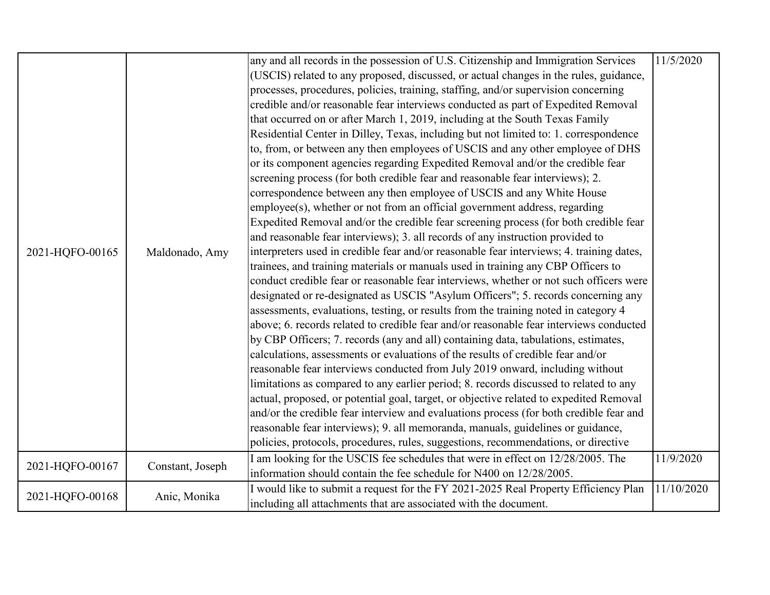| | | | |
|---|---|---|---|
| 2021-HQFO-00165 | Maldonado, Amy | any and all records in the possession of U.S. Citizenship and Immigration Services (USCIS) related to any proposed, discussed, or actual changes in the rules, guidance, processes, procedures, policies, training, staffing, and/or supervision concerning credible and/or reasonable fear interviews conducted as part of Expedited Removal that occurred on or after March 1, 2019, including at the South Texas Family Residential Center in Dilley, Texas, including but not limited to: 1. correspondence to, from, or between any then employees of USCIS and any other employee of DHS or its component agencies regarding Expedited Removal and/or the credible fear screening process (for both credible fear and reasonable fear interviews); 2. correspondence between any then employee of USCIS and any White House employee(s), whether or not from an official government address, regarding Expedited Removal and/or the credible fear screening process (for both credible fear and reasonable fear interviews); 3. all records of any instruction provided to interpreters used in credible fear and/or reasonable fear interviews; 4. training dates, trainees, and training materials or manuals used in training any CBP Officers to conduct credible fear or reasonable fear interviews, whether or not such officers were designated or re-designated as USCIS "Asylum Officers"; 5. records concerning any assessments, evaluations, testing, or results from the training noted in category 4 above; 6. records related to credible fear and/or reasonable fear interviews conducted by CBP Officers; 7. records (any and all) containing data, tabulations, estimates, calculations, assessments or evaluations of the results of credible fear and/or reasonable fear interviews conducted from July 2019 onward, including without limitations as compared to any earlier period; 8. records discussed to related to any actual, proposed, or potential goal, target, or objective related to expedited Removal and/or the credible fear interview and evaluations process (for both credible fear and reasonable fear interviews); 9. all memoranda, manuals, guidelines or guidance, policies, protocols, procedures, rules, suggestions, recommendations, or directive | 11/5/2020 |
| 2021-HQFO-00167 | Constant, Joseph | I am looking for the USCIS fee schedules that were in effect on 12/28/2005. The information should contain the fee schedule for N400 on 12/28/2005. | 11/9/2020 |
| 2021-HQFO-00168 | Anic, Monika | I would like to submit a request for the FY 2021-2025 Real Property Efficiency Plan including all attachments that are associated with the document. | 11/10/2020 |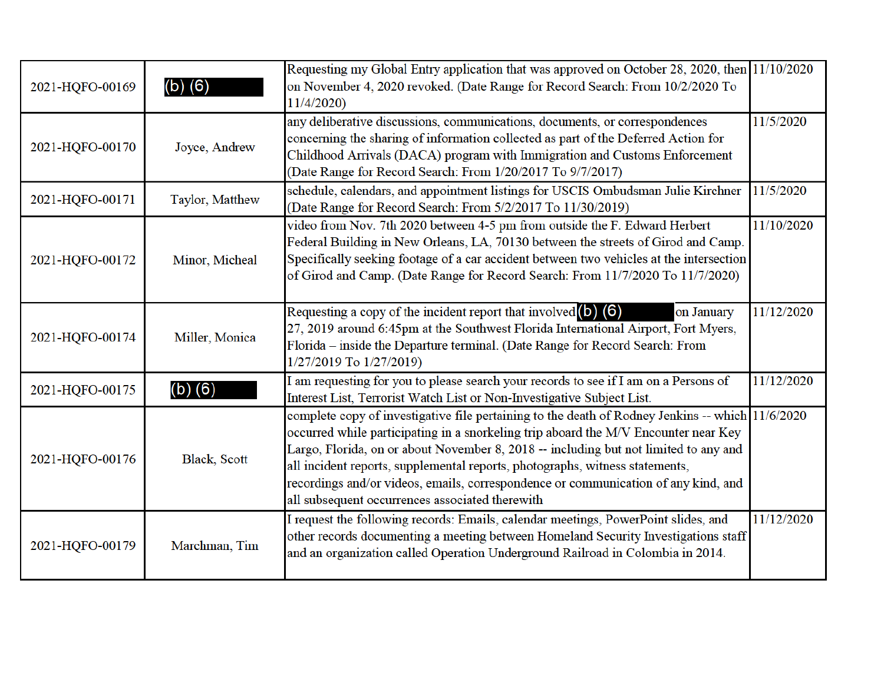| | | | |
|---|---|---|---|
| 2021-HQFO-00169 | (b) (6) | Requesting my Global Entry application that was approved on October 28, 2020, then on November 4, 2020 revoked. (Date Range for Record Search: From 10/2/2020 To 11/4/2020) | 11/10/2020 |
| 2021-HQFO-00170 | Joyce, Andrew | any deliberative discussions, communications, documents, or correspondences concerning the sharing of information collected as part of the Deferred Action for Childhood Arrivals (DACA) program with Immigration and Customs Enforcement (Date Range for Record Search: From 1/20/2017 To 9/7/2017) | 11/5/2020 |
| 2021-HQFO-00171 | Taylor, Matthew | schedule, calendars, and appointment listings for USCIS Ombudsman Julie Kirchner (Date Range for Record Search: From 5/2/2017 To 11/30/2019) | 11/5/2020 |
| 2021-HQFO-00172 | Minor, Micheal | video from Nov. 7th 2020 between 4-5 pm from outside the F. Edward Herbert Federal Building in New Orleans, LA, 70130 between the streets of Girod and Camp. Specifically seeking footage of a car accident between two vehicles at the intersection of Girod and Camp. (Date Range for Record Search: From 11/7/2020 To 11/7/2020) | 11/10/2020 |
| 2021-HQFO-00174 | Miller, Monica | Requesting a copy of the incident report that involved (b) (6) on January 27, 2019 around 6:45pm at the Southwest Florida International Airport, Fort Myers, Florida – inside the Departure terminal. (Date Range for Record Search: From 1/27/2019 To 1/27/2019) | 11/12/2020 |
| 2021-HQFO-00175 | (b) (6) | I am requesting for you to please search your records to see if I am on a Persons of Interest List, Terrorist Watch List or Non-Investigative Subject List. | 11/12/2020 |
| 2021-HQFO-00176 | Black, Scott | complete copy of investigative file pertaining to the death of Rodney Jenkins -- which occurred while participating in a snorkeling trip aboard the M/V Encounter near Key Largo, Florida, on or about November 8, 2018 -- including but not limited to any and all incident reports, supplemental reports, photographs, witness statements, recordings and/or videos, emails, correspondence or communication of any kind, and all subsequent occurrences associated therewith | 11/6/2020 |
| 2021-HQFO-00179 | Marchman, Tim | I request the following records: Emails, calendar meetings, PowerPoint slides, and other records documenting a meeting between Homeland Security Investigations staff and an organization called Operation Underground Railroad in Colombia in 2014. | 11/12/2020 |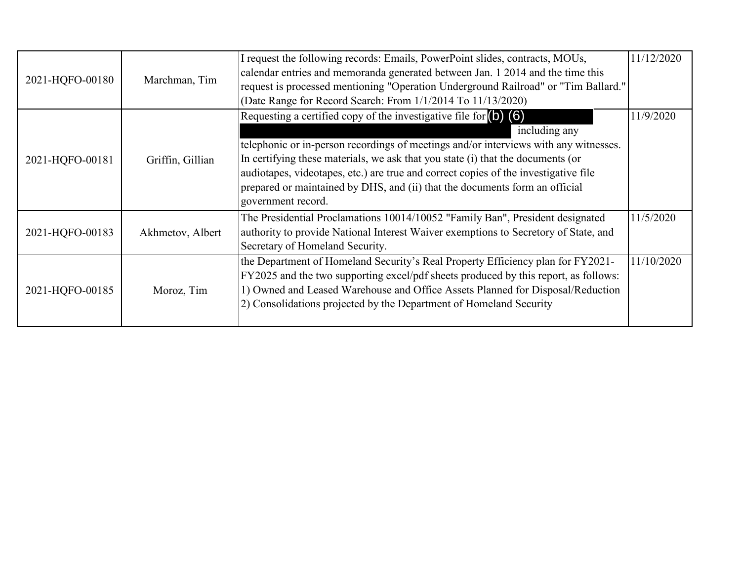| | | | |
|---|---|---|---|
| 2021-HQFO-00180 | Marchman, Tim | I request the following records: Emails, PowerPoint slides, contracts, MOUs, calendar entries and memoranda generated between Jan. 1 2014 and the time this request is processed mentioning "Operation Underground Railroad" or "Tim Ballard." (Date Range for Record Search: From 1/1/2014 To 11/13/2020) | 11/12/2020 |
| 2021-HQFO-00181 | Griffin, Gillian | Requesting a certified copy of the investigative file for (b) (6) including any telephonic or in-person recordings of meetings and/or interviews with any witnesses. In certifying these materials, we ask that you state (i) that the documents (or audiotapes, videotapes, etc.) are true and correct copies of the investigative file prepared or maintained by DHS, and (ii) that the documents form an official government record. | 11/9/2020 |
| 2021-HQFO-00183 | Akhmetov, Albert | The Presidential Proclamations 10014/10052 "Family Ban", President designated authority to provide National Interest Waiver exemptions to Secretory of State, and Secretary of Homeland Security. | 11/5/2020 |
| 2021-HQFO-00185 | Moroz, Tim | the Department of Homeland Security's Real Property Efficiency plan for FY2021-FY2025 and the two supporting excel/pdf sheets produced by this report, as follows: 1) Owned and Leased Warehouse and Office Assets Planned for Disposal/Reduction 2) Consolidations projected by the Department of Homeland Security | 11/10/2020 |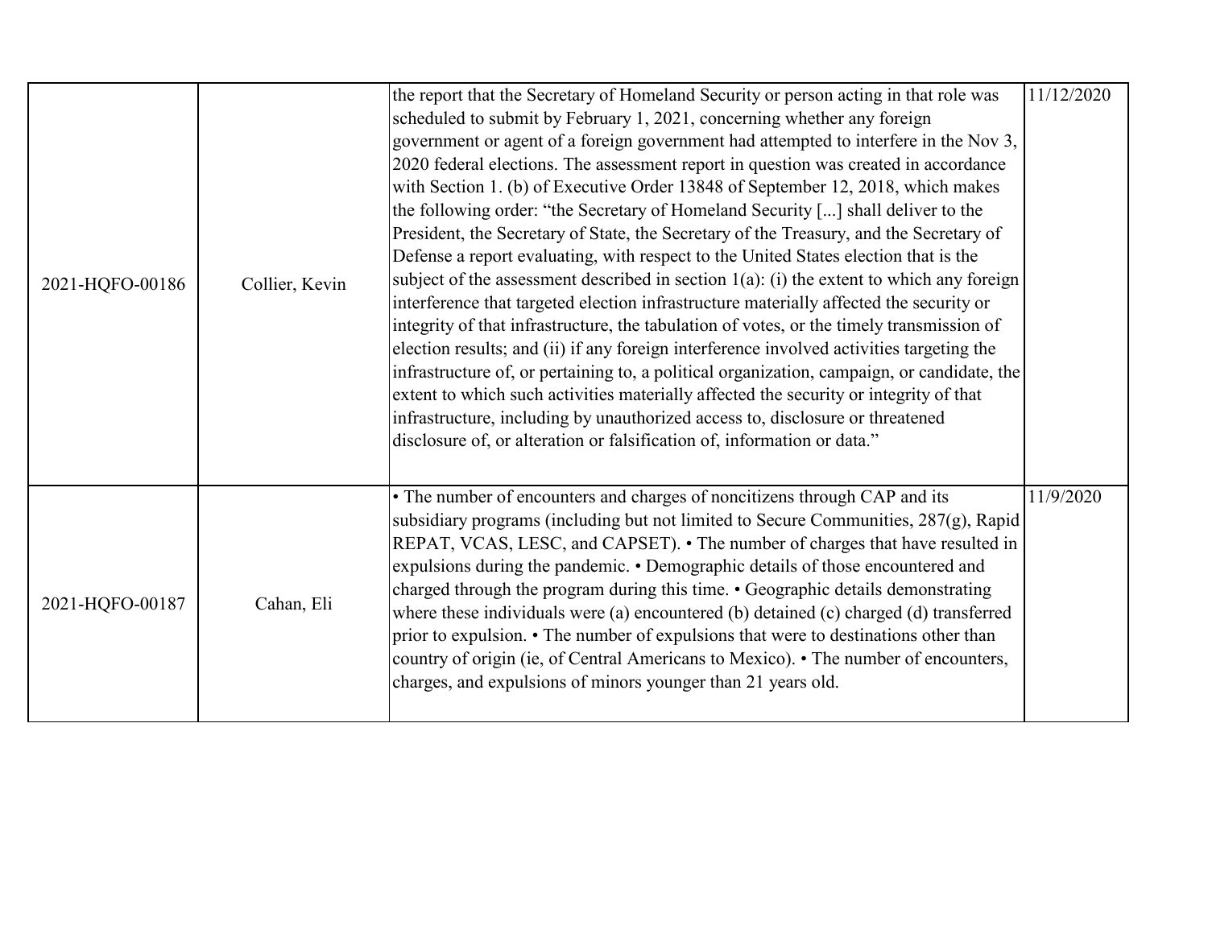| | | | |
|---|---|---|---|
| 2021-HQFO-00186 | Collier, Kevin | the report that the Secretary of Homeland Security or person acting in that role was scheduled to submit by February 1, 2021, concerning whether any foreign government or agent of a foreign government had attempted to interfere in the Nov 3, 2020 federal elections. The assessment report in question was created in accordance with Section 1. (b) of Executive Order 13848 of September 12, 2018, which makes the following order: "the Secretary of Homeland Security [...] shall deliver to the President, the Secretary of State, the Secretary of the Treasury, and the Secretary of Defense a report evaluating, with respect to the United States election that is the subject of the assessment described in section 1(a): (i) the extent to which any foreign interference that targeted election infrastructure materially affected the security or integrity of that infrastructure, the tabulation of votes, or the timely transmission of election results; and (ii) if any foreign interference involved activities targeting the infrastructure of, or pertaining to, a political organization, campaign, or candidate, the extent to which such activities materially affected the security or integrity of that infrastructure, including by unauthorized access to, disclosure or threatened disclosure of, or alteration or falsification of, information or data." | 11/12/2020 |
| 2021-HQFO-00187 | Cahan, Eli | • The number of encounters and charges of noncitizens through CAP and its subsidiary programs (including but not limited to Secure Communities, 287(g), Rapid REPAT, VCAS, LESC, and CAPSET). • The number of charges that have resulted in expulsions during the pandemic. • Demographic details of those encountered and charged through the program during this time. • Geographic details demonstrating where these individuals were (a) encountered (b) detained (c) charged (d) transferred prior to expulsion. • The number of expulsions that were to destinations other than country of origin (ie, of Central Americans to Mexico). • The number of encounters, charges, and expulsions of minors younger than 21 years old. | 11/9/2020 |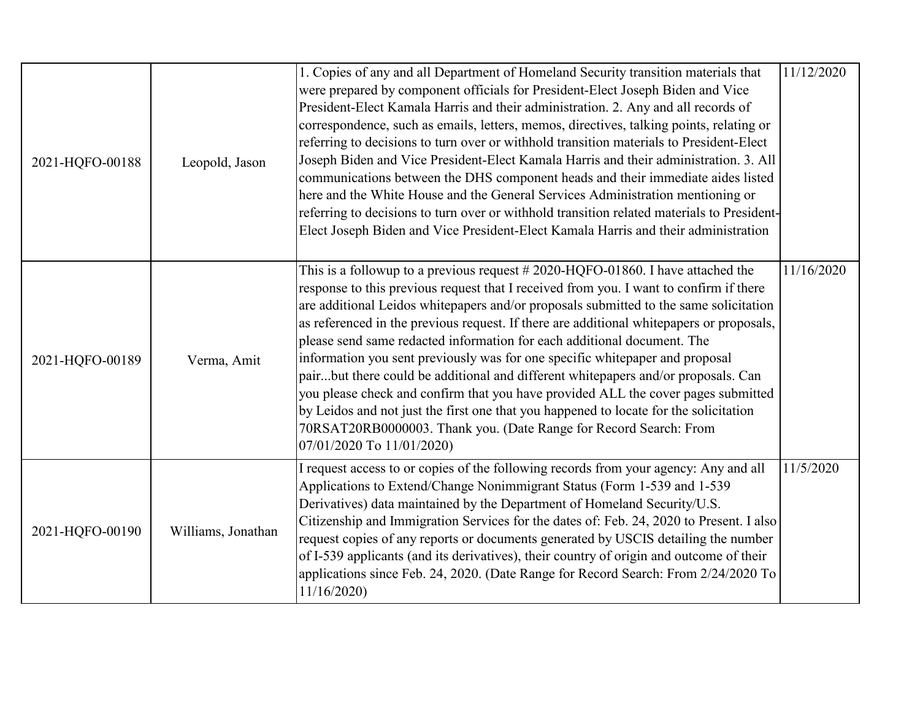| | | | |
|---|---|---|---|
| 2021-HQFO-00188 | Leopold, Jason | 1. Copies of any and all Department of Homeland Security transition materials that were prepared by component officials for President-Elect Joseph Biden and Vice President-Elect Kamala Harris and their administration. 2. Any and all records of correspondence, such as emails, letters, memos, directives, talking points, relating or referring to decisions to turn over or withhold transition materials to President-Elect Joseph Biden and Vice President-Elect Kamala Harris and their administration. 3. All communications between the DHS component heads and their immediate aides listed here and the White House and the General Services Administration mentioning or referring to decisions to turn over or withhold transition related materials to President-Elect Joseph Biden and Vice President-Elect Kamala Harris and their administration | 11/12/2020 |
| 2021-HQFO-00189 | Verma, Amit | This is a followup to a previous request # 2020-HQFO-01860. I have attached the response to this previous request that I received from you. I want to confirm if there are additional Leidos whitepapers and/or proposals submitted to the same solicitation as referenced in the previous request. If there are additional whitepapers or proposals, please send same redacted information for each additional document. The information you sent previously was for one specific whitepaper and proposal pair...but there could be additional and different whitepapers and/or proposals. Can you please check and confirm that you have provided ALL the cover pages submitted by Leidos and not just the first one that you happened to locate for the solicitation 70RSAT20RB0000003. Thank you. (Date Range for Record Search: From 07/01/2020 To 11/01/2020) | 11/16/2020 |
| 2021-HQFO-00190 | Williams, Jonathan | I request access to or copies of the following records from your agency: Any and all Applications to Extend/Change Nonimmigrant Status (Form 1-539 and 1-539 Derivatives) data maintained by the Department of Homeland Security/U.S. Citizenship and Immigration Services for the dates of: Feb. 24, 2020 to Present. I also request copies of any reports or documents generated by USCIS detailing the number of I-539 applicants (and its derivatives), their country of origin and outcome of their applications since Feb. 24, 2020. (Date Range for Record Search: From 2/24/2020 To 11/16/2020) | 11/5/2020 |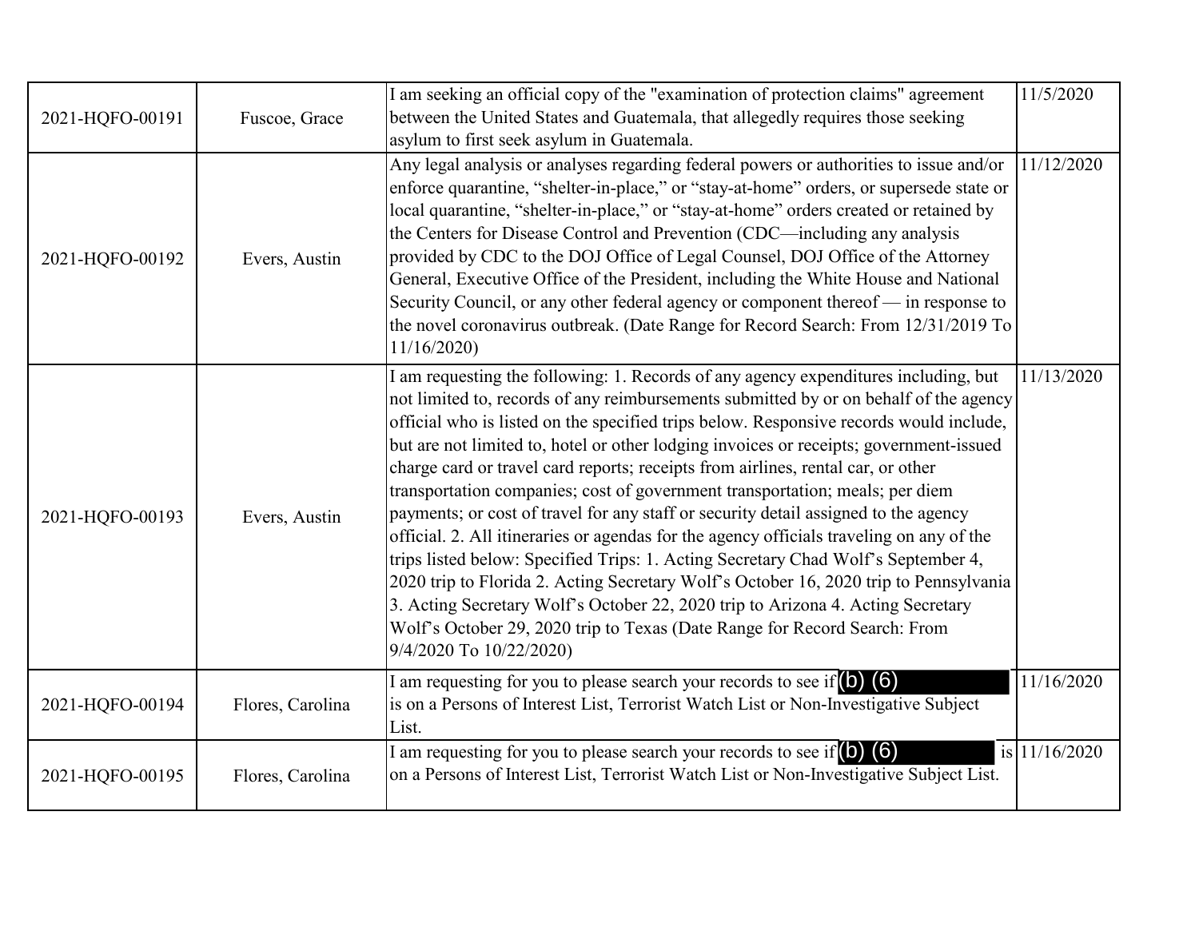| | | | |
|---|---|---|---|
| 2021-HQFO-00191 | Fuscoe, Grace | I am seeking an official copy of the "examination of protection claims" agreement between the United States and Guatemala, that allegedly requires those seeking asylum to first seek asylum in Guatemala. | 11/5/2020 |
| 2021-HQFO-00192 | Evers, Austin | Any legal analysis or analyses regarding federal powers or authorities to issue and/or enforce quarantine, "shelter-in-place," or "stay-at-home" orders, or supersede state or local quarantine, "shelter-in-place," or "stay-at-home" orders created or retained by the Centers for Disease Control and Prevention (CDC—including any analysis provided by CDC to the DOJ Office of Legal Counsel, DOJ Office of the Attorney General, Executive Office of the President, including the White House and National Security Council, or any other federal agency or component thereof — in response to the novel coronavirus outbreak. (Date Range for Record Search: From 12/31/2019 To 11/16/2020) | 11/12/2020 |
| 2021-HQFO-00193 | Evers, Austin | I am requesting the following: 1. Records of any agency expenditures including, but not limited to, records of any reimbursements submitted by or on behalf of the agency official who is listed on the specified trips below. Responsive records would include, but are not limited to, hotel or other lodging invoices or receipts; government-issued charge card or travel card reports; receipts from airlines, rental car, or other transportation companies; cost of government transportation; meals; per diem payments; or cost of travel for any staff or security detail assigned to the agency official. 2. All itineraries or agendas for the agency officials traveling on any of the trips listed below: Specified Trips: 1. Acting Secretary Chad Wolf's September 4, 2020 trip to Florida 2. Acting Secretary Wolf's October 16, 2020 trip to Pennsylvania 3. Acting Secretary Wolf's October 22, 2020 trip to Arizona 4. Acting Secretary Wolf's October 29, 2020 trip to Texas (Date Range for Record Search: From 9/4/2020 To 10/22/2020) | 11/13/2020 |
| 2021-HQFO-00194 | Flores, Carolina | I am requesting for you to please search your records to see if (b) (6) is on a Persons of Interest List, Terrorist Watch List or Non-Investigative Subject List. | 11/16/2020 |
| 2021-HQFO-00195 | Flores, Carolina | I am requesting for you to please search your records to see if (b) (6) is on a Persons of Interest List, Terrorist Watch List or Non-Investigative Subject List. | 11/16/2020 |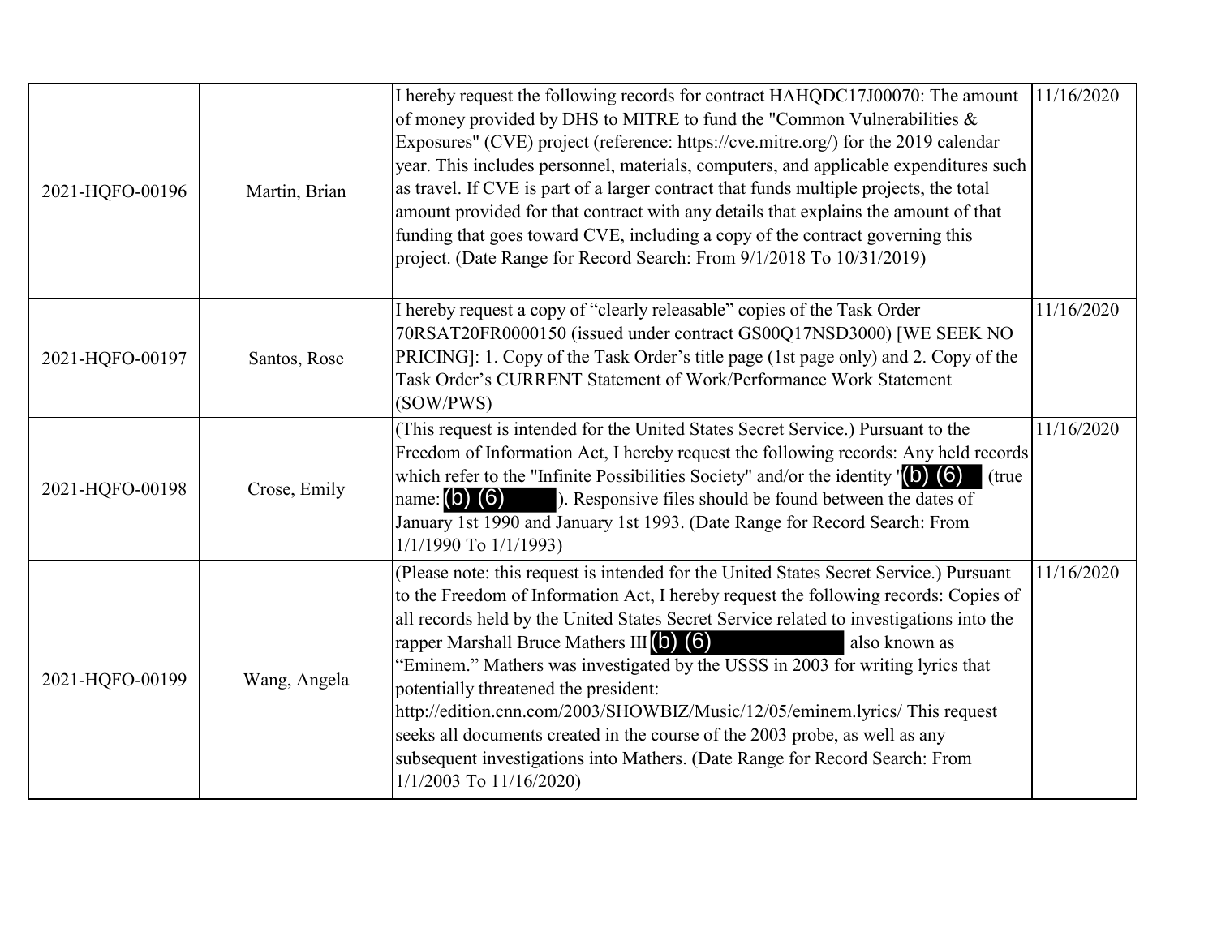| | | | |
|---|---|---|---|
| 2021-HQFO-00196 | Martin, Brian | I hereby request the following records for contract HAHQDC17J00070: The amount of money provided by DHS to MITRE to fund the "Common Vulnerabilities & Exposures" (CVE) project (reference: https://cve.mitre.org/) for the 2019 calendar year. This includes personnel, materials, computers, and applicable expenditures such as travel. If CVE is part of a larger contract that funds multiple projects, the total amount provided for that contract with any details that explains the amount of that funding that goes toward CVE, including a copy of the contract governing this project. (Date Range for Record Search: From 9/1/2018 To 10/31/2019) | 11/16/2020 |
| 2021-HQFO-00197 | Santos, Rose | I hereby request a copy of "clearly releasable" copies of the Task Order 70RSAT20FR0000150 (issued under contract GS00Q17NSD3000) [WE SEEK NO PRICING]: 1. Copy of the Task Order's title page (1st page only) and 2. Copy of the Task Order's CURRENT Statement of Work/Performance Work Statement (SOW/PWS) | 11/16/2020 |
| 2021-HQFO-00198 | Crose, Emily | (This request is intended for the United States Secret Service.) Pursuant to the Freedom of Information Act, I hereby request the following records: Any held records which refer to the "Infinite Possibilities Society" and/or the identity "(b) (6) (true name: (b) (6) ). Responsive files should be found between the dates of January 1st 1990 and January 1st 1993. (Date Range for Record Search: From 1/1/1990 To 1/1/1993) | 11/16/2020 |
| 2021-HQFO-00199 | Wang, Angela | (Please note: this request is intended for the United States Secret Service.) Pursuant to the Freedom of Information Act, I hereby request the following records: Copies of all records held by the United States Secret Service related to investigations into the rapper Marshall Bruce Mathers III (b) (6) also known as "Eminem." Mathers was investigated by the USSS in 2003 for writing lyrics that potentially threatened the president: http://edition.cnn.com/2003/SHOWBIZ/Music/12/05/eminem.lyrics/ This request seeks all documents created in the course of the 2003 probe, as well as any subsequent investigations into Mathers. (Date Range for Record Search: From 1/1/2003 To 11/16/2020) | 11/16/2020 |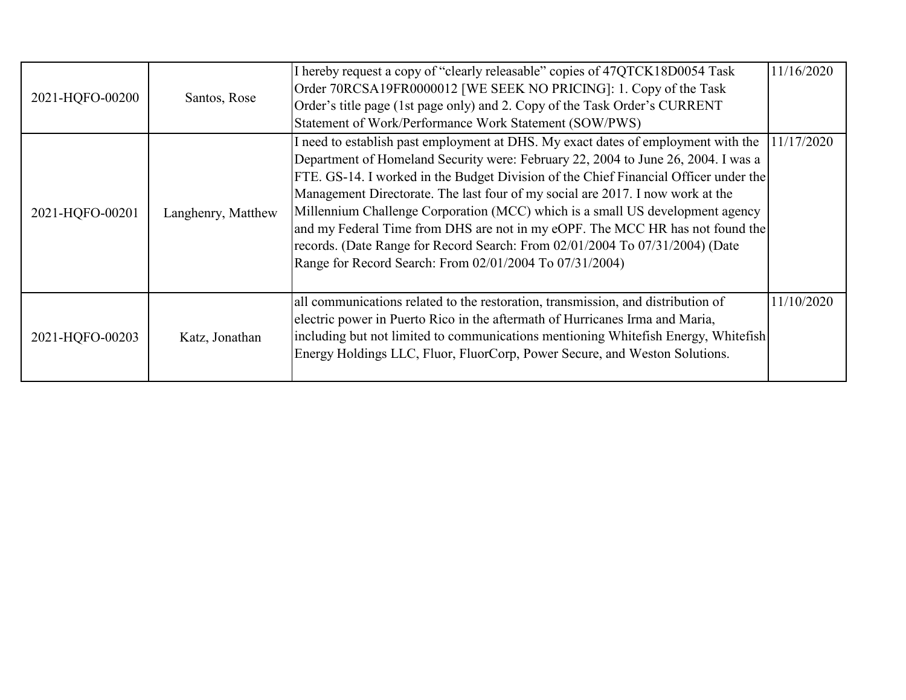| | | | |
|---|---|---|---|
| 2021-HQFO-00200 | Santos, Rose | I hereby request a copy of "clearly releasable" copies of 47QTCK18D0054 Task Order 70RCSA19FR0000012 [WE SEEK NO PRICING]: 1. Copy of the Task Order's title page (1st page only) and 2. Copy of the Task Order's CURRENT Statement of Work/Performance Work Statement (SOW/PWS) | 11/16/2020 |
| 2021-HQFO-00201 | Langhenry, Matthew | I need to establish past employment at DHS. My exact dates of employment with the Department of Homeland Security were: February 22, 2004 to June 26, 2004. I was a FTE. GS-14. I worked in the Budget Division of the Chief Financial Officer under the Management Directorate. The last four of my social are 2017. I now work at the Millennium Challenge Corporation (MCC) which is a small US development agency and my Federal Time from DHS are not in my eOPF. The MCC HR has not found the records. (Date Range for Record Search: From 02/01/2004 To 07/31/2004) (Date Range for Record Search: From 02/01/2004 To 07/31/2004) | 11/17/2020 |
| 2021-HQFO-00203 | Katz, Jonathan | all communications related to the restoration, transmission, and distribution of electric power in Puerto Rico in the aftermath of Hurricanes Irma and Maria, including but not limited to communications mentioning Whitefish Energy, Whitefish Energy Holdings LLC, Fluor, FluorCorp, Power Secure, and Weston Solutions. | 11/10/2020 |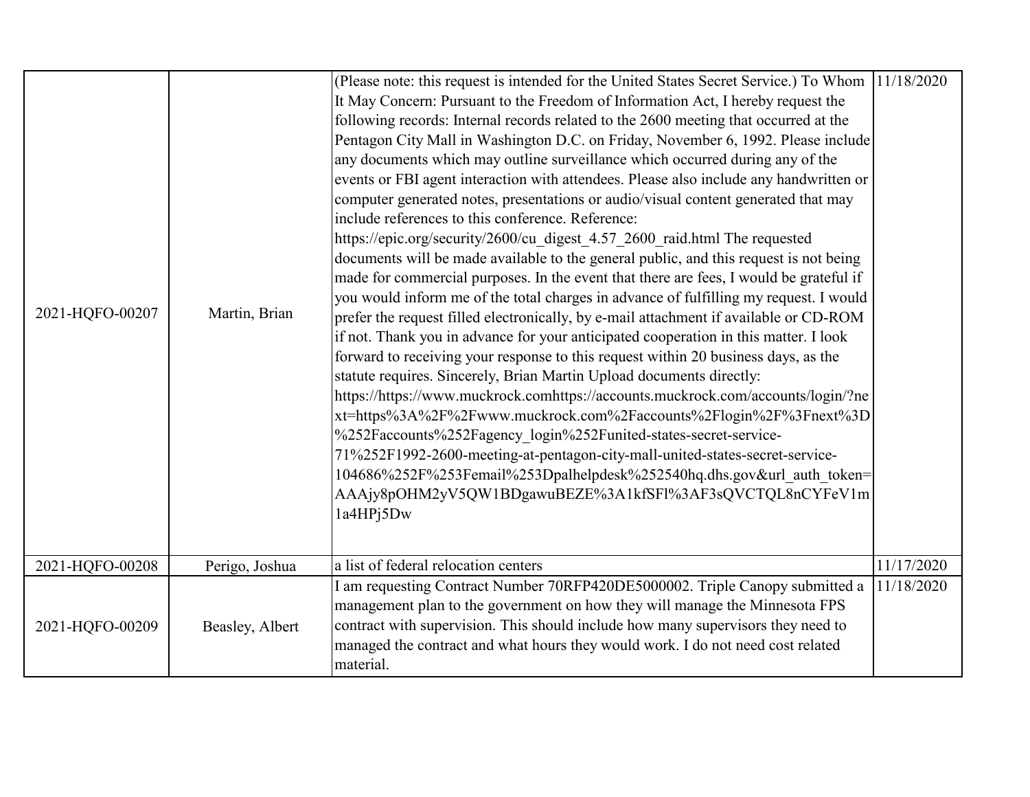| | | | |
|---|---|---|---|
| 2021-HQFO-00207 | Martin, Brian | (Please note: this request is intended for the United States Secret Service.) To Whom It May Concern: Pursuant to the Freedom of Information Act, I hereby request the following records: Internal records related to the 2600 meeting that occurred at the Pentagon City Mall in Washington D.C. on Friday, November 6, 1992. Please include any documents which may outline surveillance which occurred during any of the events or FBI agent interaction with attendees. Please also include any handwritten or computer generated notes, presentations or audio/visual content generated that may include references to this conference. Reference: https://epic.org/security/2600/cu_digest_4.57_2600_raid.html The requested documents will be made available to the general public, and this request is not being made for commercial purposes. In the event that there are fees, I would be grateful if you would inform me of the total charges in advance of fulfilling my request. I would prefer the request filled electronically, by e-mail attachment if available or CD-ROM if not. Thank you in advance for your anticipated cooperation in this matter. I look forward to receiving your response to this request within 20 business days, as the statute requires. Sincerely, Brian Martin Upload documents directly: https://https://www.muckrock.comhttps://accounts.muckrock.com/accounts/login/?next=https%3A%2F%2Fwww.muckrock.com%2Faccounts%2Flogin%2F%3Fnext%3D%252Faccounts%252Fagency_login%252Funited-states-secret-service-71%252F1992-2600-meeting-at-pentagon-city-mall-united-states-secret-service-104686%252F%253Femail%253Dpalhelpdesk%252540hq.dhs.gov&url_auth_token=AAAjy8pOHM2yV5QW1BDgawuBEZE%3A1kfSFl%3AF3sQVCTQL8nCYFeV1m1a4HPj5Dw | 11/18/2020 |
| 2021-HQFO-00208 | Perigo, Joshua | a list of federal relocation centers | 11/17/2020 |
| 2021-HQFO-00209 | Beasley, Albert | I am requesting Contract Number 70RFP420DE5000002. Triple Canopy submitted a management plan to the government on how they will manage the Minnesota FPS contract with supervision. This should include how many supervisors they need to managed the contract and what hours they would work. I do not need cost related material. | 11/18/2020 |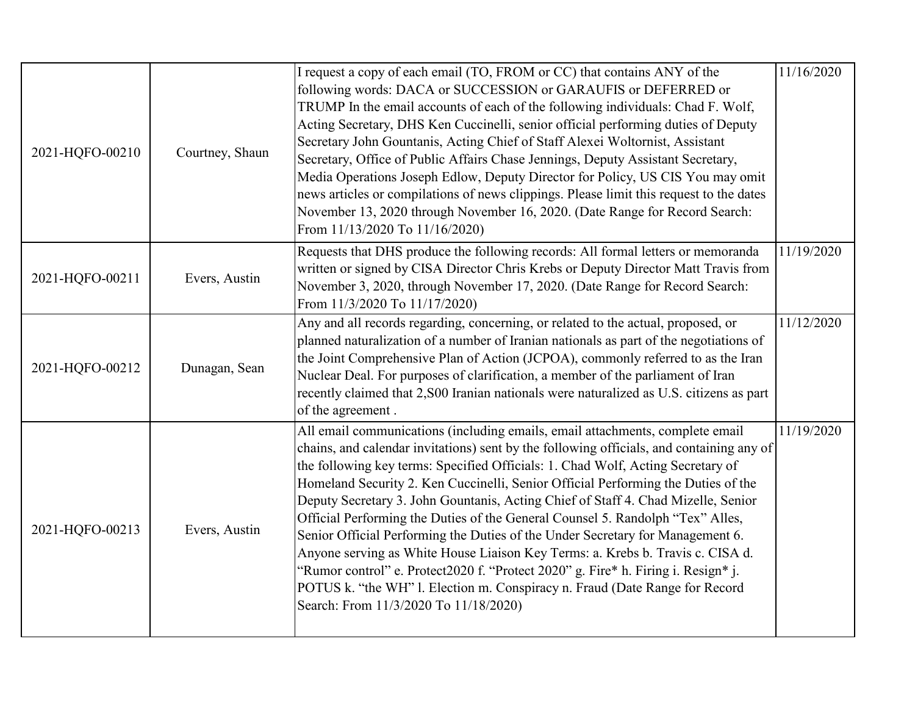| | | | |
|---|---|---|---|
| 2021-HQFO-00210 | Courtney, Shaun | I request a copy of each email (TO, FROM or CC) that contains ANY of the following words: DACA or SUCCESSION or GARAUFIS or DEFERRED or TRUMP In the email accounts of each of the following individuals: Chad F. Wolf, Acting Secretary, DHS Ken Cuccinelli, senior official performing duties of Deputy Secretary John Gountanis, Acting Chief of Staff Alexei Woltornist, Assistant Secretary, Office of Public Affairs Chase Jennings, Deputy Assistant Secretary, Media Operations Joseph Edlow, Deputy Director for Policy, US CIS You may omit news articles or compilations of news clippings. Please limit this request to the dates November 13, 2020 through November 16, 2020. (Date Range for Record Search: From 11/13/2020 To 11/16/2020) | 11/16/2020 |
| 2021-HQFO-00211 | Evers, Austin | Requests that DHS produce the following records: All formal letters or memoranda written or signed by CISA Director Chris Krebs or Deputy Director Matt Travis from November 3, 2020, through November 17, 2020. (Date Range for Record Search: From 11/3/2020 To 11/17/2020) | 11/19/2020 |
| 2021-HQFO-00212 | Dunagan, Sean | Any and all records regarding, concerning, or related to the actual, proposed, or planned naturalization of a number of Iranian nationals as part of the negotiations of the Joint Comprehensive Plan of Action (JCPOA), commonly referred to as the Iran Nuclear Deal. For purposes of clarification, a member of the parliament of Iran recently claimed that 2,S00 Iranian nationals were naturalized as U.S. citizens as part of the agreement . | 11/12/2020 |
| 2021-HQFO-00213 | Evers, Austin | All email communications (including emails, email attachments, complete email chains, and calendar invitations) sent by the following officials, and containing any of the following key terms: Specified Officials: 1. Chad Wolf, Acting Secretary of Homeland Security 2. Ken Cuccinelli, Senior Official Performing the Duties of the Deputy Secretary 3. John Gountanis, Acting Chief of Staff 4. Chad Mizelle, Senior Official Performing the Duties of the General Counsel 5. Randolph "Tex" Alles, Senior Official Performing the Duties of the Under Secretary for Management 6. Anyone serving as White House Liaison Key Terms: a. Krebs b. Travis c. CISA d. "Rumor control" e. Protect2020 f. "Protect 2020" g. Fire* h. Firing i. Resign* j. POTUS k. "the WH" l. Election m. Conspiracy n. Fraud (Date Range for Record Search: From 11/3/2020 To 11/18/2020) | 11/19/2020 |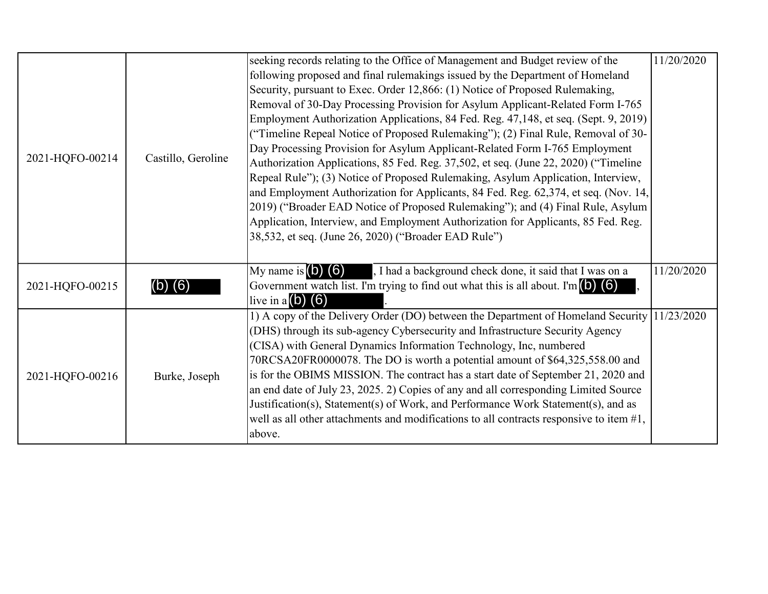| | | | |
|---|---|---|---|
| 2021-HQFO-00214 | Castillo, Geroline | seeking records relating to the Office of Management and Budget review of the following proposed and final rulemakings issued by the Department of Homeland Security, pursuant to Exec. Order 12,866: (1) Notice of Proposed Rulemaking, Removal of 30-Day Processing Provision for Asylum Applicant-Related Form I-765 Employment Authorization Applications, 84 Fed. Reg. 47,148, et seq. (Sept. 9, 2019) ("Timeline Repeal Notice of Proposed Rulemaking"); (2) Final Rule, Removal of 30-Day Processing Provision for Asylum Applicant-Related Form I-765 Employment Authorization Applications, 85 Fed. Reg. 37,502, et seq. (June 22, 2020) ("Timeline Repeal Rule"); (3) Notice of Proposed Rulemaking, Asylum Application, Interview, and Employment Authorization for Applicants, 84 Fed. Reg. 62,374, et seq. (Nov. 14, 2019) ("Broader EAD Notice of Proposed Rulemaking"); and (4) Final Rule, Asylum Application, Interview, and Employment Authorization for Applicants, 85 Fed. Reg. 38,532, et seq. (June 26, 2020) ("Broader EAD Rule") | 11/20/2020 |
| 2021-HQFO-00215 | (b) (6) | My name is (b) (6), I had a background check done, it said that I was on a Government watch list. I'm trying to find out what this is all about. I'm (b) (6), live in a (b) (6). | 11/20/2020 |
| 2021-HQFO-00216 | Burke, Joseph | 1) A copy of the Delivery Order (DO) between the Department of Homeland Security (DHS) through its sub-agency Cybersecurity and Infrastructure Security Agency (CISA) with General Dynamics Information Technology, Inc, numbered 70RCSA20FR0000078. The DO is worth a potential amount of $64,325,558.00 and is for the OBIMS MISSION. The contract has a start date of September 21, 2020 and an end date of July 23, 2025. 2) Copies of any and all corresponding Limited Source Justification(s), Statement(s) of Work, and Performance Work Statement(s), and as well as all other attachments and modifications to all contracts responsive to item #1, above. | 11/23/2020 |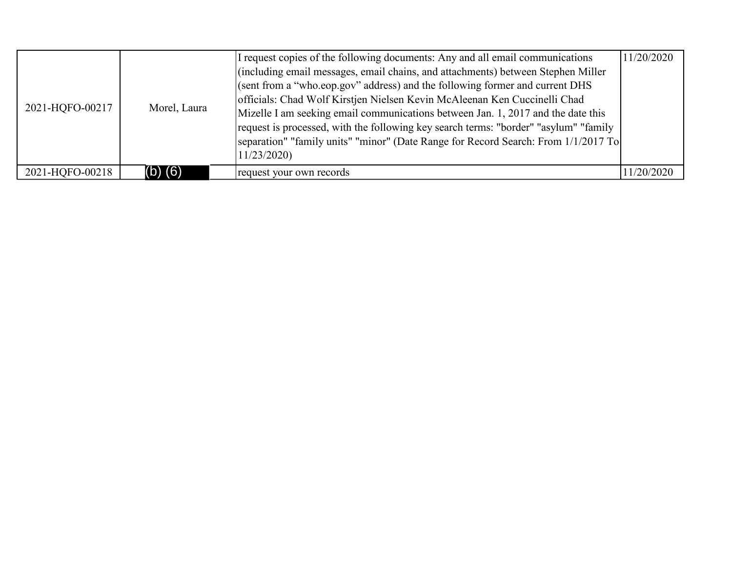| | | | |
|---|---|---|---|
| 2021-HQFO-00217 | Morel, Laura | I request copies of the following documents: Any and all email communications (including email messages, email chains, and attachments) between Stephen Miller (sent from a "who.eop.gov" address) and the following former and current DHS officials: Chad Wolf Kirstjen Nielsen Kevin McAleenan Ken Cuccinelli Chad Mizelle I am seeking email communications between Jan. 1, 2017 and the date this request is processed, with the following key search terms: "border" "asylum" "family separation" "family units" "minor" (Date Range for Record Search: From 1/1/2017 To 11/23/2020) | 11/20/2020 |
| 2021-HQFO-00218 | (b) (6) | request your own records | 11/20/2020 |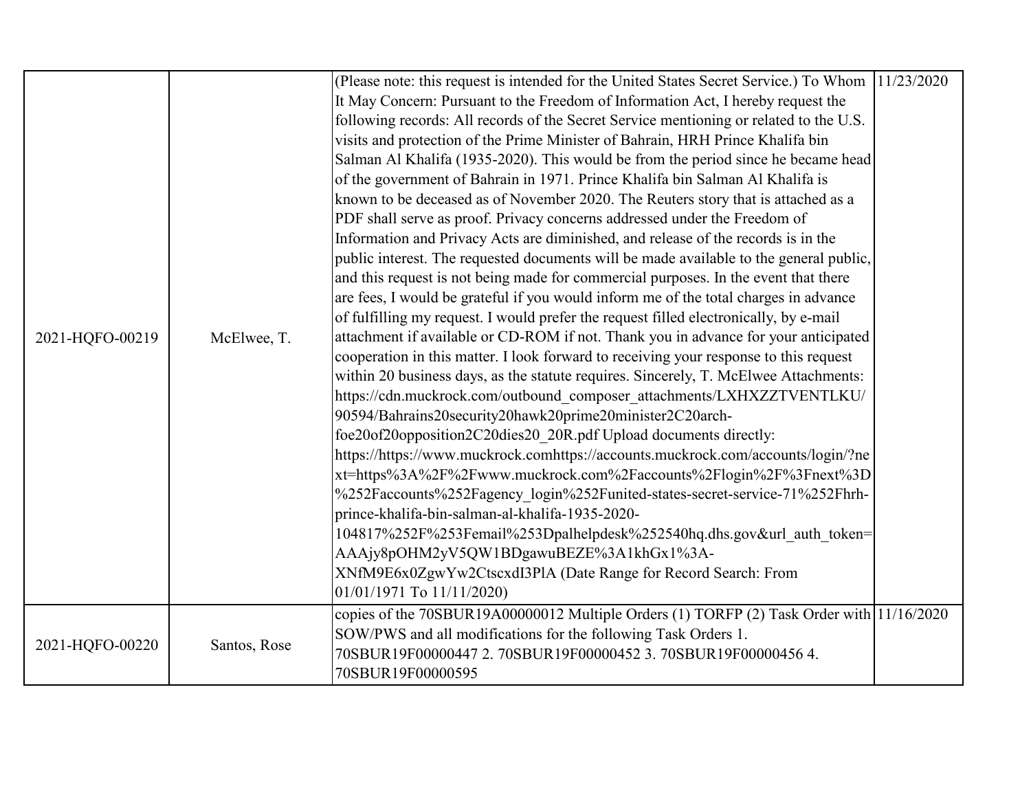| | | | |
|---|---|---|---|
| 2021-HQFO-00219 | McElwee, T. | (Please note: this request is intended for the United States Secret Service.) To Whom It May Concern: Pursuant to the Freedom of Information Act, I hereby request the following records: All records of the Secret Service mentioning or related to the U.S. visits and protection of the Prime Minister of Bahrain, HRH Prince Khalifa bin Salman Al Khalifa (1935-2020). This would be from the period since he became head of the government of Bahrain in 1971. Prince Khalifa bin Salman Al Khalifa is known to be deceased as of November 2020. The Reuters story that is attached as a PDF shall serve as proof. Privacy concerns addressed under the Freedom of Information and Privacy Acts are diminished, and release of the records is in the public interest. The requested documents will be made available to the general public, and this request is not being made for commercial purposes. In the event that there are fees, I would be grateful if you would inform me of the total charges in advance of fulfilling my request. I would prefer the request filled electronically, by e-mail attachment if available or CD-ROM if not. Thank you in advance for your anticipated cooperation in this matter. I look forward to receiving your response to this request within 20 business days, as the statute requires. Sincerely, T. McElwee Attachments: https://cdn.muckrock.com/outbound_composer_attachments/LXHXZZTVENTLKU/90594/Bahrains20security20hawk20prime20minister2C20arch-foe20of20opposition2C20dies20_20R.pdf Upload documents directly: https://https://www.muckrock.comhttps://accounts.muckrock.com/accounts/login/?next=https%3A%2F%2Fwww.muckrock.com%2Faccounts%2Flogin%2F%3Fnext%3D%252Faccounts%252Fagency_login%252Funited-states-secret-service-71%252Fhrh-prince-khalifa-bin-salman-al-khalifa-1935-2020-104817%252F%253Femail%253Dpalhelpdesk%252540hq.dhs.gov&url_auth_token=AAAjy8pOHM2yV5QW1BDgawuBEZE%3A1khGx1%3A-XNfM9E6x0ZgwYw2CtscxdI3PlA (Date Range for Record Search: From 01/01/1971 To 11/11/2020) | 11/23/2020 |
| 2021-HQFO-00220 | Santos, Rose | copies of the 70SBUR19A00000012 Multiple Orders (1) TORFP (2) Task Order with SOW/PWS and all modifications for the following Task Orders 1. 70SBUR19F00000447 2. 70SBUR19F00000452 3. 70SBUR19F00000456 4. 70SBUR19F00000595 | 11/16/2020 |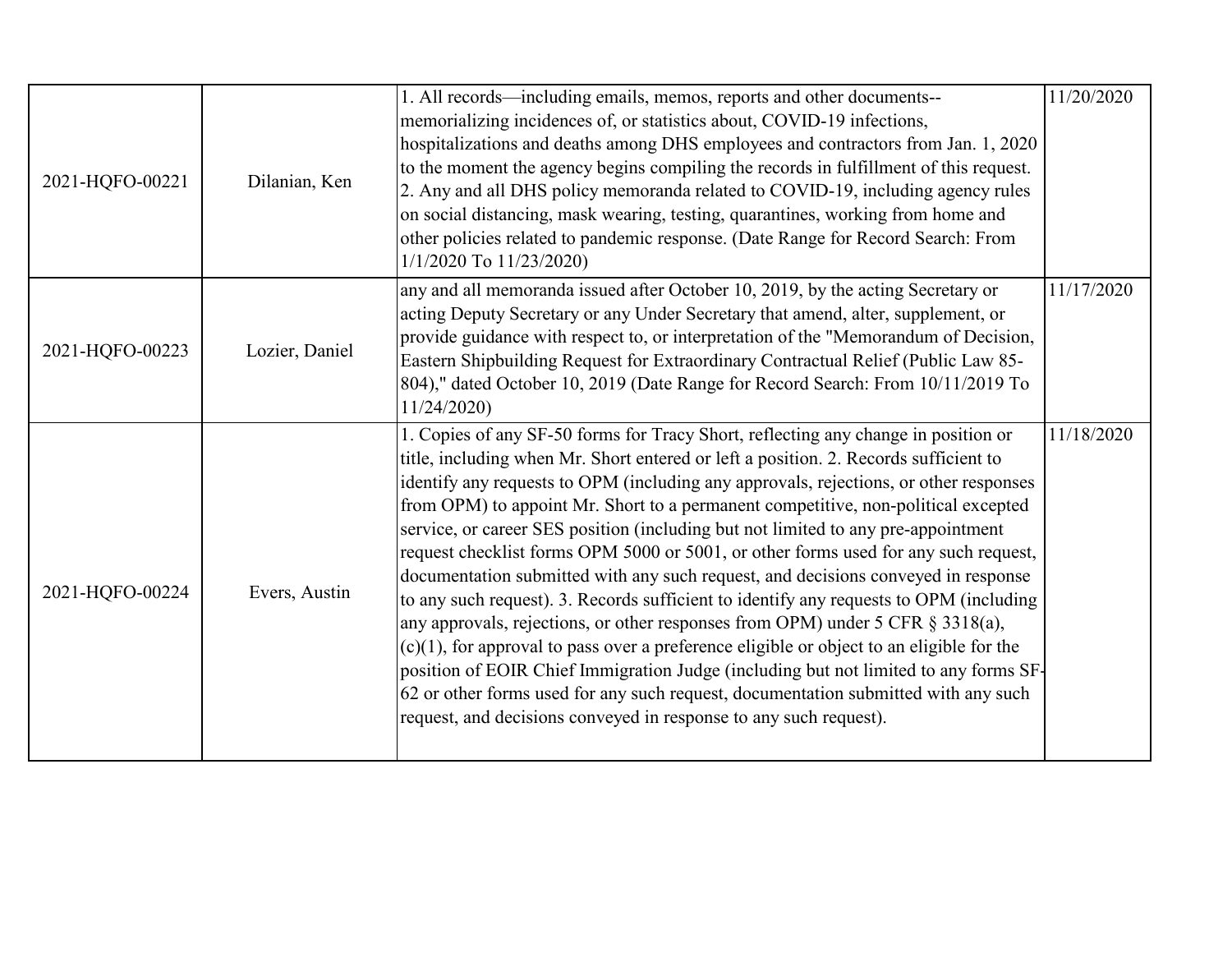| | | | |
|---|---|---|---|
| 2021-HQFO-00221 | Dilanian, Ken | 1. All records—including emails, memos, reports and other documents--memorializing incidences of, or statistics about, COVID-19 infections, hospitalizations and deaths among DHS employees and contractors from Jan. 1, 2020 to the moment the agency begins compiling the records in fulfillment of this request. 2. Any and all DHS policy memoranda related to COVID-19, including agency rules on social distancing, mask wearing, testing, quarantines, working from home and other policies related to pandemic response. (Date Range for Record Search: From 1/1/2020 To 11/23/2020) | 11/20/2020 |
| 2021-HQFO-00223 | Lozier, Daniel | any and all memoranda issued after October 10, 2019, by the acting Secretary or acting Deputy Secretary or any Under Secretary that amend, alter, supplement, or provide guidance with respect to, or interpretation of the "Memorandum of Decision, Eastern Shipbuilding Request for Extraordinary Contractual Relief (Public Law 85-804)," dated October 10, 2019 (Date Range for Record Search: From 10/11/2019 To 11/24/2020) | 11/17/2020 |
| 2021-HQFO-00224 | Evers, Austin | 1. Copies of any SF-50 forms for Tracy Short, reflecting any change in position or title, including when Mr. Short entered or left a position. 2. Records sufficient to identify any requests to OPM (including any approvals, rejections, or other responses from OPM) to appoint Mr. Short to a permanent competitive, non-political excepted service, or career SES position (including but not limited to any pre-appointment request checklist forms OPM 5000 or 5001, or other forms used for any such request, documentation submitted with any such request, and decisions conveyed in response to any such request). 3. Records sufficient to identify any requests to OPM (including any approvals, rejections, or other responses from OPM) under 5 CFR § 3318(a), (c)(1), for approval to pass over a preference eligible or object to an eligible for the position of EOIR Chief Immigration Judge (including but not limited to any forms SF-62 or other forms used for any such request, documentation submitted with any such request, and decisions conveyed in response to any such request). | 11/18/2020 |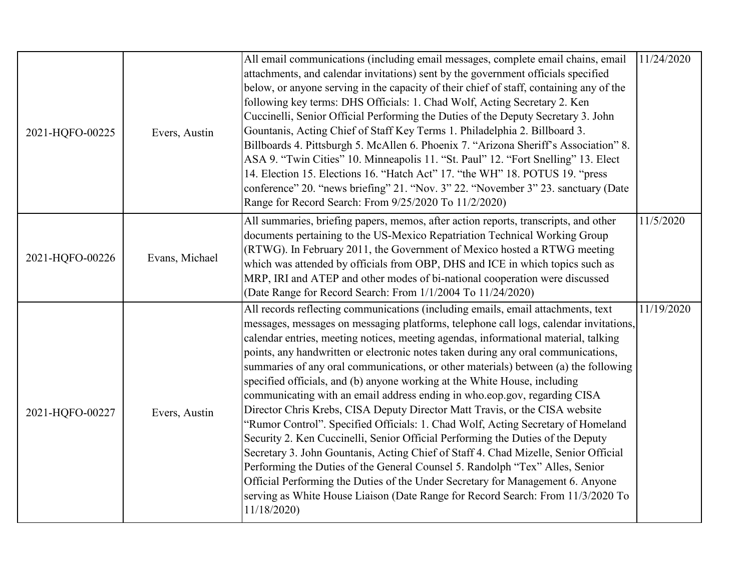| | | | |
|---|---|---|---|
| 2021-HQFO-00225 | Evers, Austin | All email communications (including email messages, complete email chains, email attachments, and calendar invitations) sent by the government officials specified below, or anyone serving in the capacity of their chief of staff, containing any of the following key terms: DHS Officials: 1. Chad Wolf, Acting Secretary 2. Ken Cuccinelli, Senior Official Performing the Duties of the Deputy Secretary 3. John Gountanis, Acting Chief of Staff Key Terms 1. Philadelphia 2. Billboard 3. Billboards 4. Pittsburgh 5. McAllen 6. Phoenix 7. "Arizona Sheriff's Association" 8. ASA 9. "Twin Cities" 10. Minneapolis 11. "St. Paul" 12. "Fort Snelling" 13. Elect 14. Election 15. Elections 16. "Hatch Act" 17. "the WH" 18. POTUS 19. "press conference" 20. "news briefing" 21. "Nov. 3" 22. "November 3" 23. sanctuary (Date Range for Record Search: From 9/25/2020 To 11/2/2020) | 11/24/2020 |
| 2021-HQFO-00226 | Evans, Michael | All summaries, briefing papers, memos, after action reports, transcripts, and other documents pertaining to the US-Mexico Repatriation Technical Working Group (RTWG). In February 2011, the Government of Mexico hosted a RTWG meeting which was attended by officials from OBP, DHS and ICE in which topics such as MRP, IRI and ATEP and other modes of bi-national cooperation were discussed (Date Range for Record Search: From 1/1/2004 To 11/24/2020) | 11/5/2020 |
| 2021-HQFO-00227 | Evers, Austin | All records reflecting communications (including emails, email attachments, text messages, messages on messaging platforms, telephone call logs, calendar invitations, calendar entries, meeting notices, meeting agendas, informational material, talking points, any handwritten or electronic notes taken during any oral communications, summaries of any oral communications, or other materials) between (a) the following specified officials, and (b) anyone working at the White House, including communicating with an email address ending in who.eop.gov, regarding CISA Director Chris Krebs, CISA Deputy Director Matt Travis, or the CISA website "Rumor Control". Specified Officials: 1. Chad Wolf, Acting Secretary of Homeland Security 2. Ken Cuccinelli, Senior Official Performing the Duties of the Deputy Secretary 3. John Gountanis, Acting Chief of Staff 4. Chad Mizelle, Senior Official Performing the Duties of the General Counsel 5. Randolph "Tex" Alles, Senior Official Performing the Duties of the Under Secretary for Management 6. Anyone serving as White House Liaison (Date Range for Record Search: From 11/3/2020 To 11/18/2020) | 11/19/2020 |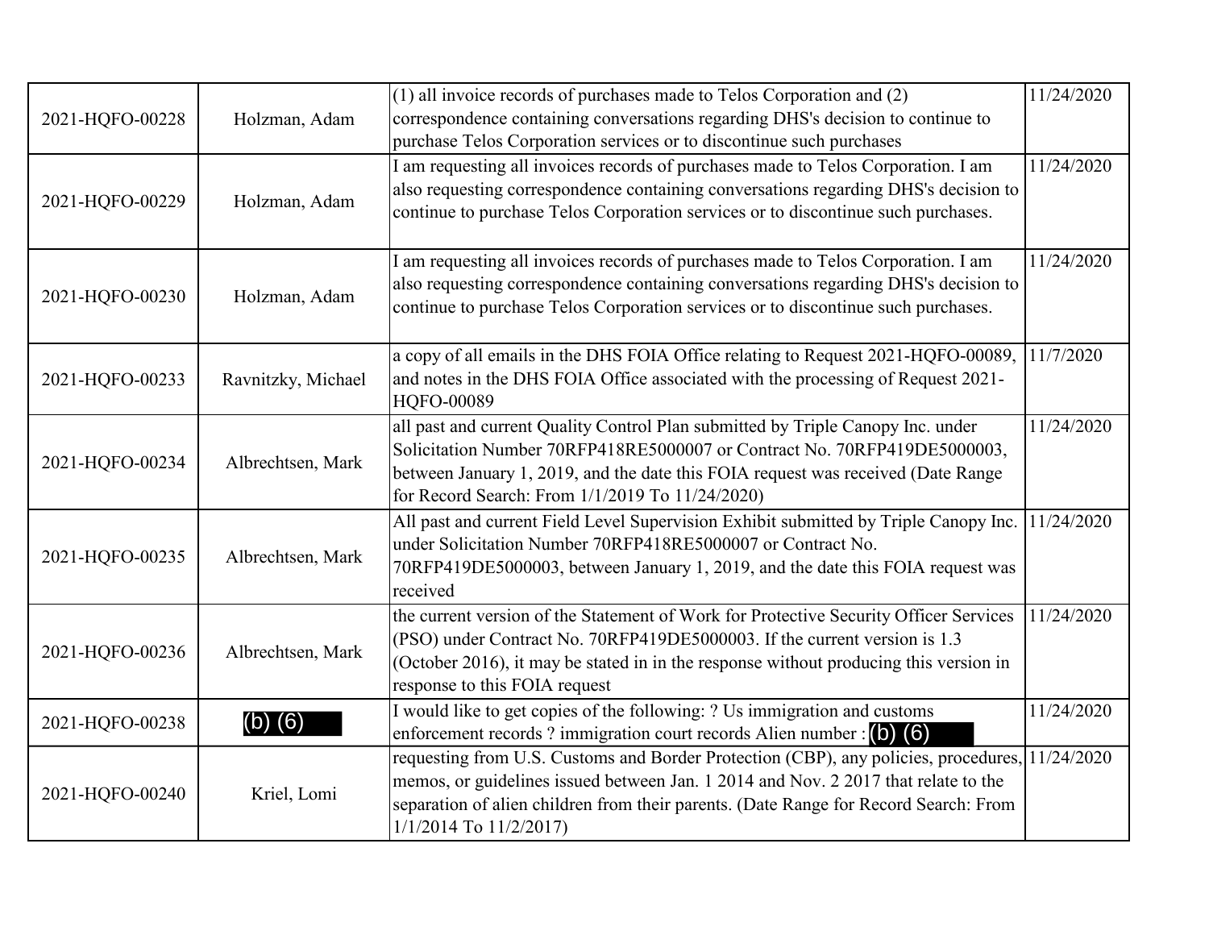| | | | |
|---|---|---|---|
| 2021-HQFO-00228 | Holzman, Adam | (1) all invoice records of purchases made to Telos Corporation and (2) correspondence containing conversations regarding DHS's decision to continue to purchase Telos Corporation services or to discontinue such purchases | 11/24/2020 |
| 2021-HQFO-00229 | Holzman, Adam | I am requesting all invoices records of purchases made to Telos Corporation. I am also requesting correspondence containing conversations regarding DHS's decision to continue to purchase Telos Corporation services or to discontinue such purchases. | 11/24/2020 |
| 2021-HQFO-00230 | Holzman, Adam | I am requesting all invoices records of purchases made to Telos Corporation. I am also requesting correspondence containing conversations regarding DHS's decision to continue to purchase Telos Corporation services or to discontinue such purchases. | 11/24/2020 |
| 2021-HQFO-00233 | Ravnitzky, Michael | a copy of all emails in the DHS FOIA Office relating to Request 2021-HQFO-00089, and notes in the DHS FOIA Office associated with the processing of Request 2021-HQFO-00089 | 11/7/2020 |
| 2021-HQFO-00234 | Albrechtsen, Mark | all past and current Quality Control Plan submitted by Triple Canopy Inc. under Solicitation Number 70RFP418RE5000007 or Contract No. 70RFP419DE5000003, between January 1, 2019, and the date this FOIA request was received (Date Range for Record Search: From 1/1/2019 To 11/24/2020) | 11/24/2020 |
| 2021-HQFO-00235 | Albrechtsen, Mark | All past and current Field Level Supervision Exhibit submitted by Triple Canopy Inc. under Solicitation Number 70RFP418RE5000007 or Contract No. 70RFP419DE5000003, between January 1, 2019, and the date this FOIA request was received | 11/24/2020 |
| 2021-HQFO-00236 | Albrechtsen, Mark | the current version of the Statement of Work for Protective Security Officer Services (PSO) under Contract No. 70RFP419DE5000003. If the current version is 1.3 (October 2016), it may be stated in in the response without producing this version in response to this FOIA request | 11/24/2020 |
| 2021-HQFO-00238 | (b) (6) | I would like to get copies of the following: ? Us immigration and customs enforcement records ? immigration court records Alien number : (b) (6) | 11/24/2020 |
| 2021-HQFO-00240 | Kriel, Lomi | requesting from U.S. Customs and Border Protection (CBP), any policies, procedures, memos, or guidelines issued between Jan. 1 2014 and Nov. 2 2017 that relate to the separation of alien children from their parents. (Date Range for Record Search: From 1/1/2014 To 11/2/2017) | 11/24/2020 |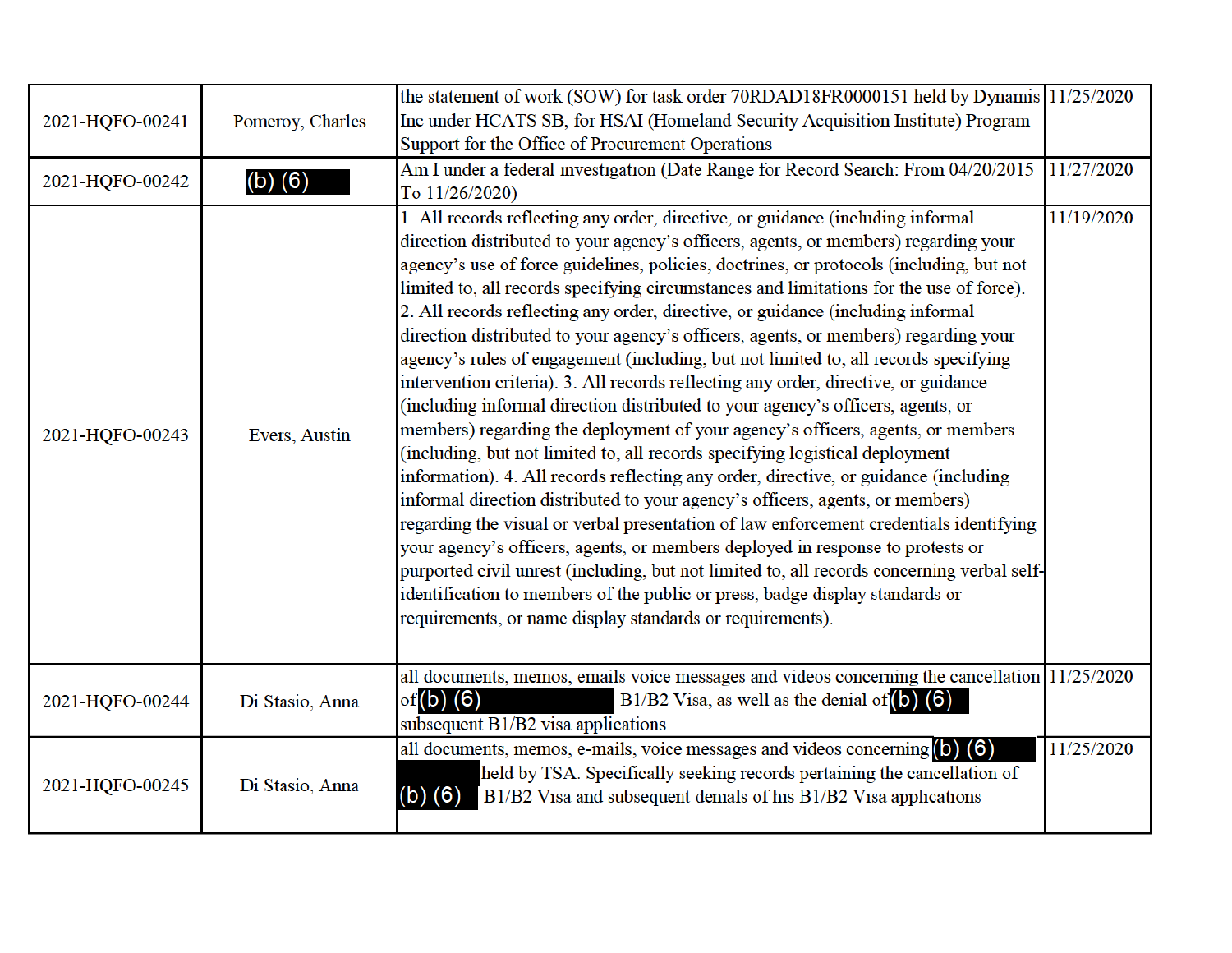| | | | |
|---|---|---|---|
| 2021-HQFO-00241 | Pomeroy, Charles | the statement of work (SOW) for task order 70RDAD18FR0000151 held by Dynamis Inc under HCATS SB, for HSAI (Homeland Security Acquisition Institute) Program Support for the Office of Procurement Operations | 11/25/2020 |
| 2021-HQFO-00242 | (b) (6) | Am I under a federal investigation (Date Range for Record Search: From 04/20/2015 To 11/26/2020) | 11/27/2020 |
| 2021-HQFO-00243 | Evers, Austin | 1. All records reflecting any order, directive, or guidance (including informal direction distributed to your agency's officers, agents, or members) regarding your agency's use of force guidelines, policies, doctrines, or protocols (including, but not limited to, all records specifying circumstances and limitations for the use of force). 2. All records reflecting any order, directive, or guidance (including informal direction distributed to your agency's officers, agents, or members) regarding your agency's rules of engagement (including, but not limited to, all records specifying intervention criteria). 3. All records reflecting any order, directive, or guidance (including informal direction distributed to your agency's officers, agents, or members) regarding the deployment of your agency's officers, agents, or members (including, but not limited to, all records specifying logistical deployment information). 4. All records reflecting any order, directive, or guidance (including informal direction distributed to your agency's officers, agents, or members) regarding the visual or verbal presentation of law enforcement credentials identifying your agency's officers, agents, or members deployed in response to protests or purported civil unrest (including, but not limited to, all records concerning verbal self-identification to members of the public or press, badge display standards or requirements, or name display standards or requirements). | 11/19/2020 |
| 2021-HQFO-00244 | Di Stasio, Anna | all documents, memos, emails voice messages and videos concerning the cancellation of (b) (6) B1/B2 Visa, as well as the denial of (b) (6) subsequent B1/B2 visa applications | 11/25/2020 |
| 2021-HQFO-00245 | Di Stasio, Anna | all documents, memos, e-mails, voice messages and videos concerning (b) (6) held by TSA. Specifically seeking records pertaining the cancellation of (b) (6) B1/B2 Visa and subsequent denials of his B1/B2 Visa applications | 11/25/2020 |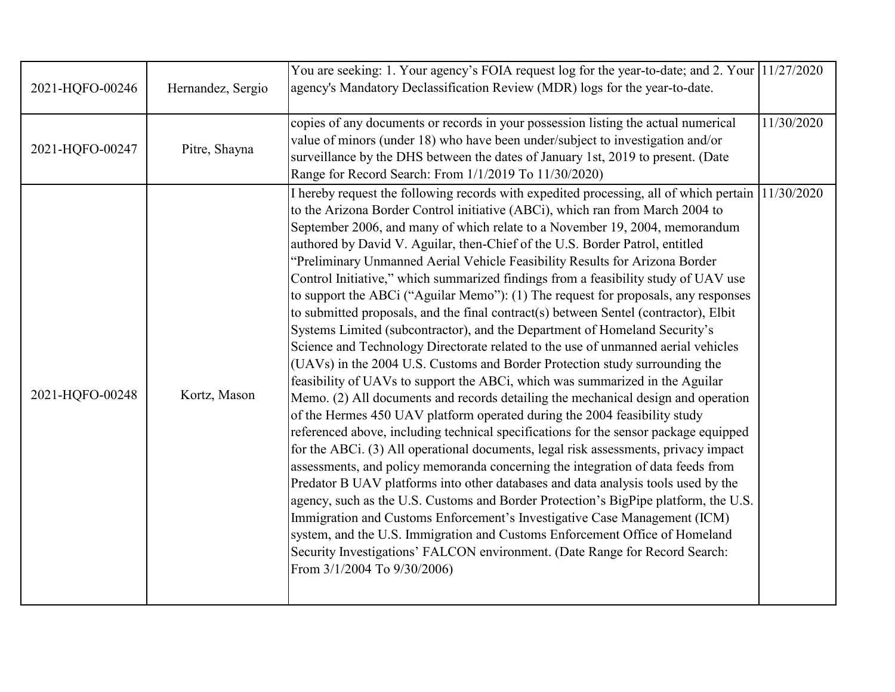| | | | |
|---|---|---|---|
| 2021-HQFO-00246 | Hernandez, Sergio | You are seeking: 1. Your agency's FOIA request log for the year-to-date; and 2. Your agency's Mandatory Declassification Review (MDR) logs for the year-to-date. | 11/27/2020 |
| 2021-HQFO-00247 | Pitre, Shayna | copies of any documents or records in your possession listing the actual numerical value of minors (under 18) who have been under/subject to investigation and/or surveillance by the DHS between the dates of January 1st, 2019 to present. (Date Range for Record Search: From 1/1/2019 To 11/30/2020) | 11/30/2020 |
| 2021-HQFO-00248 | Kortz, Mason | I hereby request the following records with expedited processing, all of which pertain to the Arizona Border Control initiative (ABCi), which ran from March 2004 to September 2006, and many of which relate to a November 19, 2004, memorandum authored by David V. Aguilar, then-Chief of the U.S. Border Patrol, entitled "Preliminary Unmanned Aerial Vehicle Feasibility Results for Arizona Border Control Initiative," which summarized findings from a feasibility study of UAV use to support the ABCi ("Aguilar Memo"): (1) The request for proposals, any responses to submitted proposals, and the final contract(s) between Sentel (contractor), Elbit Systems Limited (subcontractor), and the Department of Homeland Security's Science and Technology Directorate related to the use of unmanned aerial vehicles (UAVs) in the 2004 U.S. Customs and Border Protection study surrounding the feasibility of UAVs to support the ABCi, which was summarized in the Aguilar Memo. (2) All documents and records detailing the mechanical design and operation of the Hermes 450 UAV platform operated during the 2004 feasibility study referenced above, including technical specifications for the sensor package equipped for the ABCi. (3) All operational documents, legal risk assessments, privacy impact assessments, and policy memoranda concerning the integration of data feeds from Predator B UAV platforms into other databases and data analysis tools used by the agency, such as the U.S. Customs and Border Protection's BigPipe platform, the U.S. Immigration and Customs Enforcement's Investigative Case Management (ICM) system, and the U.S. Immigration and Customs Enforcement Office of Homeland Security Investigations' FALCON environment. (Date Range for Record Search: From 3/1/2004 To 9/30/2006) | 11/30/2020 |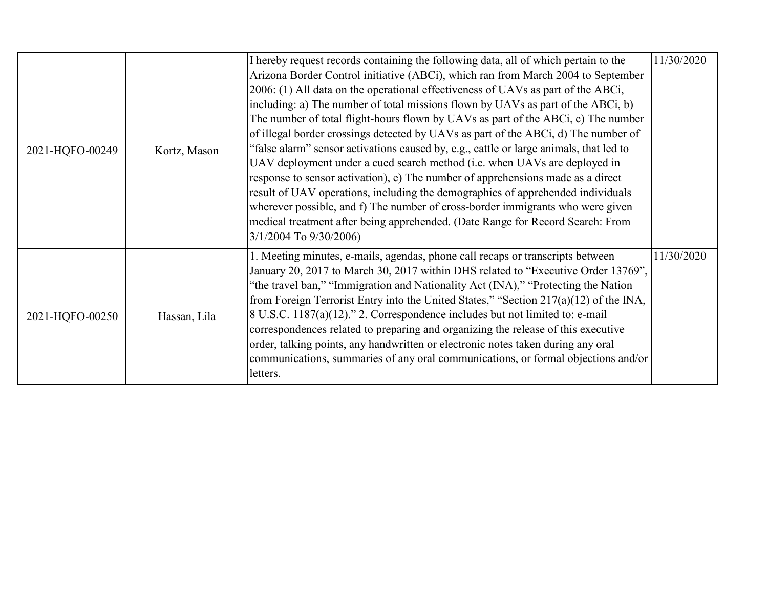| | | | |
|---|---|---|---|
| 2021-HQFO-00249 | Kortz, Mason | I hereby request records containing the following data, all of which pertain to the Arizona Border Control initiative (ABCi), which ran from March 2004 to September 2006: (1) All data on the operational effectiveness of UAVs as part of the ABCi, including: a) The number of total missions flown by UAVs as part of the ABCi, b) The number of total flight-hours flown by UAVs as part of the ABCi, c) The number of illegal border crossings detected by UAVs as part of the ABCi, d) The number of "false alarm" sensor activations caused by, e.g., cattle or large animals, that led to UAV deployment under a cued search method (i.e. when UAVs are deployed in response to sensor activation), e) The number of apprehensions made as a direct result of UAV operations, including the demographics of apprehended individuals wherever possible, and f) The number of cross-border immigrants who were given medical treatment after being apprehended. (Date Range for Record Search: From 3/1/2004 To 9/30/2006) | 11/30/2020 |
| 2021-HQFO-00250 | Hassan, Lila | 1. Meeting minutes, e-mails, agendas, phone call recaps or transcripts between January 20, 2017 to March 30, 2017 within DHS related to "Executive Order 13769", "the travel ban," "Immigration and Nationality Act (INA)," "Protecting the Nation from Foreign Terrorist Entry into the United States," "Section 217(a)(12) of the INA, 8 U.S.C. 1187(a)(12)." 2. Correspondence includes but not limited to: e-mail correspondences related to preparing and organizing the release of this executive order, talking points, any handwritten or electronic notes taken during any oral communications, summaries of any oral communications, or formal objections and/or letters. | 11/30/2020 |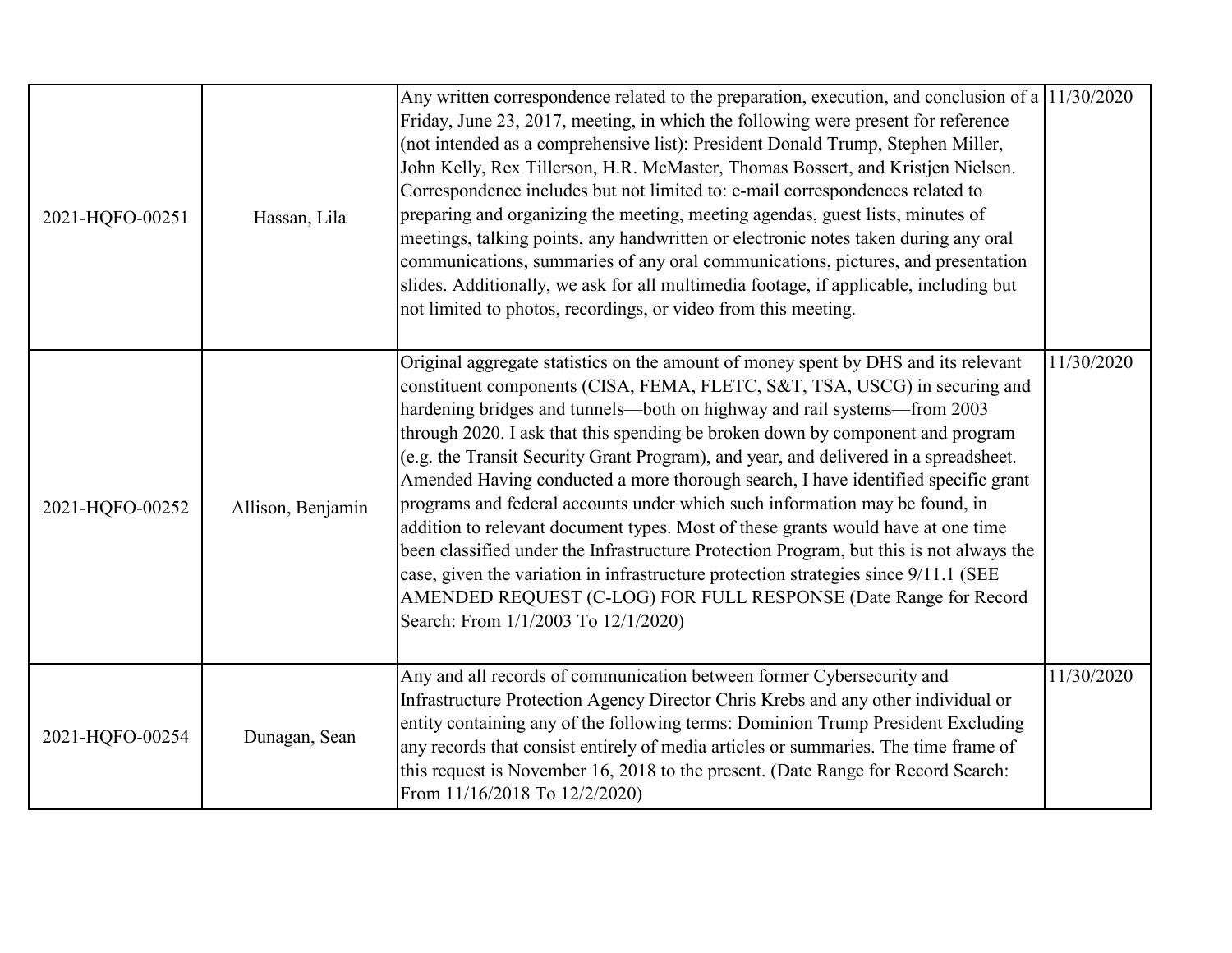| | | | |
|---|---|---|---|
| 2021-HQFO-00251 | Hassan, Lila | Any written correspondence related to the preparation, execution, and conclusion of a Friday, June 23, 2017, meeting, in which the following were present for reference (not intended as a comprehensive list): President Donald Trump, Stephen Miller, John Kelly, Rex Tillerson, H.R. McMaster, Thomas Bossert, and Kristjen Nielsen. Correspondence includes but not limited to: e-mail correspondences related to preparing and organizing the meeting, meeting agendas, guest lists, minutes of meetings, talking points, any handwritten or electronic notes taken during any oral communications, summaries of any oral communications, pictures, and presentation slides. Additionally, we ask for all multimedia footage, if applicable, including but not limited to photos, recordings, or video from this meeting. | 11/30/2020 |
| 2021-HQFO-00252 | Allison, Benjamin | Original aggregate statistics on the amount of money spent by DHS and its relevant constituent components (CISA, FEMA, FLETC, S&T, TSA, USCG) in securing and hardening bridges and tunnels—both on highway and rail systems—from 2003 through 2020. I ask that this spending be broken down by component and program (e.g. the Transit Security Grant Program), and year, and delivered in a spreadsheet. Amended Having conducted a more thorough search, I have identified specific grant programs and federal accounts under which such information may be found, in addition to relevant document types. Most of these grants would have at one time been classified under the Infrastructure Protection Program, but this is not always the case, given the variation in infrastructure protection strategies since 9/11.1 (SEE AMENDED REQUEST (C-LOG) FOR FULL RESPONSE (Date Range for Record Search: From 1/1/2003 To 12/1/2020) | 11/30/2020 |
| 2021-HQFO-00254 | Dunagan, Sean | Any and all records of communication between former Cybersecurity and Infrastructure Protection Agency Director Chris Krebs and any other individual or entity containing any of the following terms: Dominion Trump President Excluding any records that consist entirely of media articles or summaries. The time frame of this request is November 16, 2018 to the present. (Date Range for Record Search: From 11/16/2018 To 12/2/2020) | 11/30/2020 |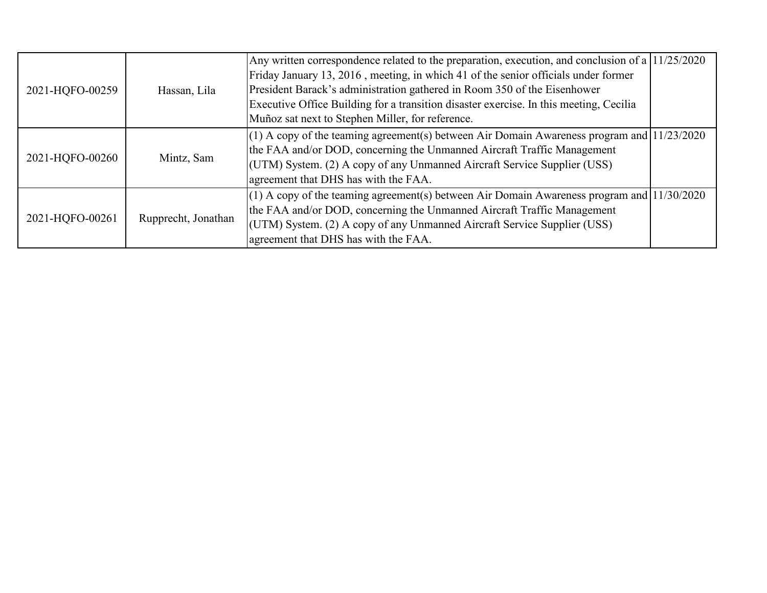| | | | |
|---|---|---|---|
| 2021-HQFO-00259 | Hassan, Lila | Any written correspondence related to the preparation, execution, and conclusion of a Friday January 13, 2016 , meeting, in which 41 of the senior officials under former President Barack's administration gathered in Room 350 of the Eisenhower Executive Office Building for a transition disaster exercise. In this meeting, Cecilia Muñoz sat next to Stephen Miller, for reference. | 11/25/2020 |
| 2021-HQFO-00260 | Mintz, Sam | (1) A copy of the teaming agreement(s) between Air Domain Awareness program and the FAA and/or DOD, concerning the Unmanned Aircraft Traffic Management (UTM) System. (2) A copy of any Unmanned Aircraft Service Supplier (USS) agreement that DHS has with the FAA. | 11/23/2020 |
| 2021-HQFO-00261 | Rupprecht, Jonathan | (1) A copy of the teaming agreement(s) between Air Domain Awareness program and the FAA and/or DOD, concerning the Unmanned Aircraft Traffic Management (UTM) System. (2) A copy of any Unmanned Aircraft Service Supplier (USS) agreement that DHS has with the FAA. | 11/30/2020 |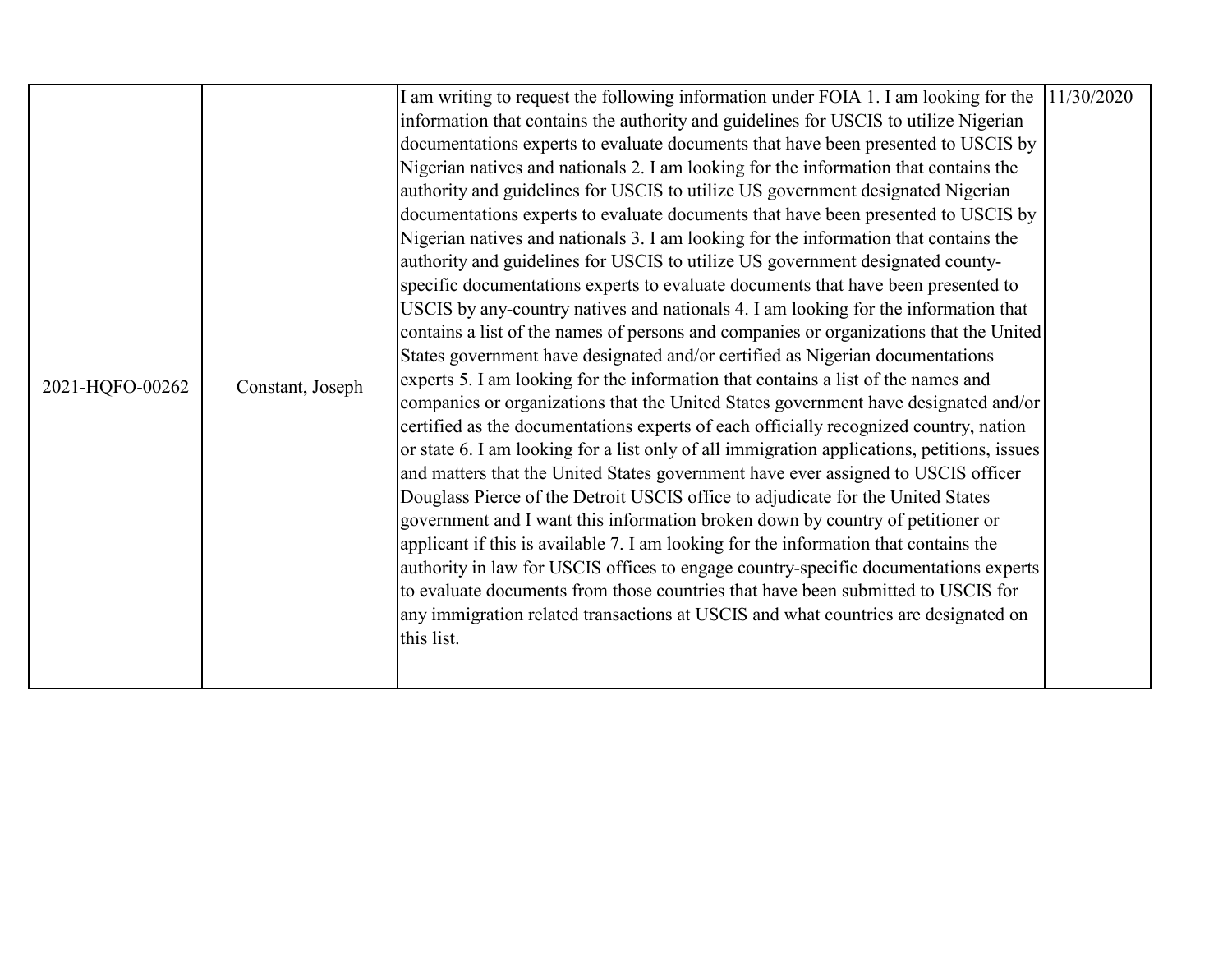| | | | |
|---|---|---|---|
| 2021-HQFO-00262 | Constant, Joseph | I am writing to request the following information under FOIA 1. I am looking for the information that contains the authority and guidelines for USCIS to utilize Nigerian documentations experts to evaluate documents that have been presented to USCIS by Nigerian natives and nationals 2. I am looking for the information that contains the authority and guidelines for USCIS to utilize US government designated Nigerian documentations experts to evaluate documents that have been presented to USCIS by Nigerian natives and nationals 3. I am looking for the information that contains the authority and guidelines for USCIS to utilize US government designated county-specific documentations experts to evaluate documents that have been presented to USCIS by any-country natives and nationals 4. I am looking for the information that contains a list of the names of persons and companies or organizations that the United States government have designated and/or certified as Nigerian documentations experts 5. I am looking for the information that contains a list of the names and companies or organizations that the United States government have designated and/or certified as the documentations experts of each officially recognized country, nation or state 6. I am looking for a list only of all immigration applications, petitions, issues and matters that the United States government have ever assigned to USCIS officer Douglass Pierce of the Detroit USCIS office to adjudicate for the United States government and I want this information broken down by country of petitioner or applicant if this is available 7. I am looking for the information that contains the authority in law for USCIS offices to engage country-specific documentations experts to evaluate documents from those countries that have been submitted to USCIS for any immigration related transactions at USCIS and what countries are designated on this list. | 11/30/2020 |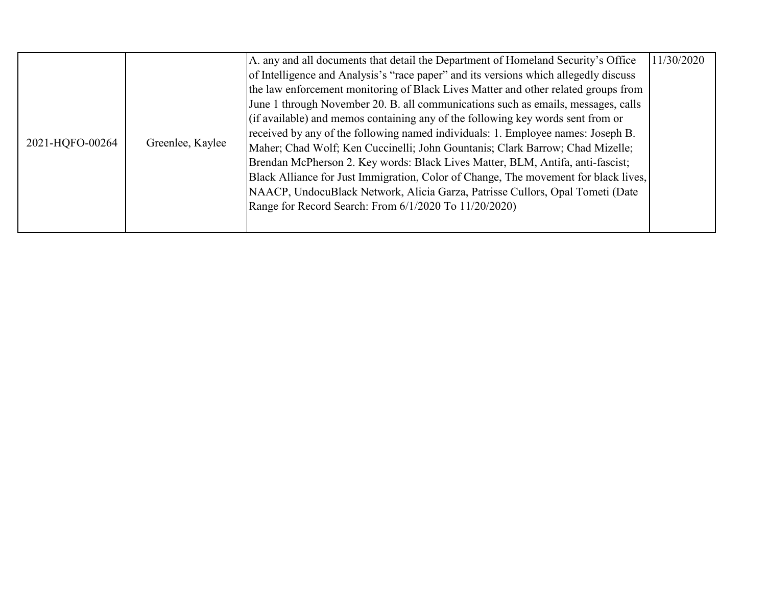| | | | |
|---|---|---|---|
| 2021-HQFO-00264 | Greenlee, Kaylee | A. any and all documents that detail the Department of Homeland Security's Office of Intelligence and Analysis's "race paper" and its versions which allegedly discuss the law enforcement monitoring of Black Lives Matter and other related groups from June 1 through November 20. B. all communications such as emails, messages, calls (if available) and memos containing any of the following key words sent from or received by any of the following named individuals: 1. Employee names: Joseph B. Maher; Chad Wolf; Ken Cuccinelli; John Gountanis; Clark Barrow; Chad Mizelle; Brendan McPherson 2. Key words: Black Lives Matter, BLM, Antifa, anti-fascist; Black Alliance for Just Immigration, Color of Change, The movement for black lives, NAACP, UndocuBlack Network, Alicia Garza, Patrisse Cullors, Opal Tometi (Date Range for Record Search: From 6/1/2020 To 11/20/2020) | 11/30/2020 |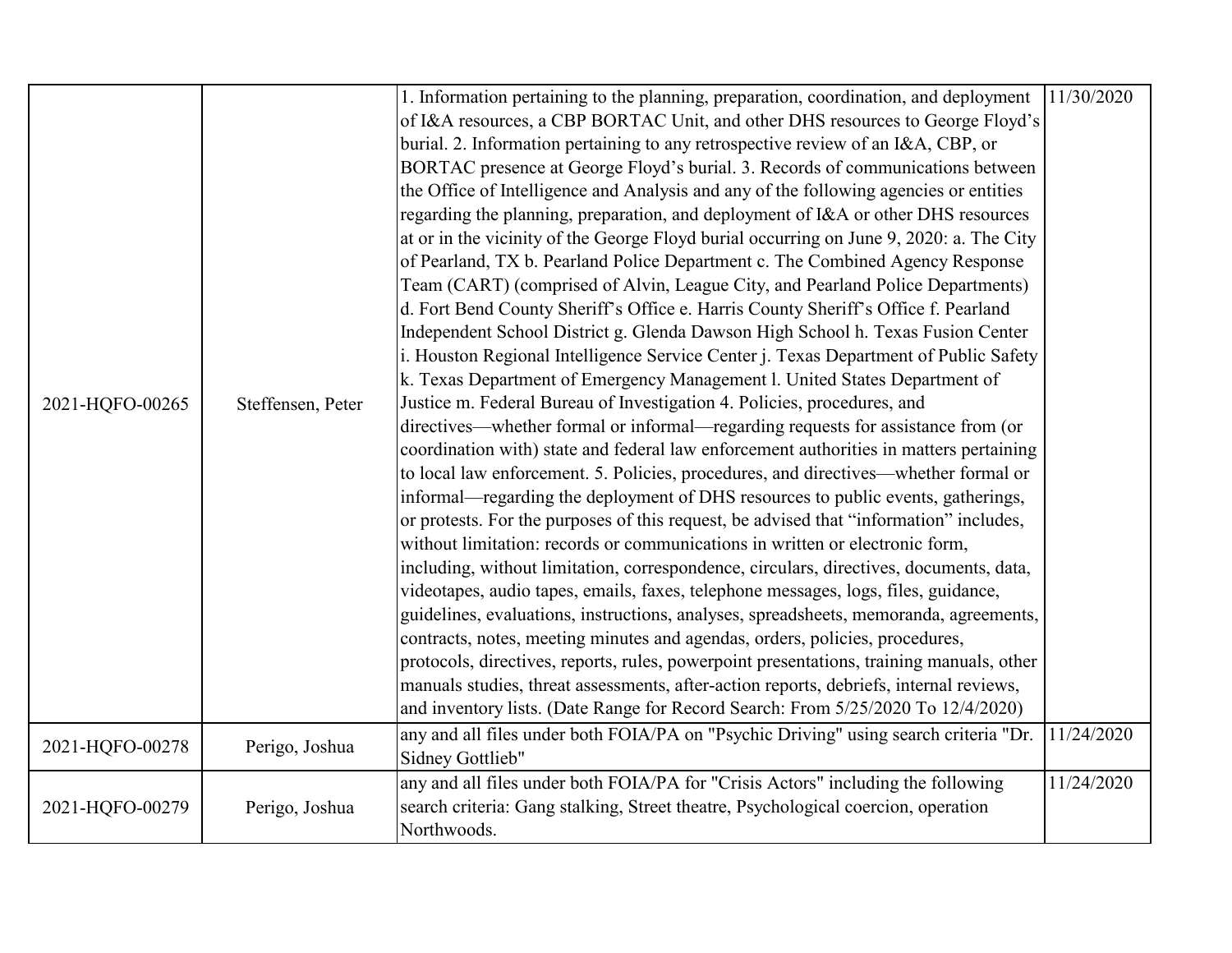| | | | |
|---|---|---|---|
| 2021-HQFO-00265 | Steffensen, Peter | 1. Information pertaining to the planning, preparation, coordination, and deployment of I&A resources, a CBP BORTAC Unit, and other DHS resources to George Floyd's burial. 2. Information pertaining to any retrospective review of an I&A, CBP, or BORTAC presence at George Floyd's burial. 3. Records of communications between the Office of Intelligence and Analysis and any of the following agencies or entities regarding the planning, preparation, and deployment of I&A or other DHS resources at or in the vicinity of the George Floyd burial occurring on June 9, 2020: a. The City of Pearland, TX b. Pearland Police Department c. The Combined Agency Response Team (CART) (comprised of Alvin, League City, and Pearland Police Departments) d. Fort Bend County Sheriff's Office e. Harris County Sheriff's Office f. Pearland Independent School District g. Glenda Dawson High School h. Texas Fusion Center i. Houston Regional Intelligence Service Center j. Texas Department of Public Safety k. Texas Department of Emergency Management l. United States Department of Justice m. Federal Bureau of Investigation 4. Policies, procedures, and directives—whether formal or informal—regarding requests for assistance from (or coordination with) state and federal law enforcement authorities in matters pertaining to local law enforcement. 5. Policies, procedures, and directives—whether formal or informal—regarding the deployment of DHS resources to public events, gatherings, or protests. For the purposes of this request, be advised that "information" includes, without limitation: records or communications in written or electronic form, including, without limitation, correspondence, circulars, directives, documents, data, videotapes, audio tapes, emails, faxes, telephone messages, logs, files, guidance, guidelines, evaluations, instructions, analyses, spreadsheets, memoranda, agreements, contracts, notes, meeting minutes and agendas, orders, policies, procedures, protocols, directives, reports, rules, powerpoint presentations, training manuals, other manuals studies, threat assessments, after-action reports, debriefs, internal reviews, and inventory lists. (Date Range for Record Search: From 5/25/2020 To 12/4/2020) | 11/30/2020 |
| 2021-HQFO-00278 | Perigo, Joshua | any and all files under both FOIA/PA on "Psychic Driving" using search criteria "Dr. Sidney Gottlieb" | 11/24/2020 |
| 2021-HQFO-00279 | Perigo, Joshua | any and all files under both FOIA/PA for "Crisis Actors" including the following search criteria: Gang stalking, Street theatre, Psychological coercion, operation Northwoods. | 11/24/2020 |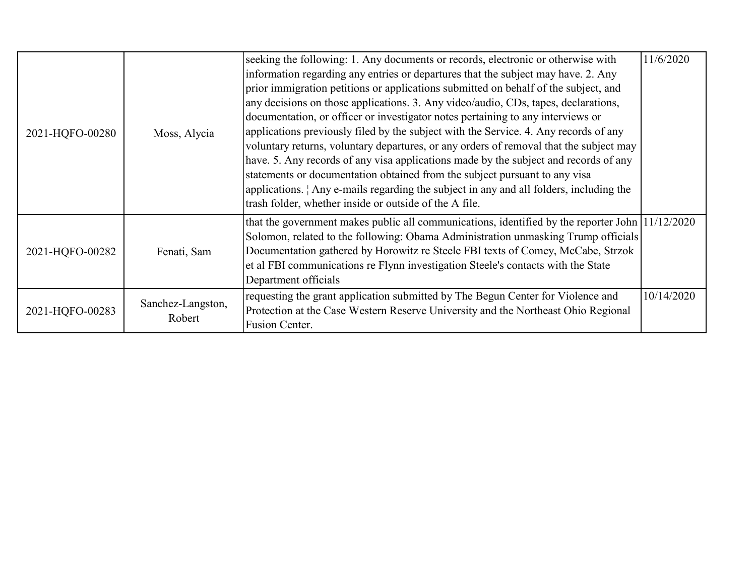| | | | |
|---|---|---|---|
| 2021-HQFO-00280 | Moss, Alycia | seeking the following: 1. Any documents or records, electronic or otherwise with information regarding any entries or departures that the subject may have. 2. Any prior immigration petitions or applications submitted on behalf of the subject, and any decisions on those applications. 3. Any video/audio, CDs, tapes, declarations, documentation, or officer or investigator notes pertaining to any interviews or applications previously filed by the subject with the Service. 4. Any records of any voluntary returns, voluntary departures, or any orders of removal that the subject may have. 5. Any records of any visa applications made by the subject and records of any statements or documentation obtained from the subject pursuant to any visa applications. ¦ Any e-mails regarding the subject in any and all folders, including the trash folder, whether inside or outside of the A file. | 11/6/2020 |
| 2021-HQFO-00282 | Fenati, Sam | that the government makes public all communications, identified by the reporter John Solomon, related to the following: Obama Administration unmasking Trump officials Documentation gathered by Horowitz re Steele FBI texts of Comey, McCabe, Strzok et al FBI communications re Flynn investigation Steele's contacts with the State Department officials | 11/12/2020 |
| 2021-HQFO-00283 | Sanchez-Langston, Robert | requesting the grant application submitted by The Begun Center for Violence and Protection at the Case Western Reserve University and the Northeast Ohio Regional Fusion Center. | 10/14/2020 |